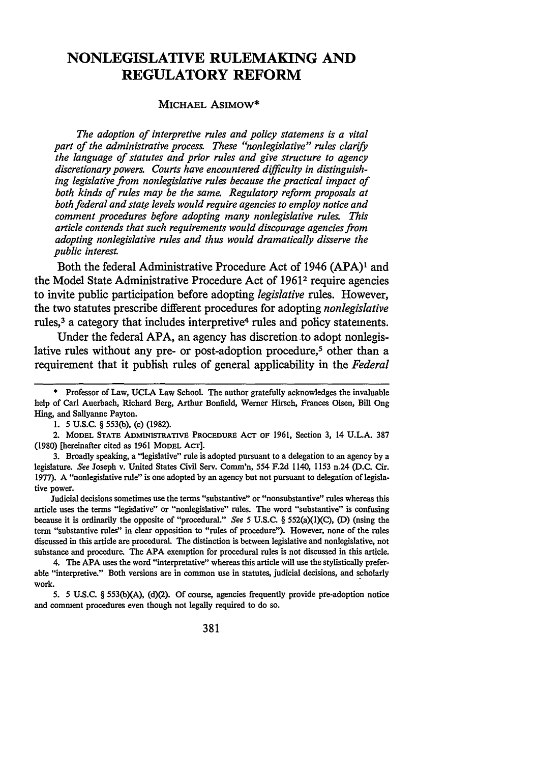# NONLEGISLATIVE RULEMAKING AND REGULATORY REFORM

MICHAEL ASIMOW*

*The adoption of interpretive rules and policy statemens is a vital part of the administrative process. These "nonlegislative" rules clarify the language of statutes and prior rules and give structure to agency discretionary powers. Courts have encountered difficulty in distinguishing legislative from nonlegislative rules because the practical impact of both kinds of rules may be the same. Regulatory reform proposals at both federal and state levels would require agencies to employ notice and comment procedures before adopting many nonlegislative rules. This article contends that such requirements would discourage agencies from adopting nonlegislative rules and thus would dramatically disserve the public interest.*

Both the federal Administrative Procedure Act of 1946 (APA)[1] and the Model State Administrative Procedure Act of 1961[2] require agencies to invite public participation before adopting *legislative* rules. However, the two statutes prescribe different procedures for adopting *nonlegislative* rules,[3] a category that includes interpretive[4] rules and policy statements.

Under the federal APA, an agency has discretion to adopt nonlegislative rules without any pre- or post-adoption procedure,[5] other than a requirement that it publish rules of general applicability in the *Federal*

---

\* Professor of Law, UCLA Law School. The author gratefully acknowledges the invaluable help of Carl Auerbach, Richard Berg, Arthur Bonfield, Werner Hirsch, Frances Olsen, Bill Ong Hing, and Sallyanne Payton.

1. 5 U.S.C. § 553(b), (c) (1982).

2. MODEL STATE ADMINISTRATIVE PROCEDURE ACT OF 1961, Section 3, 14 U.L.A. 387 (1980) [hereinafter cited as 1961 MODEL ACT].

3. Broadly speaking, a "legislative" rule is adopted pursuant to a delegation to an agency by a legislature. *See* Joseph v. United States Civil Serv. Comm'n, 554 F.2d 1140, 1153 n.24 (D.C. Cir. 1977). A "nonlegislative rule" is one adopted by an agency but not pursuant to delegation of legislative power.

Judicial decisions sometimes use the terms "substantive" or "nonsubstantive" rules whereas this article uses the terms "legislative" or "nonlegislative" rules. The word "substantive" is confusing because it is ordinarily the opposite of "procedural." *See* 5 U.S.C. § 552(a)(1)(C), (D) (using the term "substantive rules" in clear opposition to "rules of procedure"). However, none of the rules discussed in this article are procedural. The distinction is between legislative and nonlegislative, not substance and procedure. The APA exemption for procedural rules is not discussed in this article.

4. The APA uses the word "interpretative" whereas this article will use the stylistically preferable "interpretive." Both versions are in common use in statutes, judicial decisions, and scholarly work.

5. 5 U.S.C. § 553(b)(A), (d)(2). Of course, agencies frequently provide pre-adoption notice and comment procedures even though not legally required to do so.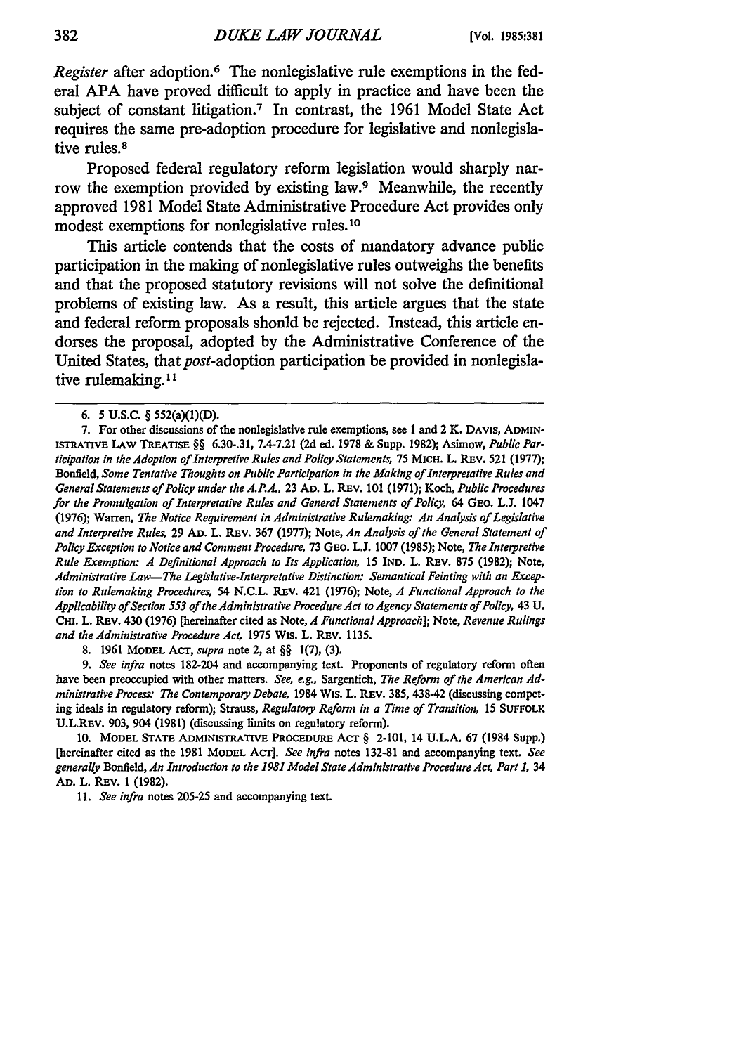*Register* after adoption.[6] The nonlegislative rule exemptions in the federal APA have proved difficult to apply in practice and have been the subject of constant litigation.[7] In contrast, the 1961 Model State Act requires the same pre-adoption procedure for legislative and nonlegislative rules.[8]

Proposed federal regulatory reform legislation would sharply narrow the exemption provided by existing law.[9] Meanwhile, the recently approved 1981 Model State Administrative Procedure Act provides only modest exemptions for nonlegislative rules.[10]

This article contends that the costs of mandatory advance public participation in the making of nonlegislative rules outweighs the benefits and that the proposed statutory revisions will not solve the definitional problems of existing law. As a result, this article argues that the state and federal reform proposals should be rejected. Instead, this article endorses the proposal, adopted by the Administrative Conference of the United States, that *post*-adoption participation be provided in nonlegislative rulemaking.[11]

---

6. 5 U.S.C. § 552(a)(1)(D).

7. For other discussions of the nonlegislative rule exemptions, see 1 and 2 K. DAVIS, ADMINISTRATIVE LAW TREATISE §§ 6.30-.31, 7.4-7.21 (2d ed. 1978 & Supp. 1982); Asimow, *Public Participation in the Adoption of Interpretive Rules and Policy Statements,* 75 MICH. L. REV. 521 (1977); Bonfield, *Some Tentative Thoughts on Public Participation in the Making of Interpretative Rules and General Statements of Policy under the A.P.A.,* 23 AD. L. REV. 101 (1971); Koch, *Public Procedures for the Promulgation of Interpretative Rules and General Statements of Policy,* 64 GEO. L.J. 1047 (1976); Warren, *The Notice Requirement in Administrative Rulemaking: An Analysis of Legislative and Interpretive Rules,* 29 AD. L. REV. 367 (1977); Note, *An Analysis of the General Statement of Policy Exception to Notice and Comment Procedure,* 73 GEO. L.J. 1007 (1985); Note, *The Interpretive Rule Exemption: A Definitional Approach to Its Application,* 15 IND. L. REV. 875 (1982); Note, *Administrative Law—The Legislative-Interpretative Distinction: Semantical Feinting with an Exception to Rulemaking Procedures,* 54 N.C.L. REV. 421 (1976); Note, *A Functional Approach to the Applicability of Section 553 of the Administrative Procedure Act to Agency Statements of Policy,* 43 U. CHI. L. REV. 430 (1976) [hereinafter cited as Note, *A Functional Approach*]; Note, *Revenue Rulings and the Administrative Procedure Act,* 1975 WIS. L. REV. 1135.

8. 1961 MODEL ACT, *supra* note 2, at §§ 1(7), (3).

9. *See infra* notes 182-204 and accompanying text. Proponents of regulatory reform often have been preoccupied with other matters. *See, e.g.,* Sargentich, *The Reform of the American Administrative Process: The Contemporary Debate,* 1984 WIS. L. REV. 385, 438-42 (discussing competing ideals in regulatory reform); Strauss, *Regulatory Reform in a Time of Transition,* 15 SUFFOLK U.L.REV. 903, 904 (1981) (discussing limits on regulatory reform).

10. MODEL STATE ADMINISTRATIVE PROCEDURE ACT § 2-101, 14 U.L.A. 67 (1984 Supp.) [hereinafter cited as the 1981 MODEL ACT]. *See infra* notes 132-81 and accompanying text. *See generally* Bonfield, *An Introduction to the 1981 Model State Administrative Procedure Act, Part 1,* 34 AD. L. REV. 1 (1982).

11. *See infra* notes 205-25 and accompanying text.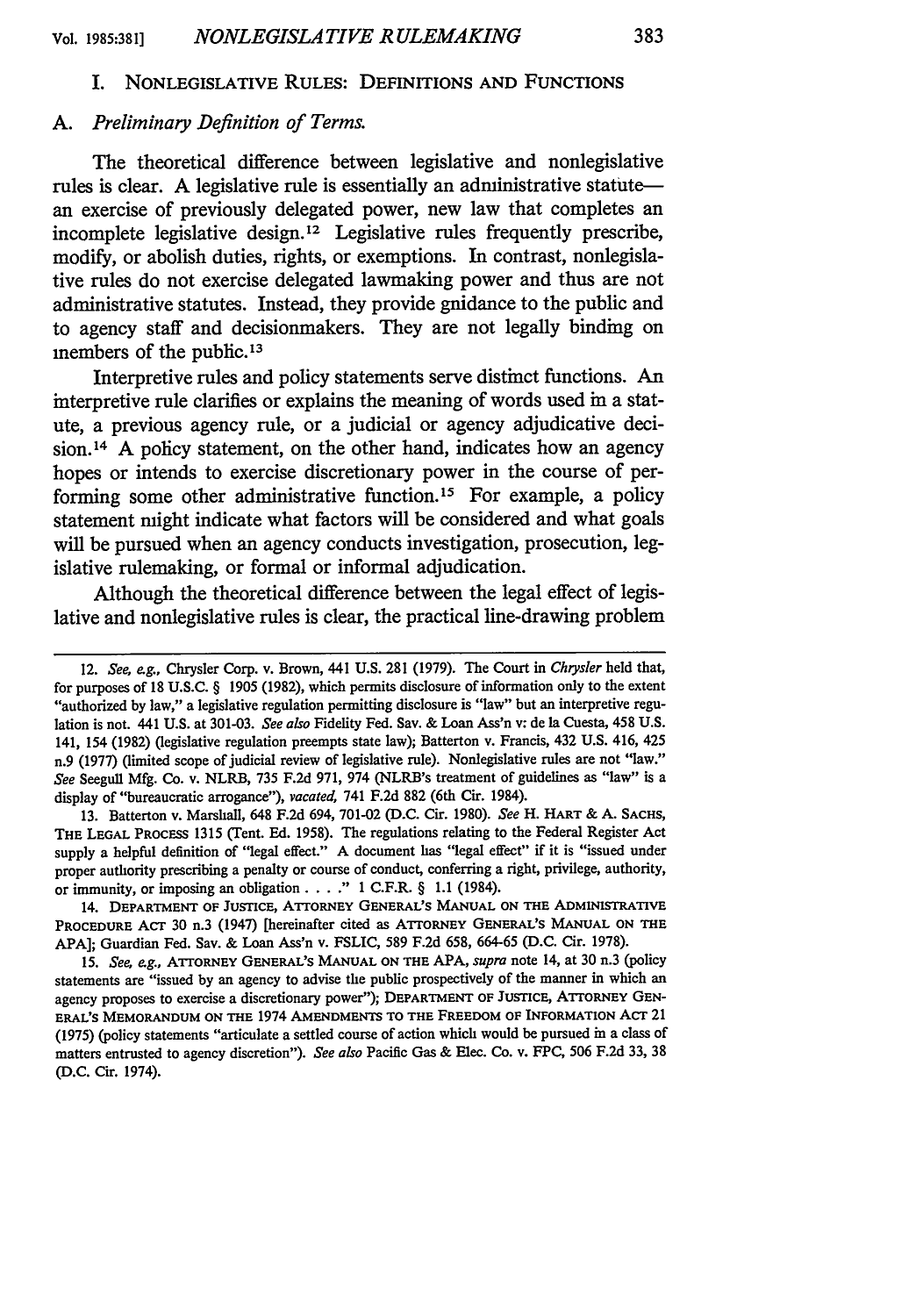## I. Nonlegislative Rules: Definitions and Functions

### A. *Preliminary Definition of Terms.*

The theoretical difference between legislative and nonlegislative rules is clear. A legislative rule is essentially an administrative statute—an exercise of previously delegated power, new law that completes an incomplete legislative design.[12] Legislative rules frequently prescribe, modify, or abolish duties, rights, or exemptions. In contrast, nonlegislative rules do not exercise delegated lawmaking power and thus are not administrative statutes. Instead, they provide guidance to the public and to agency staff and decisionmakers. They are not legally binding on members of the public.[13]

Interpretive rules and policy statements serve distinct functions. An interpretive rule clarifies or explains the meaning of words used in a statute, a previous agency rule, or a judicial or agency adjudicative decision.[14] A policy statement, on the other hand, indicates how an agency hopes or intends to exercise discretionary power in the course of performing some other administrative function.[15] For example, a policy statement might indicate what factors will be considered and what goals will be pursued when an agency conducts investigation, prosecution, legislative rulemaking, or formal or informal adjudication.

Although the theoretical difference between the legal effect of legislative and nonlegislative rules is clear, the practical line-drawing problem

---

12. *See, e.g.*, Chrysler Corp. v. Brown, 441 U.S. 281 (1979). The Court in *Chrysler* held that, for purposes of 18 U.S.C. § 1905 (1982), which permits disclosure of information only to the extent "authorized by law," a legislative regulation permitting disclosure is "law" but an interpretive regulation is not. 441 U.S. at 301-03. *See also* Fidelity Fed. Sav. & Loan Ass'n v. de la Cuesta, 458 U.S. 141, 154 (1982) (legislative regulation preempts state law); Batterton v. Francis, 432 U.S. 416, 425 n.9 (1977) (limited scope of judicial review of legislative rule). Nonlegislative rules are not "law." *See* Seegull Mfg. Co. v. NLRB, 735 F.2d 971, 974 (NLRB's treatment of guidelines as "law" is a display of "bureaucratic arrogance"), *vacated*, 741 F.2d 882 (6th Cir. 1984).

13. Batterton v. Marshall, 648 F.2d 694, 701-02 (D.C. Cir. 1980). *See* H. Hart & A. Sachs, The Legal Process 1315 (Tent. Ed. 1958). The regulations relating to the Federal Register Act supply a helpful definition of "legal effect." A document has "legal effect" if it is "issued under proper authority prescribing a penalty or course of conduct, conferring a right, privilege, authority, or immunity, or imposing an obligation . . . ." 1 C.F.R. § 1.1 (1984).

14. Department of Justice, Attorney General's Manual on the Administrative Procedure Act 30 n.3 (1947) [hereinafter cited as Attorney General's Manual on the APA]; Guardian Fed. Sav. & Loan Ass'n v. FSLIC, 589 F.2d 658, 664-65 (D.C. Cir. 1978).

15. *See, e.g.*, Attorney General's Manual on the APA, *supra* note 14, at 30 n.3 (policy statements are "issued by an agency to advise the public prospectively of the manner in which an agency proposes to exercise a discretionary power"); Department of Justice, Attorney General's Memorandum on the 1974 Amendments to the Freedom of Information Act 21 (1975) (policy statements "articulate a settled course of action which would be pursued in a class of matters entrusted to agency discretion"). *See also* Pacific Gas & Elec. Co. v. FPC, 506 F.2d 33, 38 (D.C. Cir. 1974).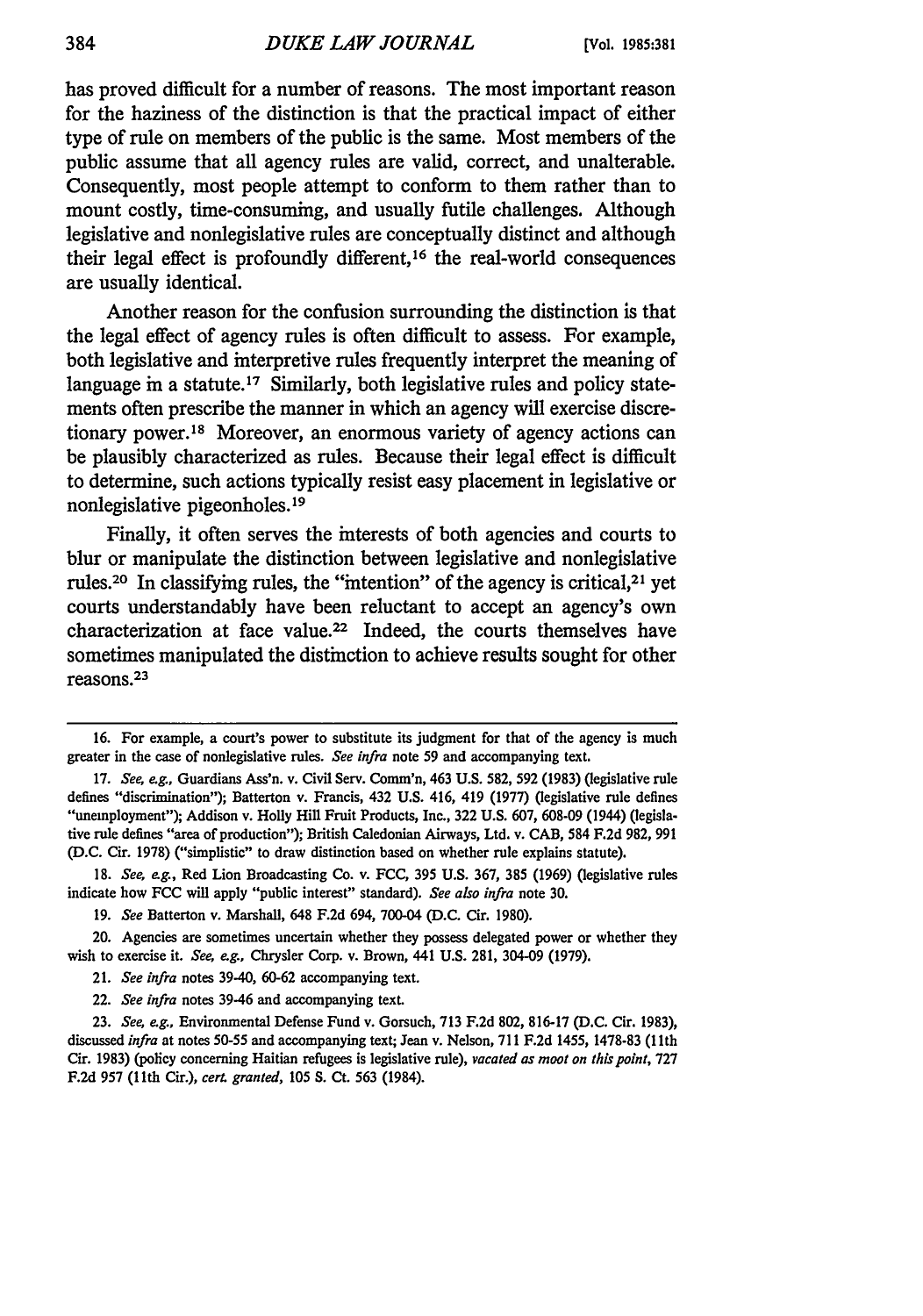has proved difficult for a number of reasons. The most important reason for the haziness of the distinction is that the practical impact of either type of rule on members of the public is the same. Most members of the public assume that all agency rules are valid, correct, and unalterable. Consequently, most people attempt to conform to them rather than to mount costly, time-consuming, and usually futile challenges. Although legislative and nonlegislative rules are conceptually distinct and although their legal effect is profoundly different,[16] the real-world consequences are usually identical.

Another reason for the confusion surrounding the distinction is that the legal effect of agency rules is often difficult to assess. For example, both legislative and interpretive rules frequently interpret the meaning of language in a statute.[17] Similarly, both legislative rules and policy statements often prescribe the manner in which an agency will exercise discretionary power.[18] Moreover, an enormous variety of agency actions can be plausibly characterized as rules. Because their legal effect is difficult to determine, such actions typically resist easy placement in legislative or nonlegislative pigeonholes.[19]

Finally, it often serves the interests of both agencies and courts to blur or manipulate the distinction between legislative and nonlegislative rules.[20] In classifying rules, the "intention" of the agency is critical,[21] yet courts understandably have been reluctant to accept an agency's own characterization at face value.[22] Indeed, the courts themselves have sometimes manipulated the distinction to achieve results sought for other reasons.[23]

---

16. For example, a court's power to substitute its judgment for that of the agency is much greater in the case of nonlegislative rules. *See infra* note 59 and accompanying text.

17. *See, e.g.,* Guardians Ass'n. v. Civil Serv. Comm'n, 463 U.S. 582, 592 (1983) (legislative rule defines "discrimination"); Batterton v. Francis, 432 U.S. 416, 419 (1977) (legislative rule defines "unemployment"); Addison v. Holly Hill Fruit Products, Inc., 322 U.S. 607, 608-09 (1944) (legislative rule defines "area of production"); British Caledonian Airways, Ltd. v. CAB, 584 F.2d 982, 991 (D.C. Cir. 1978) ("simplistic" to draw distinction based on whether rule explains statute).

18. *See, e.g.,* Red Lion Broadcasting Co. v. FCC, 395 U.S. 367, 385 (1969) (legislative rules indicate how FCC will apply "public interest" standard). *See also infra* note 30.

19. *See* Batterton v. Marshall, 648 F.2d 694, 700-04 (D.C. Cir. 1980).

20. Agencies are sometimes uncertain whether they possess delegated power or whether they wish to exercise it. *See, e.g.,* Chrysler Corp. v. Brown, 441 U.S. 281, 304-09 (1979).

21. *See infra* notes 39-40, 60-62 accompanying text.

22. *See infra* notes 39-46 and accompanying text.

23. *See, e.g.,* Environmental Defense Fund v. Gorsuch, 713 F.2d 802, 816-17 (D.C. Cir. 1983), discussed *infra* at notes 50-55 and accompanying text; Jean v. Nelson, 711 F.2d 1455, 1478-83 (11th Cir. 1983) (policy concerning Haitian refugees is legislative rule), *vacated as moot on this point,* 727 F.2d 957 (11th Cir.), *cert. granted,* 105 S. Ct. 563 (1984).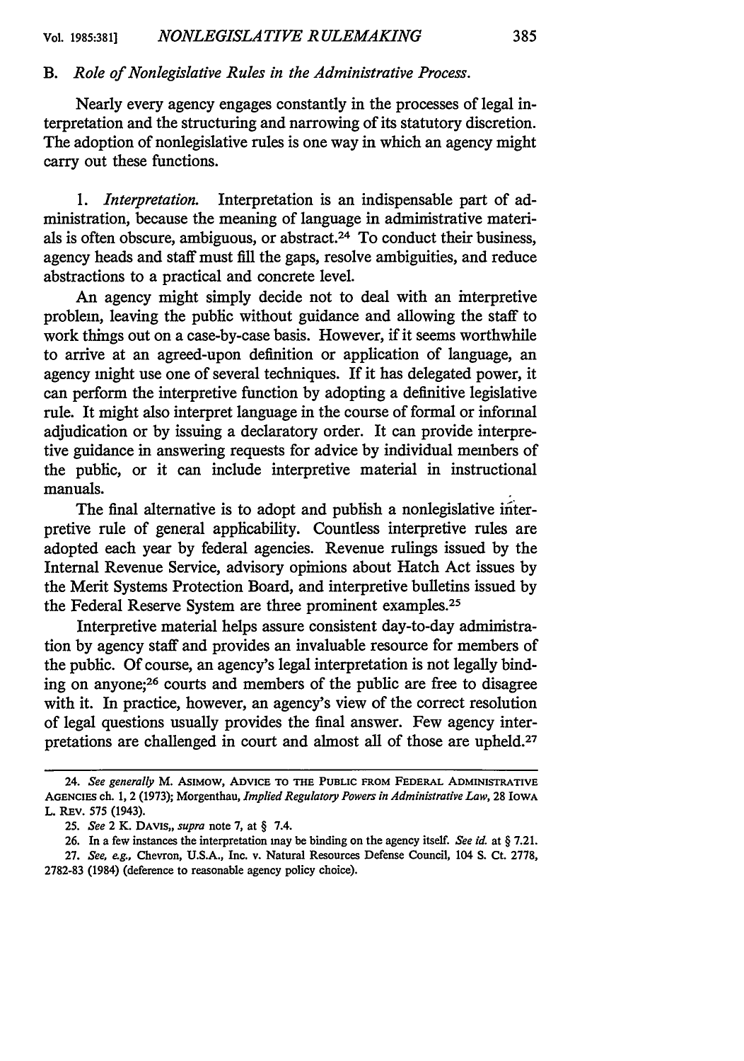### B. *Role of Nonlegislative Rules in the Administrative Process.*

Nearly every agency engages constantly in the processes of legal interpretation and the structuring and narrowing of its statutory discretion. The adoption of nonlegislative rules is one way in which an agency might carry out these functions.

1. *Interpretation.* Interpretation is an indispensable part of administration, because the meaning of language in administrative materials is often obscure, ambiguous, or abstract.[24] To conduct their business, agency heads and staff must fill the gaps, resolve ambiguities, and reduce abstractions to a practical and concrete level.

An agency might simply decide not to deal with an interpretive problem, leaving the public without guidance and allowing the staff to work things out on a case-by-case basis. However, if it seems worthwhile to arrive at an agreed-upon definition or application of language, an agency might use one of several techniques. If it has delegated power, it can perform the interpretive function by adopting a definitive legislative rule. It might also interpret language in the course of formal or informal adjudication or by issuing a declaratory order. It can provide interpretive guidance in answering requests for advice by individual members of the public, or it can include interpretive material in instructional manuals.

The final alternative is to adopt and publish a nonlegislative interpretive rule of general applicability. Countless interpretive rules are adopted each year by federal agencies. Revenue rulings issued by the Internal Revenue Service, advisory opinions about Hatch Act issues by the Merit Systems Protection Board, and interpretive bulletins issued by the Federal Reserve System are three prominent examples.[25]

Interpretive material helps assure consistent day-to-day administration by agency staff and provides an invaluable resource for members of the public. Of course, an agency's legal interpretation is not legally binding on anyone;[26] courts and members of the public are free to disagree with it. In practice, however, an agency's view of the correct resolution of legal questions usually provides the final answer. Few agency interpretations are challenged in court and almost all of those are upheld.[27]

---

24. *See generally* M. ASIMOW, ADVICE TO THE PUBLIC FROM FEDERAL ADMINISTRATIVE AGENCIES ch. 1, 2 (1973); Morgenthau, *Implied Regulatory Powers in Administrative Law*, 28 IOWA L. REV. 575 (1943).

25. *See* 2 K. DAVIS,, *supra* note 7, at § 7.4.

26. In a few instances the interpretation may be binding on the agency itself. *See id.* at § 7.21.

27. *See, e.g.,* Chevron, U.S.A., Inc. v. Natural Resources Defense Council, 104 S. Ct. 2778, 2782-83 (1984) (deference to reasonable agency policy choice).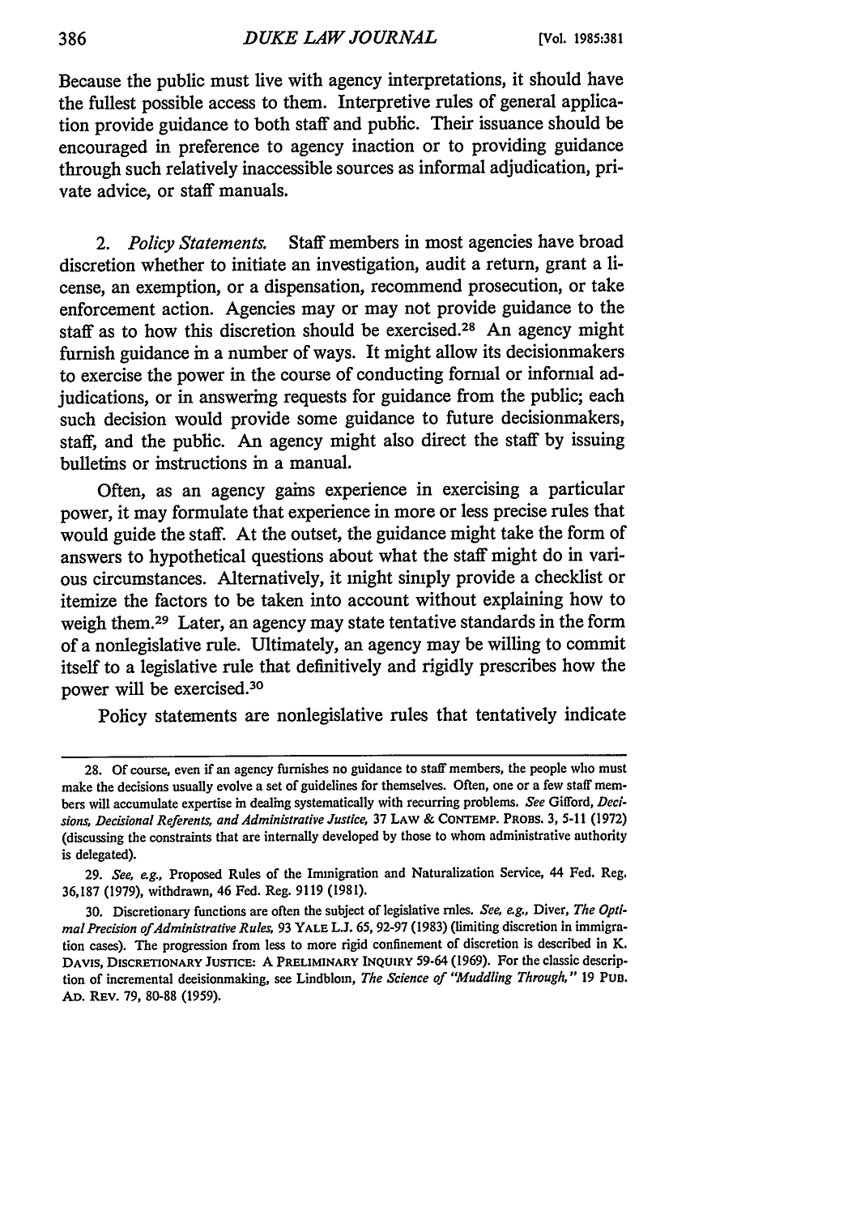Because the public must live with agency interpretations, it should have the fullest possible access to them. Interpretive rules of general application provide guidance to both staff and public. Their issuance should be encouraged in preference to agency inaction or to providing guidance through such relatively inaccessible sources as informal adjudication, private advice, or staff manuals.

2. *Policy Statements.* Staff members in most agencies have broad discretion whether to initiate an investigation, audit a return, grant a license, an exemption, or a dispensation, recommend prosecution, or take enforcement action. Agencies may or may not provide guidance to the staff as to how this discretion should be exercised.[28] An agency might furnish guidance in a number of ways. It might allow its decisionmakers to exercise the power in the course of conducting formal or informal adjudications, or in answering requests for guidance from the public; each such decision would provide some guidance to future decisionmakers, staff, and the public. An agency might also direct the staff by issuing bulletins or instructions in a manual.

Often, as an agency gains experience in exercising a particular power, it may formulate that experience in more or less precise rules that would guide the staff. At the outset, the guidance might take the form of answers to hypothetical questions about what the staff might do in various circumstances. Alternatively, it might simply provide a checklist or itemize the factors to be taken into account without explaining how to weigh them.[29] Later, an agency may state tentative standards in the form of a nonlegislative rule. Ultimately, an agency may be willing to commit itself to a legislative rule that definitively and rigidly prescribes how the power will be exercised.[30]

Policy statements are nonlegislative rules that tentatively indicate

---

28. Of course, even if an agency furnishes no guidance to staff members, the people who must make the decisions usually evolve a set of guidelines for themselves. Often, one or a few staff members will accumulate expertise in dealing systematically with recurring problems. *See* Gifford, *Decisions, Decisional Referents, and Administrative Justice,* 37 LAW & CONTEMP. PROBS. 3, 5-11 (1972) (discussing the constraints that are internally developed by those to whom administrative authority is delegated).

29. *See, e.g.,* Proposed Rules of the Immigration and Naturalization Service, 44 Fed. Reg. 36,187 (1979), withdrawn, 46 Fed. Reg. 9119 (1981).

30. Discretionary functions are often the subject of legislative rules. *See, e.g.,* Diver, *The Optimal Precision of Administrative Rules,* 93 YALE L.J. 65, 92-97 (1983) (limiting discretion in immigration cases). The progression from less to more rigid confinement of discretion is described in K. DAVIS, DISCRETIONARY JUSTICE: A PRELIMINARY INQUIRY 59-64 (1969). For the classic description of incremental decisionmaking, see Lindblom, *The Science of "Muddling Through,"* 19 PUB. AD. REV. 79, 80-88 (1959).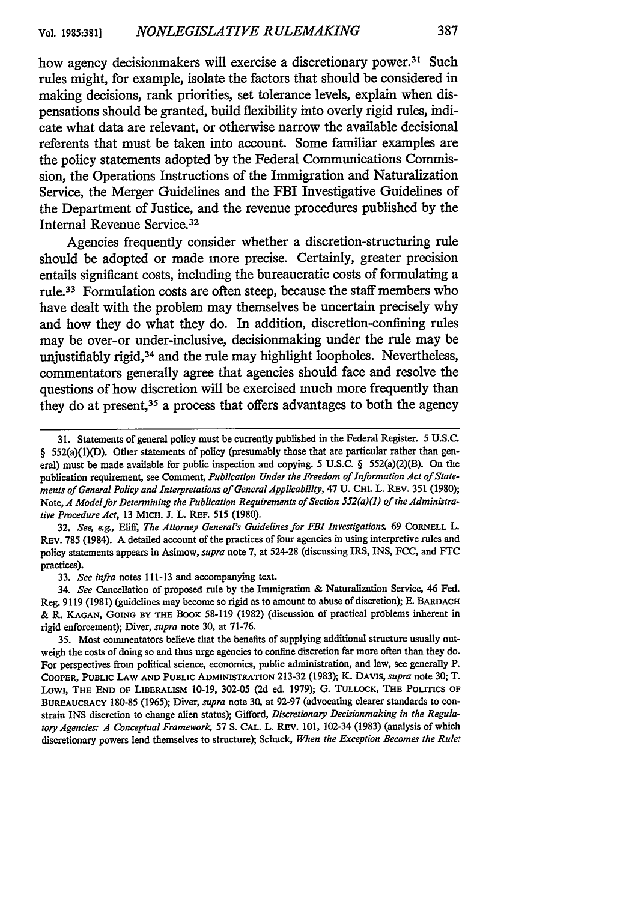how agency decisionmakers will exercise a discretionary power.[31] Such rules might, for example, isolate the factors that should be considered in making decisions, rank priorities, set tolerance levels, explain when dispensations should be granted, build flexibility into overly rigid rules, indicate what data are relevant, or otherwise narrow the available decisional referents that must be taken into account. Some familiar examples are the policy statements adopted by the Federal Communications Commission, the Operations Instructions of the Immigration and Naturalization Service, the Merger Guidelines and the FBI Investigative Guidelines of the Department of Justice, and the revenue procedures published by the Internal Revenue Service.[32]

Agencies frequently consider whether a discretion-structuring rule should be adopted or made more precise. Certainly, greater precision entails significant costs, including the bureaucratic costs of formulating a rule.[33] Formulation costs are often steep, because the staff members who have dealt with the problem may themselves be uncertain precisely why and how they do what they do. In addition, discretion-confining rules may be over-or under-inclusive, decisionmaking under the rule may be unjustifiably rigid,[34] and the rule may highlight loopholes. Nevertheless, commentators generally agree that agencies should face and resolve the questions of how discretion will be exercised much more frequently than they do at present,[35] a process that offers advantages to both the agency

---

31. Statements of general policy must be currently published in the Federal Register. 5 U.S.C. § 552(a)(1)(D). Other statements of policy (presumably those that are particular rather than general) must be made available for public inspection and copying. 5 U.S.C. § 552(a)(2)(B). On the publication requirement, see Comment, *Publication Under the Freedom of Information Act of Statements of General Policy and Interpretations of General Applicability*, 47 U. CHI. L. REV. 351 (1980); Note, *A Model for Determining the Publication Requirements of Section 552(a)(1) of the Administrative Procedure Act*, 13 MICH. J. L. REF. 515 (1980).

32. *See, e.g.*, Eliff, *The Attorney General's Guidelines for FBI Investigations*, 69 CORNELL L. REV. 785 (1984). A detailed account of the practices of four agencies in using interpretive rules and policy statements appears in Asimow, *supra* note 7, at 524-28 (discussing IRS, INS, FCC, and FTC practices).

33. *See infra* notes 111-13 and accompanying text.

34. *See* Cancellation of proposed rule by the Immigration & Naturalization Service, 46 Fed. Reg. 9119 (1981) (guidelines may become so rigid as to amount to abuse of discretion); E. BARDACH & R. KAGAN, GOING BY THE BOOK 58-119 (1982) (discussion of practical problems inherent in rigid enforcement); Diver, *supra* note 30, at 71-76.

35. Most commentators believe that the benefits of supplying additional structure usually outweigh the costs of doing so and thus urge agencies to confine discretion far more often than they do. For perspectives from political science, economics, public administration, and law, see generally P. COOPER, PUBLIC LAW AND PUBLIC ADMINISTRATION 213-32 (1983); K. DAVIS, *supra* note 30; T. LOWI, THE END OF LIBERALISM 10-19, 302-05 (2d ed. 1979); G. TULLOCK, THE POLITICS OF BUREAUCRACY 180-85 (1965); Diver, *supra* note 30, at 92-97 (advocating clearer standards to constrain INS discretion to change alien status); Gifford, *Discretionary Decisionmaking in the Regulatory Agencies: A Conceptual Framework*, 57 S. CAL. L. REV. 101, 102-34 (1983) (analysis of which discretionary powers lend themselves to structure); Schuck, *When the Exception Becomes the Rule:*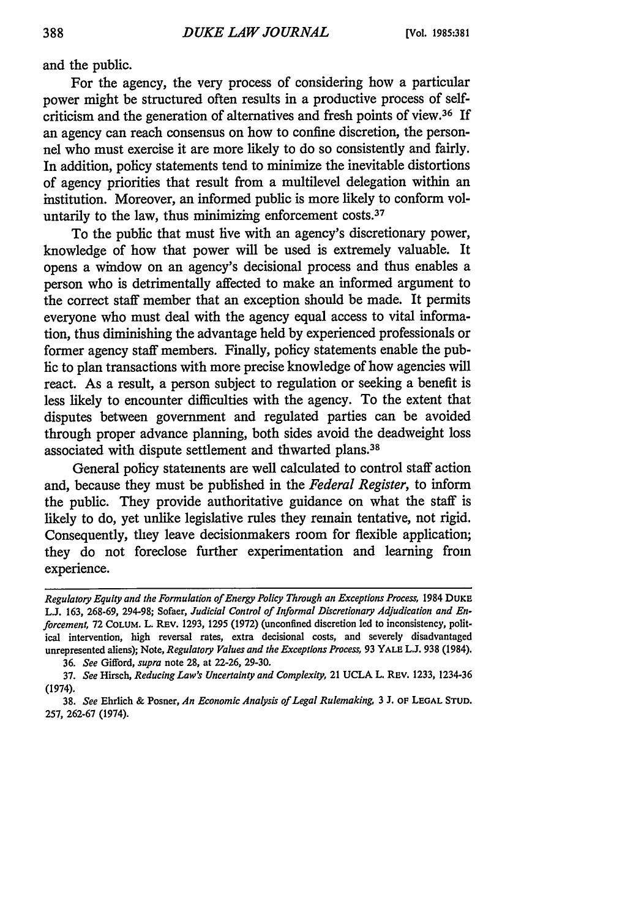and the public.

For the agency, the very process of considering how a particular power might be structured often results in a productive process of self-criticism and the generation of alternatives and fresh points of view.[36] If an agency can reach consensus on how to confine discretion, the personnel who must exercise it are more likely to do so consistently and fairly. In addition, policy statements tend to minimize the inevitable distortions of agency priorities that result from a multilevel delegation within an institution. Moreover, an informed public is more likely to conform voluntarily to the law, thus minimizing enforcement costs.[37]

To the public that must live with an agency's discretionary power, knowledge of how that power will be used is extremely valuable. It opens a window on an agency's decisional process and thus enables a person who is detrimentally affected to make an informed argument to the correct staff member that an exception should be made. It permits everyone who must deal with the agency equal access to vital information, thus diminishing the advantage held by experienced professionals or former agency staff members. Finally, policy statements enable the public to plan transactions with more precise knowledge of how agencies will react. As a result, a person subject to regulation or seeking a benefit is less likely to encounter difficulties with the agency. To the extent that disputes between government and regulated parties can be avoided through proper advance planning, both sides avoid the deadweight loss associated with dispute settlement and thwarted plans.[38]

General policy statements are well calculated to control staff action and, because they must be published in the *Federal Register*, to inform the public. They provide authoritative guidance on what the staff is likely to do, yet unlike legislative rules they remain tentative, not rigid. Consequently, they leave decisionmakers room for flexible application; they do not foreclose further experimentation and learning from experience.

---

*Regulatory Equity and the Formulation of Energy Policy Through an Exceptions Process*, 1984 DUKE L.J. 163, 268-69, 294-98; Sofaer, *Judicial Control of Informal Discretionary Adjudication and Enforcement*, 72 COLUM. L. REV. 1293, 1295 (1972) (unconfined discretion led to inconsistency, political intervention, high reversal rates, extra decisional costs, and severely disadvantaged unrepresented aliens); Note, *Regulatory Values and the Exceptions Process*, 93 YALE L.J. 938 (1984).

36. *See* Gifford, *supra* note 28, at 22-26, 29-30.

37. *See* Hirsch, *Reducing Law's Uncertainty and Complexity*, 21 UCLA L. REV. 1233, 1234-36 (1974).

38. *See* Ehrlich & Posner, *An Economic Analysis of Legal Rulemaking*, 3 J. OF LEGAL STUD. 257, 262-67 (1974).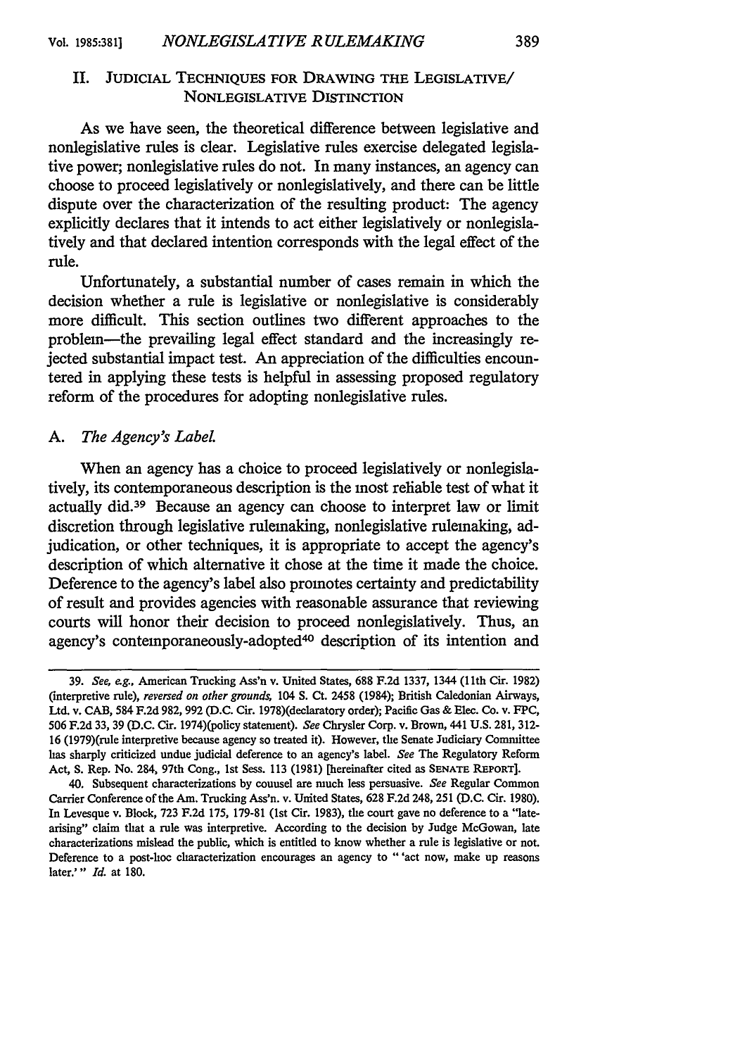## II. Judicial Techniques for Drawing the Legislative/Nonlegislative Distinction

As we have seen, the theoretical difference between legislative and nonlegislative rules is clear. Legislative rules exercise delegated legislative power; nonlegislative rules do not. In many instances, an agency can choose to proceed legislatively or nonlegislatively, and there can be little dispute over the characterization of the resulting product: The agency explicitly declares that it intends to act either legislatively or nonlegislatively and that declared intention corresponds with the legal effect of the rule.

Unfortunately, a substantial number of cases remain in which the decision whether a rule is legislative or nonlegislative is considerably more difficult. This section outlines two different approaches to the problem—the prevailing legal effect standard and the increasingly rejected substantial impact test. An appreciation of the difficulties encountered in applying these tests is helpful in assessing proposed regulatory reform of the procedures for adopting nonlegislative rules.

### A. *The Agency's Label*

When an agency has a choice to proceed legislatively or nonlegislatively, its contemporaneous description is the most reliable test of what it actually did.[39] Because an agency can choose to interpret law or limit discretion through legislative rulemaking, nonlegislative rulemaking, adjudication, or other techniques, it is appropriate to accept the agency's description of which alternative it chose at the time it made the choice. Deference to the agency's label also promotes certainty and predictability of result and provides agencies with reasonable assurance that reviewing courts will honor their decision to proceed nonlegislatively. Thus, an agency's contemporaneously-adopted[40] description of its intention and

---

39. *See, e.g.*, American Trucking Ass'n v. United States, 688 F.2d 1337, 1344 (11th Cir. 1982) (interpretive rule), *reversed on other grounds*, 104 S. Ct. 2458 (1984); British Caledonian Airways, Ltd. v. CAB, 584 F.2d 982, 992 (D.C. Cir. 1978)(declaratory order); Pacific Gas & Elec. Co. v. FPC, 506 F.2d 33, 39 (D.C. Cir. 1974)(policy statement). *See* Chrysler Corp. v. Brown, 441 U.S. 281, 312-16 (1979)(rule interpretive because agency so treated it). However, the Senate Judiciary Committee has sharply criticized undue judicial deference to an agency's label. *See* The Regulatory Reform Act, S. Rep. No. 284, 97th Cong., 1st Sess. 113 (1981) [hereinafter cited as SENATE REPORT].

40. Subsequent characterizations by counsel are much less persuasive. *See* Regular Common Carrier Conference of the Am. Trucking Ass'n. v. United States, 628 F.2d 248, 251 (D.C. Cir. 1980). In Levesque v. Block, 723 F.2d 175, 179-81 (1st Cir. 1983), the court gave no deference to a "late-arising" claim that a rule was interpretive. According to the decision by Judge McGowan, late characterizations mislead the public, which is entitled to know whether a rule is legislative or not. Deference to a post-hoc characterization encourages an agency to " 'act now, make up reasons later.' " *Id.* at 180.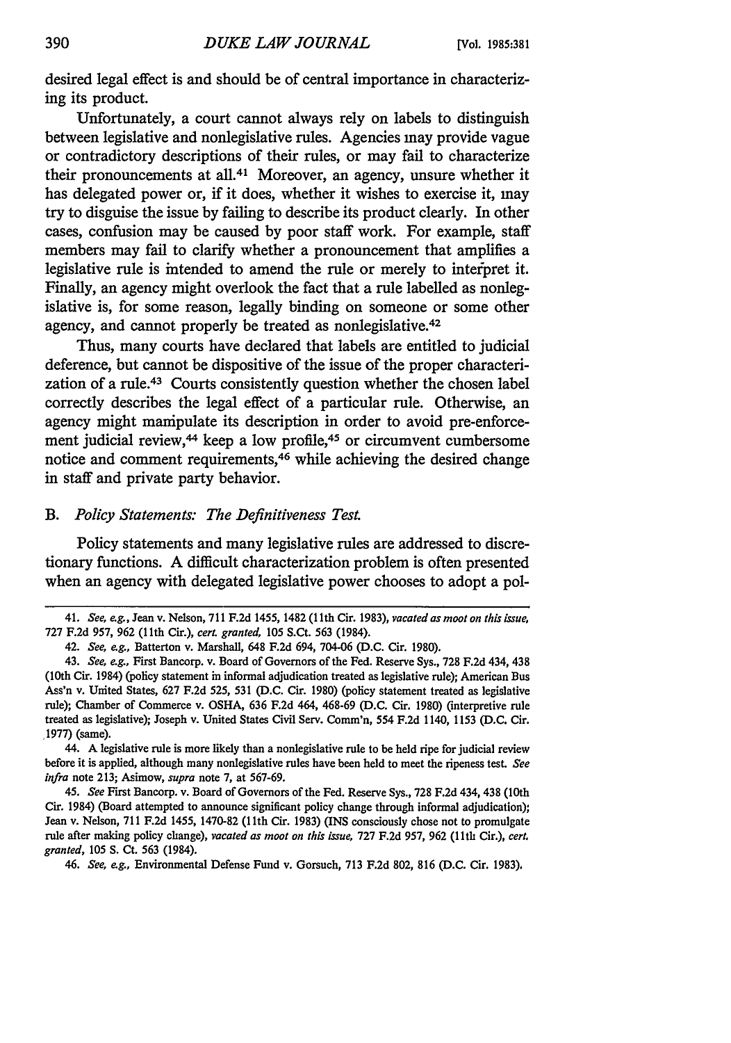desired legal effect is and should be of central importance in characterizing its product.

Unfortunately, a court cannot always rely on labels to distinguish between legislative and nonlegislative rules. Agencies may provide vague or contradictory descriptions of their rules, or may fail to characterize their pronouncements at all.[41] Moreover, an agency, unsure whether it has delegated power or, if it does, whether it wishes to exercise it, may try to disguise the issue by failing to describe its product clearly. In other cases, confusion may be caused by poor staff work. For example, staff members may fail to clarify whether a pronouncement that amplifies a legislative rule is intended to amend the rule or merely to interpret it. Finally, an agency might overlook the fact that a rule labelled as nonlegislative is, for some reason, legally binding on someone or some other agency, and cannot properly be treated as nonlegislative.[42]

Thus, many courts have declared that labels are entitled to judicial deference, but cannot be dispositive of the issue of the proper characterization of a rule.[43] Courts consistently question whether the chosen label correctly describes the legal effect of a particular rule. Otherwise, an agency might manipulate its description in order to avoid pre-enforcement judicial review,[44] keep a low profile,[45] or circumvent cumbersome notice and comment requirements,[46] while achieving the desired change in staff and private party behavior.

### B. *Policy Statements: The Definitiveness Test.*

Policy statements and many legislative rules are addressed to discretionary functions. A difficult characterization problem is often presented when an agency with delegated legislative power chooses to adopt a pol-

---

41. *See, e.g.*, Jean v. Nelson, 711 F.2d 1455, 1482 (11th Cir. 1983), *vacated as moot on this issue*, 727 F.2d 957, 962 (11th Cir.), *cert. granted*, 105 S.Ct. 563 (1984).

42. *See, e.g.*, Batterton v. Marshall, 648 F.2d 694, 704-06 (D.C. Cir. 1980).

43. *See, e.g.*, First Bancorp. v. Board of Governors of the Fed. Reserve Sys., 728 F.2d 434, 438 (10th Cir. 1984) (policy statement in informal adjudication treated as legislative rule); American Bus Ass'n v. United States, 627 F.2d 525, 531 (D.C. Cir. 1980) (policy statement treated as legislative rule); Chamber of Commerce v. OSHA, 636 F.2d 464, 468-69 (D.C. Cir. 1980) (interpretive rule treated as legislative); Joseph v. United States Civil Serv. Comm'n, 554 F.2d 1140, 1153 (D.C. Cir. 1977) (same).

44. A legislative rule is more likely than a nonlegislative rule to be held ripe for judicial review before it is applied, although many nonlegislative rules have been held to meet the ripeness test. *See infra* note 213; Asimow, *supra* note 7, at 567-69.

45. *See* First Bancorp. v. Board of Governors of the Fed. Reserve Sys., 728 F.2d 434, 438 (10th Cir. 1984) (Board attempted to announce significant policy change through informal adjudication); Jean v. Nelson, 711 F.2d 1455, 1470-82 (11th Cir. 1983) (INS consciously chose not to promulgate rule after making policy change), *vacated as moot on this issue*, 727 F.2d 957, 962 (11th Cir.), *cert. granted*, 105 S. Ct. 563 (1984).

46. *See, e.g.*, Environmental Defense Fund v. Gorsuch, 713 F.2d 802, 816 (D.C. Cir. 1983).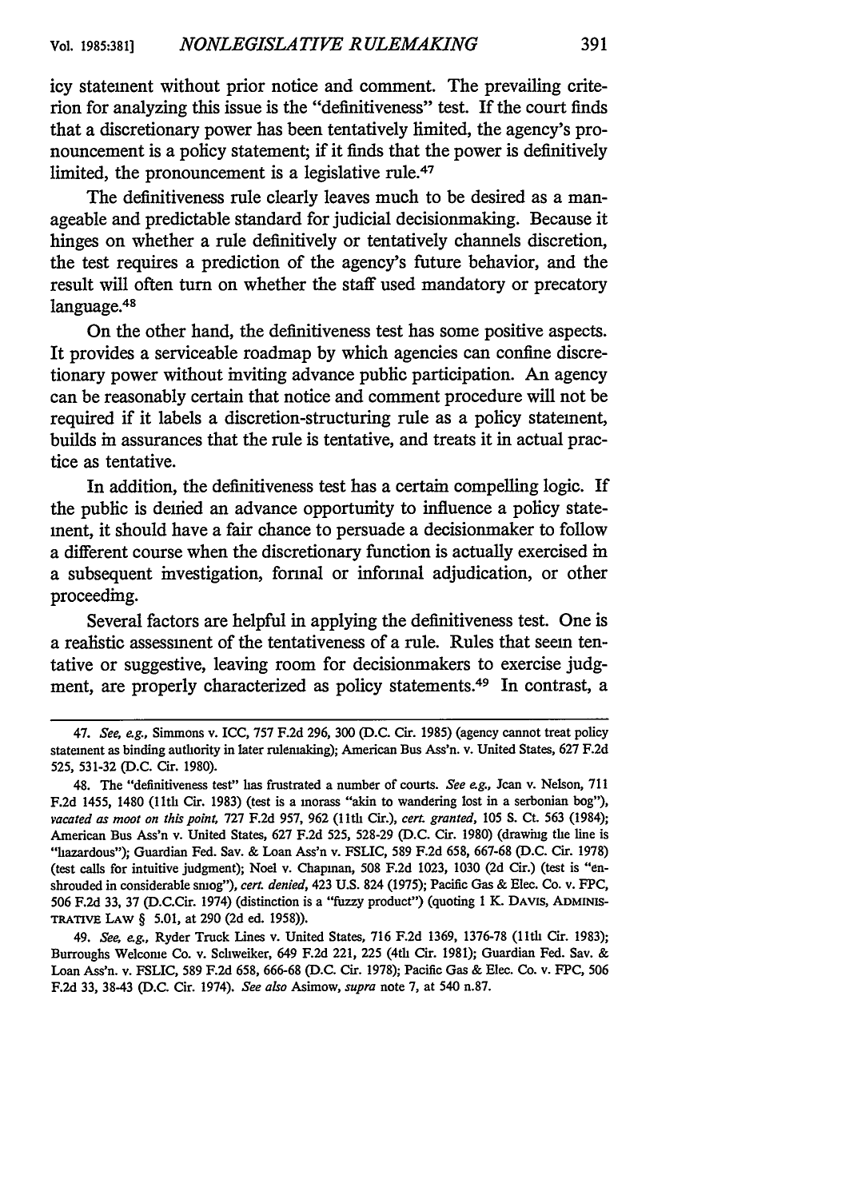icy statement without prior notice and comment. The prevailing criterion for analyzing this issue is the "definitiveness" test. If the court finds that a discretionary power has been tentatively limited, the agency's pronouncement is a policy statement; if it finds that the power is definitively limited, the pronouncement is a legislative rule.[47]

The definitiveness rule clearly leaves much to be desired as a manageable and predictable standard for judicial decisionmaking. Because it hinges on whether a rule definitively or tentatively channels discretion, the test requires a prediction of the agency's future behavior, and the result will often turn on whether the staff used mandatory or precatory language.[48]

On the other hand, the definitiveness test has some positive aspects. It provides a serviceable roadmap by which agencies can confine discretionary power without inviting advance public participation. An agency can be reasonably certain that notice and comment procedure will not be required if it labels a discretion-structuring rule as a policy statement, builds in assurances that the rule is tentative, and treats it in actual practice as tentative.

In addition, the definitiveness test has a certain compelling logic. If the public is denied an advance opportunity to influence a policy statement, it should have a fair chance to persuade a decisionmaker to follow a different course when the discretionary function is actually exercised in a subsequent investigation, formal or informal adjudication, or other proceeding.

Several factors are helpful in applying the definitiveness test. One is a realistic assessment of the tentativeness of a rule. Rules that seem tentative or suggestive, leaving room for decisionmakers to exercise judgment, are properly characterized as policy statements.[49] In contrast, a

---

47. *See, e.g.,* Simmons v. ICC, 757 F.2d 296, 300 (D.C. Cir. 1985) (agency cannot treat policy statement as binding authority in later rulemaking); American Bus Ass'n. v. United States, 627 F.2d 525, 531-32 (D.C. Cir. 1980).

48. The "definitiveness test" has frustrated a number of courts. *See e.g.,* Jean v. Nelson, 711 F.2d 1455, 1480 (11th Cir. 1983) (test is a morass "akin to wandering lost in a serbonian bog"), *vacated as moot on this point,* 727 F.2d 957, 962 (11th Cir.), *cert. granted,* 105 S. Ct. 563 (1984); American Bus Ass'n v. United States, 627 F.2d 525, 528-29 (D.C. Cir. 1980) (drawing the line is "hazardous"); Guardian Fed. Sav. & Loan Ass'n v. FSLIC, 589 F.2d 658, 667-68 (D.C. Cir. 1978) (test calls for intuitive judgment); Noel v. Chapman, 508 F.2d 1023, 1030 (2d Cir.) (test is "enshrouded in considerable smog"), *cert. denied,* 423 U.S. 824 (1975); Pacific Gas & Elec. Co. v. FPC, 506 F.2d 33, 37 (D.C.Cir. 1974) (distinction is a "fuzzy product") (quoting 1 K. DAVIS, ADMINISTRATIVE LAW § 5.01, at 290 (2d ed. 1958)).

49. *See, e.g.,* Ryder Truck Lines v. United States, 716 F.2d 1369, 1376-78 (11th Cir. 1983); Burroughs Welcome Co. v. Schweiker, 649 F.2d 221, 225 (4th Cir. 1981); Guardian Fed. Sav. & Loan Ass'n. v. FSLIC, 589 F.2d 658, 666-68 (D.C. Cir. 1978); Pacific Gas & Elec. Co. v. FPC, 506 F.2d 33, 38-43 (D.C. Cir. 1974). *See also* Asimow, *supra* note 7, at 540 n.87.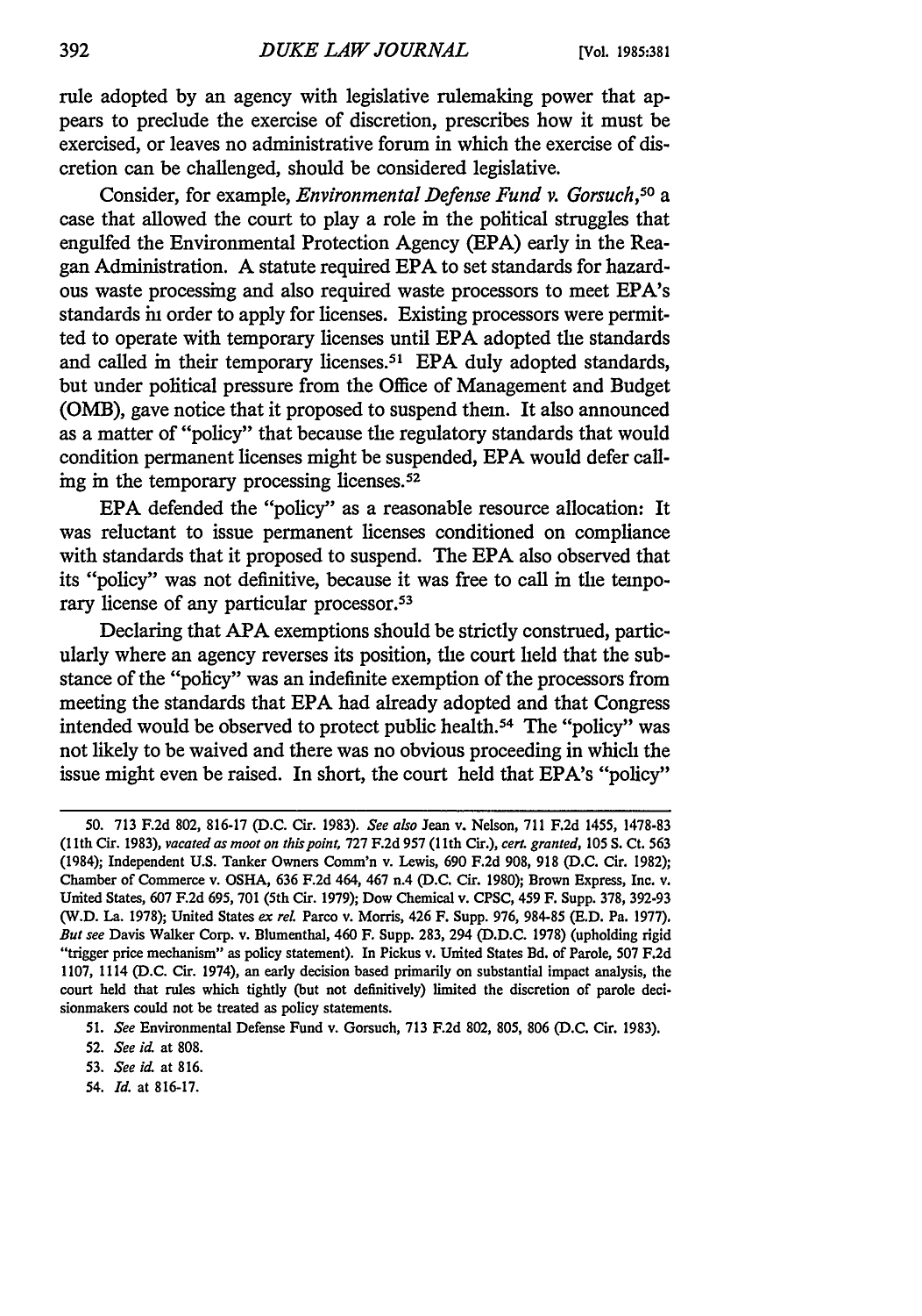rule adopted by an agency with legislative rulemaking power that appears to preclude the exercise of discretion, prescribes how it must be exercised, or leaves no administrative forum in which the exercise of discretion can be challenged, should be considered legislative.

Consider, for example, *Environmental Defense Fund v. Gorsuch*,[50] a case that allowed the court to play a role in the political struggles that engulfed the Environmental Protection Agency (EPA) early in the Reagan Administration. A statute required EPA to set standards for hazardous waste processing and also required waste processors to meet EPA's standards in order to apply for licenses. Existing processors were permitted to operate with temporary licenses until EPA adopted the standards and called in their temporary licenses.[51] EPA duly adopted standards, but under political pressure from the Office of Management and Budget (OMB), gave notice that it proposed to suspend them. It also announced as a matter of "policy" that because the regulatory standards that would condition permanent licenses might be suspended, EPA would defer calling in the temporary processing licenses.[52]

EPA defended the "policy" as a reasonable resource allocation: It was reluctant to issue permanent licenses conditioned on compliance with standards that it proposed to suspend. The EPA also observed that its "policy" was not definitive, because it was free to call in the temporary license of any particular processor.[53]

Declaring that APA exemptions should be strictly construed, particularly where an agency reverses its position, the court held that the substance of the "policy" was an indefinite exemption of the processors from meeting the standards that EPA had already adopted and that Congress intended would be observed to protect public health.[54] The "policy" was not likely to be waived and there was no obvious proceeding in which the issue might even be raised. In short, the court held that EPA's "policy"

---

50. 713 F.2d 802, 816-17 (D.C. Cir. 1983). *See also* Jean v. Nelson, 711 F.2d 1455, 1478-83 (11th Cir. 1983), *vacated as moot on this point*, 727 F.2d 957 (11th Cir.), *cert. granted*, 105 S. Ct. 563 (1984); Independent U.S. Tanker Owners Comm'n v. Lewis, 690 F.2d 908, 918 (D.C. Cir. 1982); Chamber of Commerce v. OSHA, 636 F.2d 464, 467 n.4 (D.C. Cir. 1980); Brown Express, Inc. v. United States, 607 F.2d 695, 701 (5th Cir. 1979); Dow Chemical v. CPSC, 459 F. Supp. 378, 392-93 (W.D. La. 1978); United States *ex rel.* Parco v. Morris, 426 F. Supp. 976, 984-85 (E.D. Pa. 1977). *But see* Davis Walker Corp. v. Blumenthal, 460 F. Supp. 283, 294 (D.D.C. 1978) (upholding rigid "trigger price mechanism" as policy statement). In Pickus v. United States Bd. of Parole, 507 F.2d 1107, 1114 (D.C. Cir. 1974), an early decision based primarily on substantial impact analysis, the court held that rules which tightly (but not definitively) limited the discretion of parole decisionmakers could not be treated as policy statements.

51. *See* Environmental Defense Fund v. Gorsuch, 713 F.2d 802, 805, 806 (D.C. Cir. 1983).

52. *See id.* at 808.

53. *See id.* at 816.

54. *Id.* at 816-17.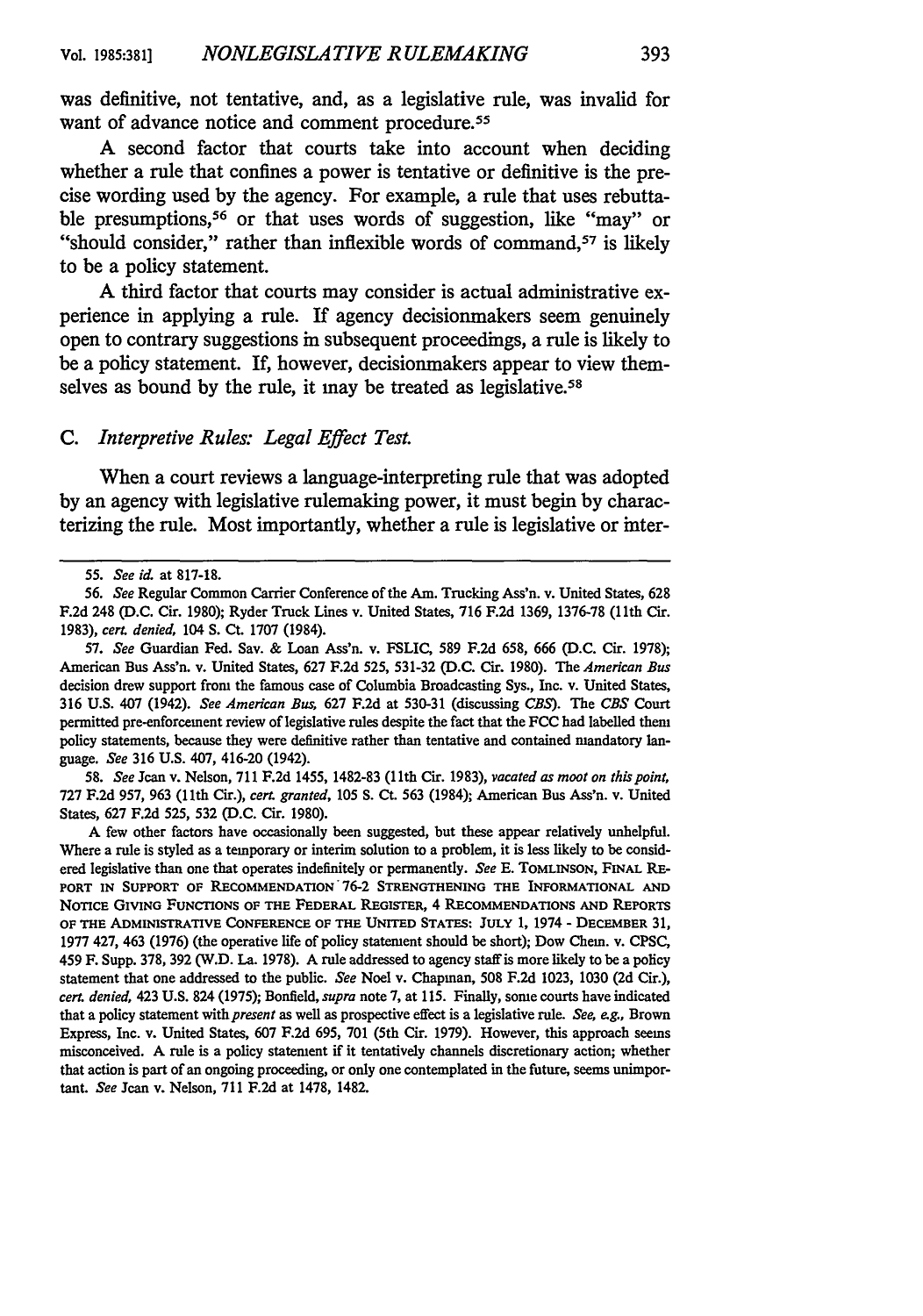was definitive, not tentative, and, as a legislative rule, was invalid for want of advance notice and comment procedure.[55]

A second factor that courts take into account when deciding whether a rule that confines a power is tentative or definitive is the precise wording used by the agency. For example, a rule that uses rebuttable presumptions,[56] or that uses words of suggestion, like "may" or "should consider," rather than inflexible words of command,[57] is likely to be a policy statement.

A third factor that courts may consider is actual administrative experience in applying a rule. If agency decisionmakers seem genuinely open to contrary suggestions in subsequent proceedings, a rule is likely to be a policy statement. If, however, decisionmakers appear to view themselves as bound by the rule, it may be treated as legislative.[58]

### C. *Interpretive Rules: Legal Effect Test.*

When a court reviews a language-interpreting rule that was adopted by an agency with legislative rulemaking power, it must begin by characterizing the rule. Most importantly, whether a rule is legislative or inter-

---

55. *See id.* at 817-18.

56. *See* Regular Common Carrier Conference of the Am. Trucking Ass'n. v. United States, 628 F.2d 248 (D.C. Cir. 1980); Ryder Truck Lines v. United States, 716 F.2d 1369, 1376-78 (11th Cir. 1983), *cert. denied,* 104 S. Ct. 1707 (1984).

57. *See* Guardian Fed. Sav. & Loan Ass'n. v. FSLIC, 589 F.2d 658, 666 (D.C. Cir. 1978); American Bus Ass'n. v. United States, 627 F.2d 525, 531-32 (D.C. Cir. 1980). The *American Bus* decision drew support from the famous case of Columbia Broadcasting Sys., Inc. v. United States, 316 U.S. 407 (1942). *See American Bus,* 627 F.2d at 530-31 (discussing *CBS*). The *CBS* Court permitted pre-enforcement review of legislative rules despite the fact that the FCC had labelled them policy statements, because they were definitive rather than tentative and contained mandatory language. *See* 316 U.S. 407, 416-20 (1942).

58. *See* Jean v. Nelson, 711 F.2d 1455, 1482-83 (11th Cir. 1983), *vacated as moot on this point,* 727 F.2d 957, 963 (11th Cir.), *cert. granted,* 105 S. Ct. 563 (1984); American Bus Ass'n. v. United States, 627 F.2d 525, 532 (D.C. Cir. 1980).

A few other factors have occasionally been suggested, but these appear relatively unhelpful. Where a rule is styled as a temporary or interim solution to a problem, it is less likely to be considered legislative than one that operates indefinitely or permanently. *See* E. TOMLINSON, FINAL REPORT IN SUPPORT OF RECOMMENDATION 76-2 STRENGTHENING THE INFORMATIONAL AND NOTICE GIVING FUNCTIONS OF THE FEDERAL REGISTER, 4 RECOMMENDATIONS AND REPORTS OF THE ADMINISTRATIVE CONFERENCE OF THE UNITED STATES: JULY 1, 1974 - DECEMBER 31, 1977 427, 463 (1976) (the operative life of policy statement should be short); Dow Chem. v. CPSC, 459 F. Supp. 378, 392 (W.D. La. 1978). A rule addressed to agency staff is more likely to be a policy statement that one addressed to the public. *See* Noel v. Chapman, 508 F.2d 1023, 1030 (2d Cir.), *cert. denied,* 423 U.S. 824 (1975); Bonfield, *supra* note 7, at 115. Finally, some courts have indicated that a policy statement with *present* as well as prospective effect is a legislative rule. *See, e.g.,* Brown Express, Inc. v. United States, 607 F.2d 695, 701 (5th Cir. 1979). However, this approach seems misconceived. A rule is a policy statement if it tentatively channels discretionary action; whether that action is part of an ongoing proceeding, or only one contemplated in the future, seems unimportant. *See* Jean v. Nelson, 711 F.2d at 1478, 1482.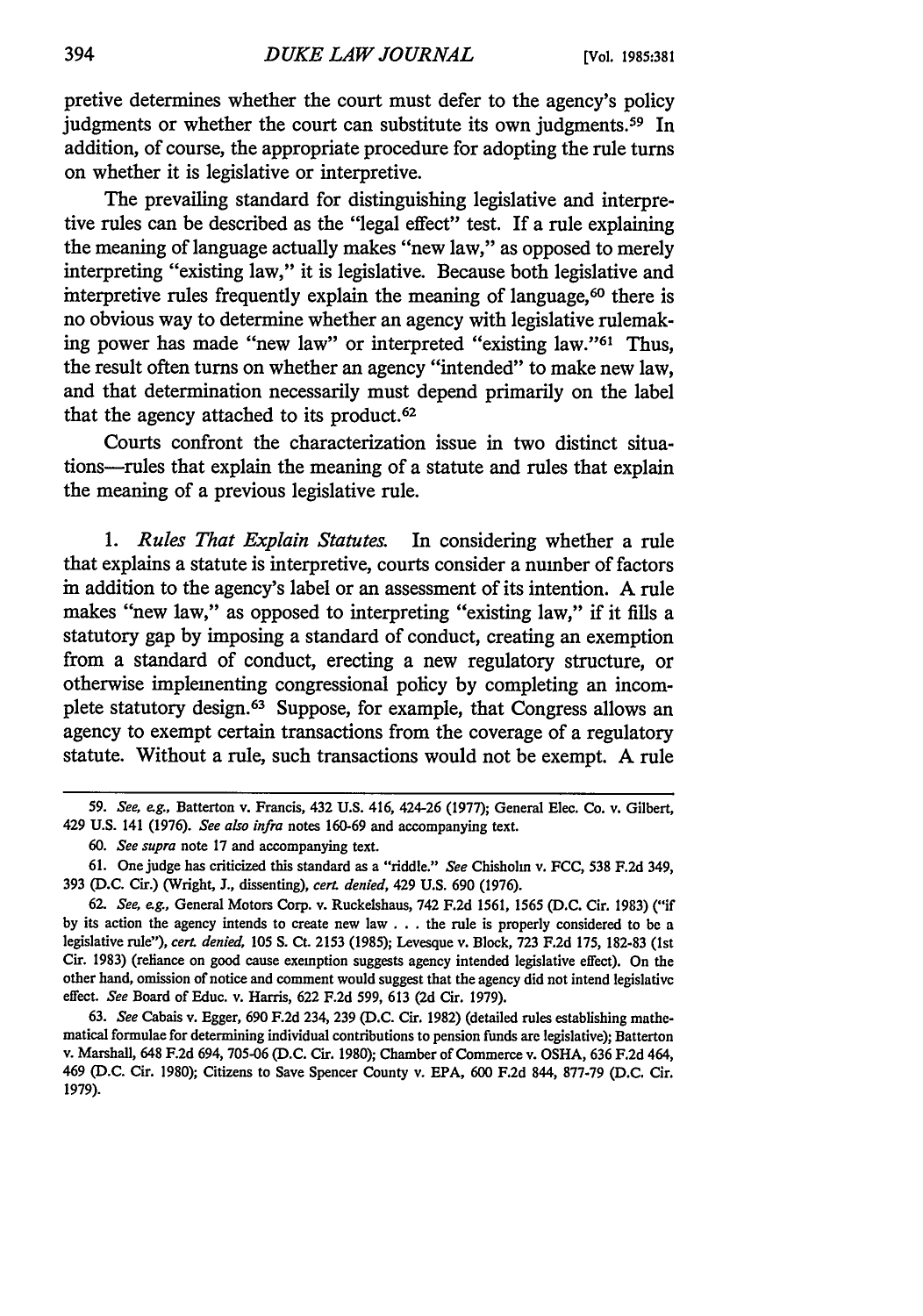pretive determines whether the court must defer to the agency's policy judgments or whether the court can substitute its own judgments.[59] In addition, of course, the appropriate procedure for adopting the rule turns on whether it is legislative or interpretive.

The prevailing standard for distinguishing legislative and interpretive rules can be described as the "legal effect" test. If a rule explaining the meaning of language actually makes "new law," as opposed to merely interpreting "existing law," it is legislative. Because both legislative and interpretive rules frequently explain the meaning of language,[60] there is no obvious way to determine whether an agency with legislative rulemaking power has made "new law" or interpreted "existing law."[61] Thus, the result often turns on whether an agency "intended" to make new law, and that determination necessarily must depend primarily on the label that the agency attached to its product.[62]

Courts confront the characterization issue in two distinct situations—rules that explain the meaning of a statute and rules that explain the meaning of a previous legislative rule.

1. *Rules That Explain Statutes.* In considering whether a rule that explains a statute is interpretive, courts consider a number of factors in addition to the agency's label or an assessment of its intention. A rule makes "new law," as opposed to interpreting "existing law," if it fills a statutory gap by imposing a standard of conduct, creating an exemption from a standard of conduct, erecting a new regulatory structure, or otherwise implementing congressional policy by completing an incomplete statutory design.[63] Suppose, for example, that Congress allows an agency to exempt certain transactions from the coverage of a regulatory statute. Without a rule, such transactions would not be exempt. A rule

---

59. *See, e.g.,* Batterton v. Francis, 432 U.S. 416, 424-26 (1977); General Elec. Co. v. Gilbert, 429 U.S. 141 (1976). *See also infra* notes 160-69 and accompanying text.

60. *See supra* note 17 and accompanying text.

61. One judge has criticized this standard as a "riddle." *See* Chisholm v. FCC, 538 F.2d 349, 393 (D.C. Cir.) (Wright, J., dissenting), *cert. denied*, 429 U.S. 690 (1976).

62. *See, e.g.,* General Motors Corp. v. Ruckelshaus, 742 F.2d 1561, 1565 (D.C. Cir. 1983) ("if by its action the agency intends to create new law . . . the rule is properly considered to be a legislative rule"), *cert. denied*, 105 S. Ct. 2153 (1985); Levesque v. Block, 723 F.2d 175, 182-83 (1st Cir. 1983) (reliance on good cause exemption suggests agency intended legislative effect). On the other hand, omission of notice and comment would suggest that the agency did not intend legislative effect. *See* Board of Educ. v. Harris, 622 F.2d 599, 613 (2d Cir. 1979).

63. *See* Cabais v. Egger, 690 F.2d 234, 239 (D.C. Cir. 1982) (detailed rules establishing mathematical formulae for determining individual contributions to pension funds are legislative); Batterton v. Marshall, 648 F.2d 694, 705-06 (D.C. Cir. 1980); Chamber of Commerce v. OSHA, 636 F.2d 464, 469 (D.C. Cir. 1980); Citizens to Save Spencer County v. EPA, 600 F.2d 844, 877-79 (D.C. Cir. 1979).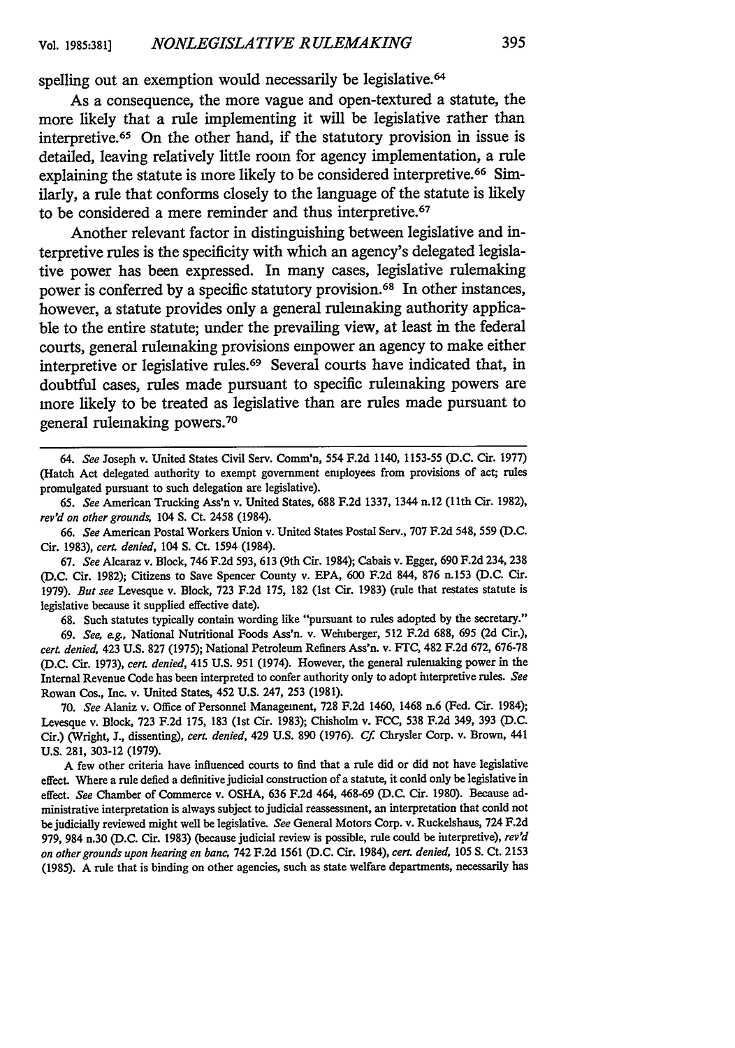spelling out an exemption would necessarily be legislative.[64]

As a consequence, the more vague and open-textured a statute, the more likely that a rule implementing it will be legislative rather than interpretive.[65] On the other hand, if the statutory provision in issue is detailed, leaving relatively little room for agency implementation, a rule explaining the statute is more likely to be considered interpretive.[66] Similarly, a rule that conforms closely to the language of the statute is likely to be considered a mere reminder and thus interpretive.[67]

Another relevant factor in distinguishing between legislative and interpretive rules is the specificity with which an agency's delegated legislative power has been expressed. In many cases, legislative rulemaking power is conferred by a specific statutory provision.[68] In other instances, however, a statute provides only a general rulemaking authority applicable to the entire statute; under the prevailing view, at least in the federal courts, general rulemaking provisions empower an agency to make either interpretive or legislative rules.[69] Several courts have indicated that, in doubtful cases, rules made pursuant to specific rulemaking powers are more likely to be treated as legislative than are rules made pursuant to general rulemaking powers.[70]

---

64. *See* Joseph v. United States Civil Serv. Comm'n, 554 F.2d 1140, 1153-55 (D.C. Cir. 1977) (Hatch Act delegated authority to exempt government employees from provisions of act; rules promulgated pursuant to such delegation are legislative).

65. *See* American Trucking Ass'n v. United States, 688 F.2d 1337, 1344 n.12 (11th Cir. 1982), *rev'd on other grounds,* 104 S. Ct. 2458 (1984).

66. *See* American Postal Workers Union v. United States Postal Serv., 707 F.2d 548, 559 (D.C. Cir. 1983), *cert. denied,* 104 S. Ct. 1594 (1984).

67. *See* Alcaraz v. Block, 746 F.2d 593, 613 (9th Cir. 1984); Cabais v. Egger, 690 F.2d 234, 238 (D.C. Cir. 1982); Citizens to Save Spencer County v. EPA, 600 F.2d 844, 876 n.153 (D.C. Cir. 1979). *But see* Levesque v. Block, 723 F.2d 175, 182 (1st Cir. 1983) (rule that restates statute is legislative because it supplied effective date).

68. Such statutes typically contain wording like "pursuant to rules adopted by the secretary."

69. *See, e.g.,* National Nutritional Foods Ass'n. v. Weinberger, 512 F.2d 688, 695 (2d Cir.), *cert. denied,* 423 U.S. 827 (1975); National Petroleum Refiners Ass'n. v. FTC, 482 F.2d 672, 676-78 (D.C. Cir. 1973), *cert. denied,* 415 U.S. 951 (1974). However, the general rulemaking power in the Internal Revenue Code has been interpreted to confer authority only to adopt interpretive rules. *See* Rowan Cos., Inc. v. United States, 452 U.S. 247, 253 (1981).

70. *See* Alaniz v. Office of Personnel Management, 728 F.2d 1460, 1468 n.6 (Fed. Cir. 1984); Levesque v. Block, 723 F.2d 175, 183 (1st Cir. 1983); Chisholm v. FCC, 538 F.2d 349, 393 (D.C. Cir.) (Wright, J., dissenting), *cert. denied,* 429 U.S. 890 (1976). *Cf.* Chrysler Corp. v. Brown, 441 U.S. 281, 303-12 (1979).

A few other criteria have influenced courts to find that a rule did or did not have legislative effect. Where a rule defied a definitive judicial construction of a statute, it could only be legislative in effect. *See* Chamber of Commerce v. OSHA, 636 F.2d 464, 468-69 (D.C. Cir. 1980). Because administrative interpretation is always subject to judicial reassessment, an interpretation that could not be judicially reviewed might well be legislative. *See* General Motors Corp. v. Ruckelshaus, 724 F.2d 979, 984 n.30 (D.C. Cir. 1983) (because judicial review is possible, rule could be interpretive), *rev'd on other grounds upon hearing en banc,* 742 F.2d 1561 (D.C. Cir. 1984), *cert. denied,* 105 S. Ct. 2153 (1985). A rule that is binding on other agencies, such as state welfare departments, necessarily has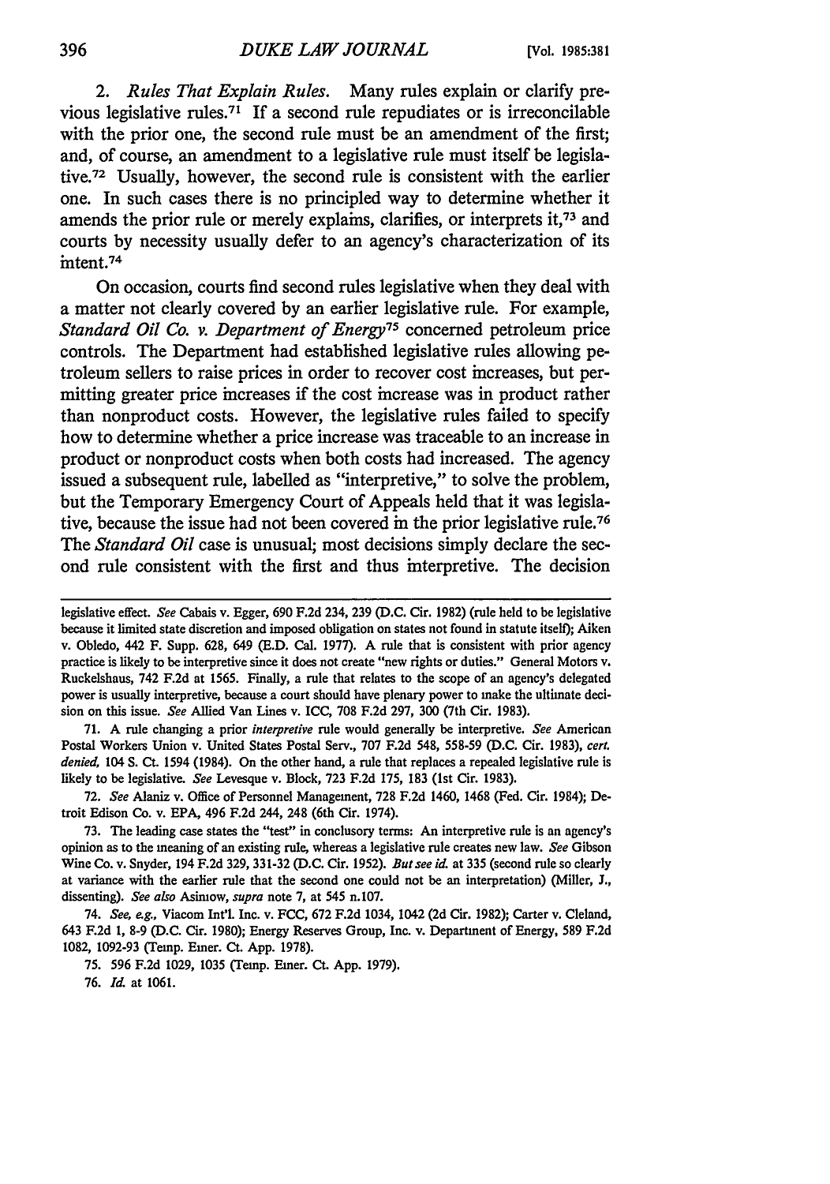2. *Rules That Explain Rules.* Many rules explain or clarify previous legislative rules.[71] If a second rule repudiates or is irreconcilable with the prior one, the second rule must be an amendment of the first; and, of course, an amendment to a legislative rule must itself be legislative.[72] Usually, however, the second rule is consistent with the earlier one. In such cases there is no principled way to determine whether it amends the prior rule or merely explains, clarifies, or interprets it,[73] and courts by necessity usually defer to an agency's characterization of its intent.[74]

On occasion, courts find second rules legislative when they deal with a matter not clearly covered by an earlier legislative rule. For example, *Standard Oil Co. v. Department of Energy*[75] concerned petroleum price controls. The Department had established legislative rules allowing petroleum sellers to raise prices in order to recover cost increases, but permitting greater price increases if the cost increase was in product rather than nonproduct costs. However, the legislative rules failed to specify how to determine whether a price increase was traceable to an increase in product or nonproduct costs when both costs had increased. The agency issued a subsequent rule, labelled as "interpretive," to solve the problem, but the Temporary Emergency Court of Appeals held that it was legislative, because the issue had not been covered in the prior legislative rule.[76] The *Standard Oil* case is unusual; most decisions simply declare the second rule consistent with the first and thus interpretive. The decision

---

legislative effect. *See* Cabais v. Egger, 690 F.2d 234, 239 (D.C. Cir. 1982) (rule held to be legislative because it limited state discretion and imposed obligation on states not found in statute itself); Aiken v. Obledo, 442 F. Supp. 628, 649 (E.D. Cal. 1977). A rule that is consistent with prior agency practice is likely to be interpretive since it does not create "new rights or duties." General Motors v. Ruckelshaus, 742 F.2d at 1565. Finally, a rule that relates to the scope of an agency's delegated power is usually interpretive, because a court should have plenary power to make the ultimate decision on this issue. *See* Allied Van Lines v. ICC, 708 F.2d 297, 300 (7th Cir. 1983).

71. A rule changing a prior *interpretive* rule would generally be interpretive. *See* American Postal Workers Union v. United States Postal Serv., 707 F.2d 548, 558-59 (D.C. Cir. 1983), *cert. denied*, 104 S. Ct. 1594 (1984). On the other hand, a rule that replaces a repealed legislative rule is likely to be legislative. *See* Levesque v. Block, 723 F.2d 175, 183 (1st Cir. 1983).

72. *See* Alaniz v. Office of Personnel Management, 728 F.2d 1460, 1468 (Fed. Cir. 1984); Detroit Edison Co. v. EPA, 496 F.2d 244, 248 (6th Cir. 1974).

73. The leading case states the "test" in conclusory terms: An interpretive rule is an agency's opinion as to the meaning of an existing rule, whereas a legislative rule creates new law. *See* Gibson Wine Co. v. Snyder, 194 F.2d 329, 331-32 (D.C. Cir. 1952). *But see id.* at 335 (second rule so clearly at variance with the earlier rule that the second one could not be an interpretation) (Miller, J., dissenting). *See also* Asimow, *supra* note 7, at 545 n.107.

74. *See, e.g.*, Viacom Int'l. Inc. v. FCC, 672 F.2d 1034, 1042 (2d Cir. 1982); Carter v. Cleland, 643 F.2d 1, 8-9 (D.C. Cir. 1980); Energy Reserves Group, Inc. v. Department of Energy, 589 F.2d 1082, 1092-93 (Temp. Emer. Ct. App. 1978).

75. 596 F.2d 1029, 1035 (Temp. Emer. Ct. App. 1979).

76. *Id.* at 1061.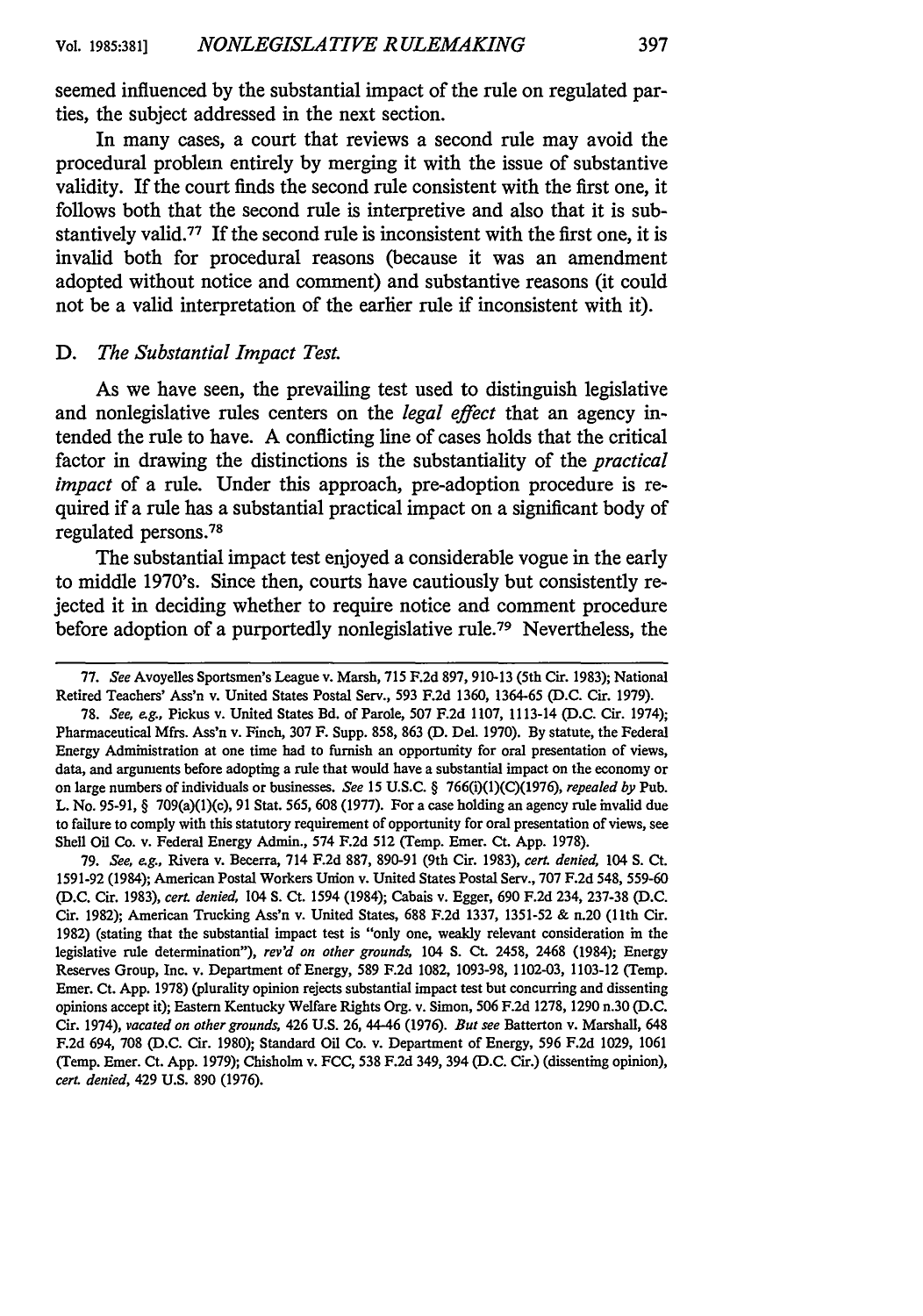seemed influenced by the substantial impact of the rule on regulated parties, the subject addressed in the next section.

In many cases, a court that reviews a second rule may avoid the procedural problem entirely by merging it with the issue of substantive validity. If the court finds the second rule consistent with the first one, it follows both that the second rule is interpretive and also that it is substantively valid.[77] If the second rule is inconsistent with the first one, it is invalid both for procedural reasons (because it was an amendment adopted without notice and comment) and substantive reasons (it could not be a valid interpretation of the earlier rule if inconsistent with it).

### D. *The Substantial Impact Test.*

As we have seen, the prevailing test used to distinguish legislative and nonlegislative rules centers on the *legal effect* that an agency intended the rule to have. A conflicting line of cases holds that the critical factor in drawing the distinctions is the substantiality of the *practical impact* of a rule. Under this approach, pre-adoption procedure is required if a rule has a substantial practical impact on a significant body of regulated persons.[78]

The substantial impact test enjoyed a considerable vogue in the early to middle 1970's. Since then, courts have cautiously but consistently rejected it in deciding whether to require notice and comment procedure before adoption of a purportedly nonlegislative rule.[79] Nevertheless, the

---

77. *See* Avoyelles Sportsmen's League v. Marsh, 715 F.2d 897, 910-13 (5th Cir. 1983); National Retired Teachers' Ass'n v. United States Postal Serv., 593 F.2d 1360, 1364-65 (D.C. Cir. 1979).

78. *See, e.g.,* Pickus v. United States Bd. of Parole, 507 F.2d 1107, 1113-14 (D.C. Cir. 1974); Pharmaceutical Mfrs. Ass'n v. Finch, 307 F. Supp. 858, 863 (D. Del. 1970). By statute, the Federal Energy Administration at one time had to furnish an opportunity for oral presentation of views, data, and arguments before adopting a rule that would have a substantial impact on the economy or on large numbers of individuals or businesses. *See* 15 U.S.C. § 766(i)(1)(C)(1976), *repealed by* Pub. L. No. 95-91, § 709(a)(1)(c), 91 Stat. 565, 608 (1977). For a case holding an agency rule invalid due to failure to comply with this statutory requirement of opportunity for oral presentation of views, see Shell Oil Co. v. Federal Energy Admin., 574 F.2d 512 (Temp. Emer. Ct. App. 1978).

79. *See, e.g.,* Rivera v. Becerra, 714 F.2d 887, 890-91 (9th Cir. 1983), *cert. denied,* 104 S. Ct. 1591-92 (1984); American Postal Workers Union v. United States Postal Serv., 707 F.2d 548, 559-60 (D.C. Cir. 1983), *cert. denied,* 104 S. Ct. 1594 (1984); Cabais v. Egger, 690 F.2d 234, 237-38 (D.C. Cir. 1982); American Trucking Ass'n v. United States, 688 F.2d 1337, 1351-52 & n.20 (11th Cir. 1982) (stating that the substantial impact test is "only one, weakly relevant consideration in the legislative rule determination"), *rev'd on other grounds,* 104 S. Ct. 2458, 2468 (1984); Energy Reserves Group, Inc. v. Department of Energy, 589 F.2d 1082, 1093-98, 1102-03, 1103-12 (Temp. Emer. Ct. App. 1978) (plurality opinion rejects substantial impact test but concurring and dissenting opinions accept it); Eastern Kentucky Welfare Rights Org. v. Simon, 506 F.2d 1278, 1290 n.30 (D.C. Cir. 1974), *vacated on other grounds,* 426 U.S. 26, 44-46 (1976). *But see* Batterton v. Marshall, 648 F.2d 694, 708 (D.C. Cir. 1980); Standard Oil Co. v. Department of Energy, 596 F.2d 1029, 1061 (Temp. Emer. Ct. App. 1979); Chisholm v. FCC, 538 F.2d 349, 394 (D.C. Cir.) (dissenting opinion), *cert. denied,* 429 U.S. 890 (1976).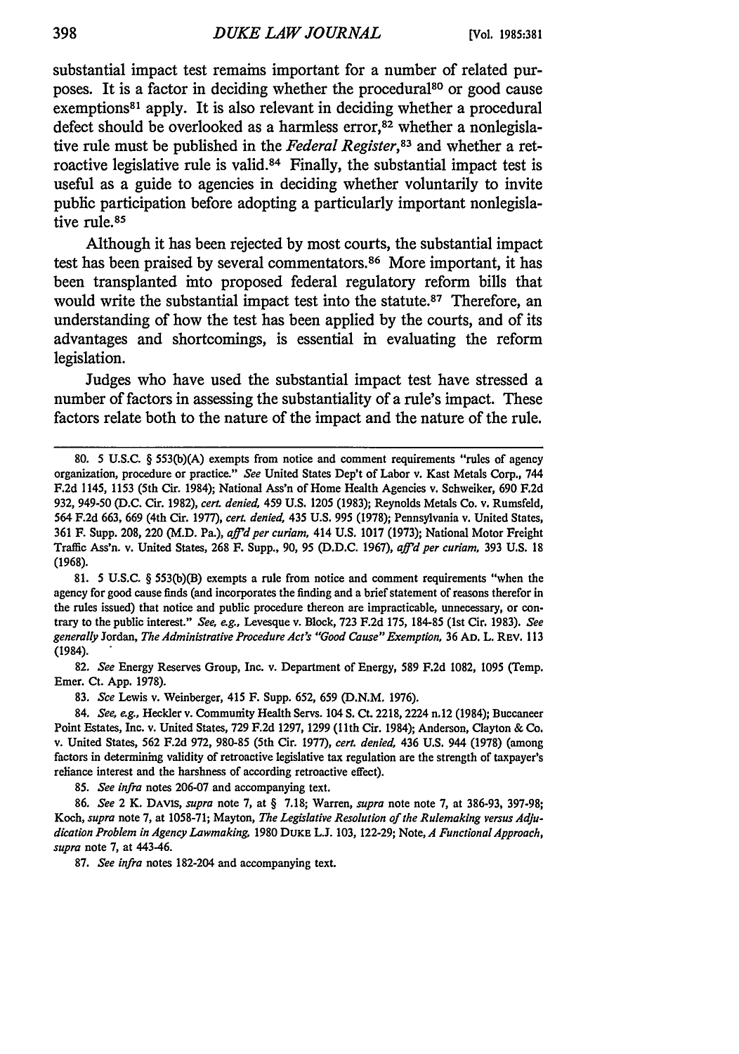substantial impact test remains important for a number of related purposes. It is a factor in deciding whether the procedural[80] or good cause exemptions[81] apply. It is also relevant in deciding whether a procedural defect should be overlooked as a harmless error,[82] whether a nonlegislative rule must be published in the *Federal Register*,[83] and whether a retroactive legislative rule is valid.[84] Finally, the substantial impact test is useful as a guide to agencies in deciding whether voluntarily to invite public participation before adopting a particularly important nonlegislative rule.[85]

Although it has been rejected by most courts, the substantial impact test has been praised by several commentators.[86] More important, it has been transplanted into proposed federal regulatory reform bills that would write the substantial impact test into the statute.[87] Therefore, an understanding of how the test has been applied by the courts, and of its advantages and shortcomings, is essential in evaluating the reform legislation.

Judges who have used the substantial impact test have stressed a number of factors in assessing the substantiality of a rule's impact. These factors relate both to the nature of the impact and the nature of the rule.

---

80. 5 U.S.C. § 553(b)(A) exempts from notice and comment requirements "rules of agency organization, procedure or practice." *See* United States Dep't of Labor v. Kast Metals Corp., 744 F.2d 1145, 1153 (5th Cir. 1984); National Ass'n of Home Health Agencies v. Schweiker, 690 F.2d 932, 949-50 (D.C. Cir. 1982), *cert. denied*, 459 U.S. 1205 (1983); Reynolds Metals Co. v. Rumsfeld, 564 F.2d 663, 669 (4th Cir. 1977), *cert. denied*, 435 U.S. 995 (1978); Pennsylvania v. United States, 361 F. Supp. 208, 220 (M.D. Pa.), *aff'd per curiam*, 414 U.S. 1017 (1973); National Motor Freight Traffic Ass'n. v. United States, 268 F. Supp., 90, 95 (D.D.C. 1967), *aff'd per curiam*, 393 U.S. 18 (1968).

81. 5 U.S.C. § 553(b)(B) exempts a rule from notice and comment requirements "when the agency for good cause finds (and incorporates the finding and a brief statement of reasons therefor in the rules issued) that notice and public procedure thereon are impracticable, unnecessary, or contrary to the public interest." *See, e.g.*, Levesque v. Block, 723 F.2d 175, 184-85 (1st Cir. 1983). *See generally* Jordan, *The Administrative Procedure Act's "Good Cause" Exemption*, 36 AD. L. REV. 113 (1984).

82. *See* Energy Reserves Group, Inc. v. Department of Energy, 589 F.2d 1082, 1095 (Temp. Emer. Ct. App. 1978).

83. *See* Lewis v. Weinberger, 415 F. Supp. 652, 659 (D.N.M. 1976).

84. *See, e.g.*, Heckler v. Community Health Servs. 104 S. Ct. 2218, 2224 n.12 (1984); Buccaneer Point Estates, Inc. v. United States, 729 F.2d 1297, 1299 (11th Cir. 1984); Anderson, Clayton & Co. v. United States, 562 F.2d 972, 980-85 (5th Cir. 1977), *cert. denied*, 436 U.S. 944 (1978) (among factors in determining validity of retroactive legislative tax regulation are the strength of taxpayer's reliance interest and the harshness of according retroactive effect).

85. *See infra* notes 206-07 and accompanying text.

86. *See* 2 K. DAVIS, *supra* note 7, at § 7.18; Warren, *supra* note note 7, at 386-93, 397-98; Koch, *supra* note 7, at 1058-71; Mayton, *The Legislative Resolution of the Rulemaking versus Adjudication Problem in Agency Lawmaking*, 1980 DUKE L.J. 103, 122-29; Note, *A Functional Approach*, *supra* note 7, at 443-46.

87. *See infra* notes 182-204 and accompanying text.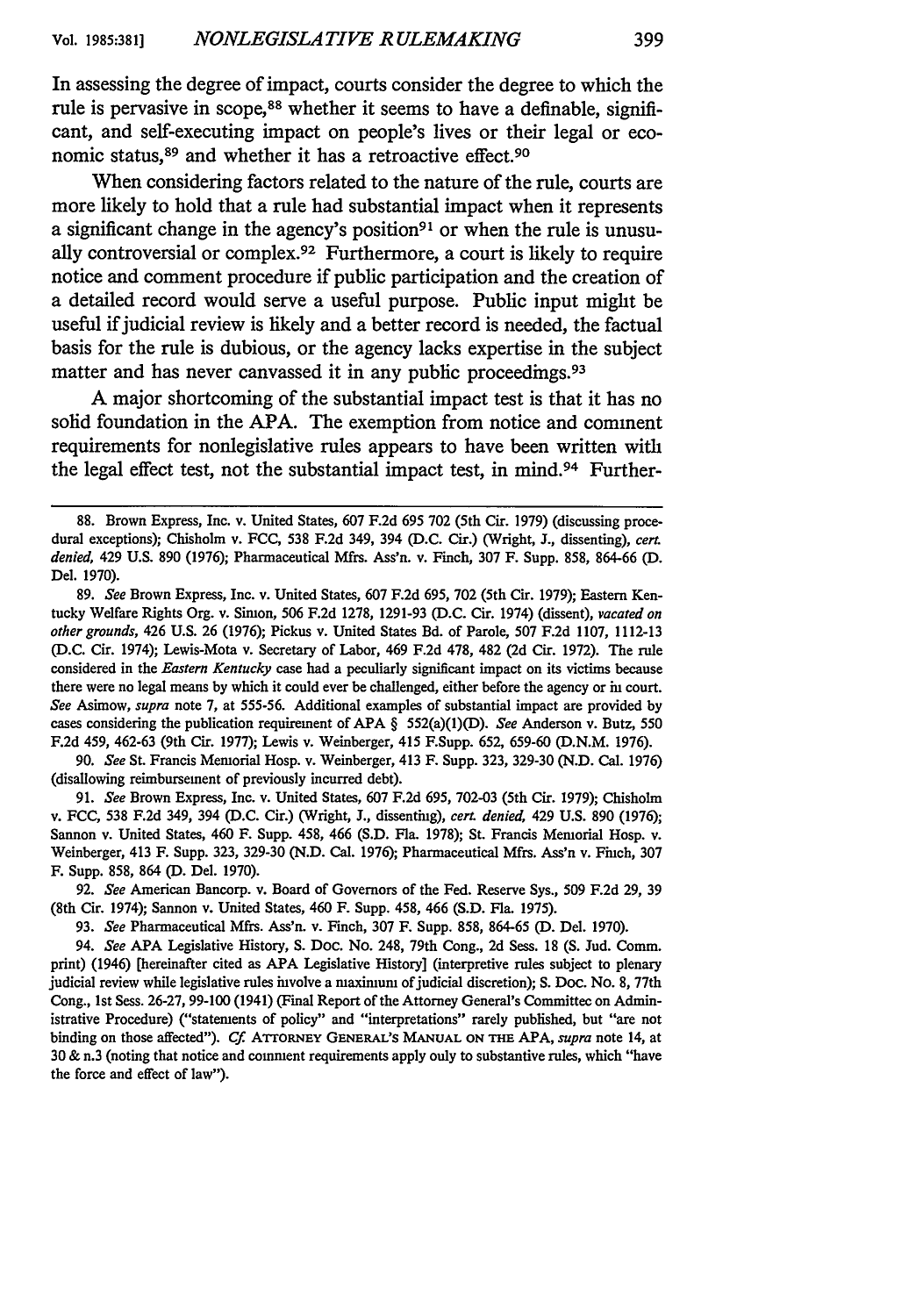In assessing the degree of impact, courts consider the degree to which the rule is pervasive in scope,[88] whether it seems to have a definable, significant, and self-executing impact on people's lives or their legal or economic status,[89] and whether it has a retroactive effect.[90]

When considering factors related to the nature of the rule, courts are more likely to hold that a rule had substantial impact when it represents a significant change in the agency's position[91] or when the rule is unusually controversial or complex.[92] Furthermore, a court is likely to require notice and comment procedure if public participation and the creation of a detailed record would serve a useful purpose. Public input might be useful if judicial review is likely and a better record is needed, the factual basis for the rule is dubious, or the agency lacks expertise in the subject matter and has never canvassed it in any public proceedings.[93]

A major shortcoming of the substantial impact test is that it has no solid foundation in the APA. The exemption from notice and comment requirements for nonlegislative rules appears to have been written with the legal effect test, not the substantial impact test, in mind.[94] Further-

---

88. Brown Express, Inc. v. United States, 607 F.2d 695 702 (5th Cir. 1979) (discussing procedural exceptions); Chisholm v. FCC, 538 F.2d 349, 394 (D.C. Cir.) (Wright, J., dissenting), *cert. denied*, 429 U.S. 890 (1976); Pharmaceutical Mfrs. Ass'n. v. Finch, 307 F. Supp. 858, 864-66 (D. Del. 1970).

89. *See* Brown Express, Inc. v. United States, 607 F.2d 695, 702 (5th Cir. 1979); Eastern Kentucky Welfare Rights Org. v. Simon, 506 F.2d 1278, 1291-93 (D.C. Cir. 1974) (dissent), *vacated on other grounds*, 426 U.S. 26 (1976); Pickus v. United States Bd. of Parole, 507 F.2d 1107, 1112-13 (D.C. Cir. 1974); Lewis-Mota v. Secretary of Labor, 469 F.2d 478, 482 (2d Cir. 1972). The rule considered in the *Eastern Kentucky* case had a peculiarly significant impact on its victims because there were no legal means by which it could ever be challenged, either before the agency or in court. *See* Asimow, *supra* note 7, at 555-56. Additional examples of substantial impact are provided by cases considering the publication requirement of APA § 552(a)(1)(D). *See* Anderson v. Butz, 550 F.2d 459, 462-63 (9th Cir. 1977); Lewis v. Weinberger, 415 F.Supp. 652, 659-60 (D.N.M. 1976).

90. *See* St. Francis Memorial Hosp. v. Weinberger, 413 F. Supp. 323, 329-30 (N.D. Cal. 1976) (disallowing reimbursement of previously incurred debt).

91. *See* Brown Express, Inc. v. United States, 607 F.2d 695, 702-03 (5th Cir. 1979); Chisholm v. FCC, 538 F.2d 349, 394 (D.C. Cir.) (Wright, J., dissenting), *cert. denied*, 429 U.S. 890 (1976); Sannon v. United States, 460 F. Supp. 458, 466 (S.D. Fla. 1978); St. Francis Memorial Hosp. v. Weinberger, 413 F. Supp. 323, 329-30 (N.D. Cal. 1976); Pharmaceutical Mfrs. Ass'n v. Finch, 307 F. Supp. 858, 864 (D. Del. 1970).

92. *See* American Bancorp. v. Board of Governors of the Fed. Reserve Sys., 509 F.2d 29, 39 (8th Cir. 1974); Sannon v. United States, 460 F. Supp. 458, 466 (S.D. Fla. 1975).

93. *See* Pharmaceutical Mfrs. Ass'n. v. Finch, 307 F. Supp. 858, 864-65 (D. Del. 1970).

94. *See* APA Legislative History, S. Doc. No. 248, 79th Cong., 2d Sess. 18 (S. Jud. Comm. print) (1946) [hereinafter cited as APA Legislative History] (interpretive rules subject to plenary judicial review while legislative rules involve a maximum of judicial discretion); S. Doc. No. 8, 77th Cong., 1st Sess. 26-27, 99-100 (1941) (Final Report of the Attorney General's Committee on Administrative Procedure) ("statements of policy" and "interpretations" rarely published, but "are not binding on those affected"). *Cf.* ATTORNEY GENERAL'S MANUAL ON THE APA, *supra* note 14, at 30 & n.3 (noting that notice and comment requirements apply only to substantive rules, which "have the force and effect of law").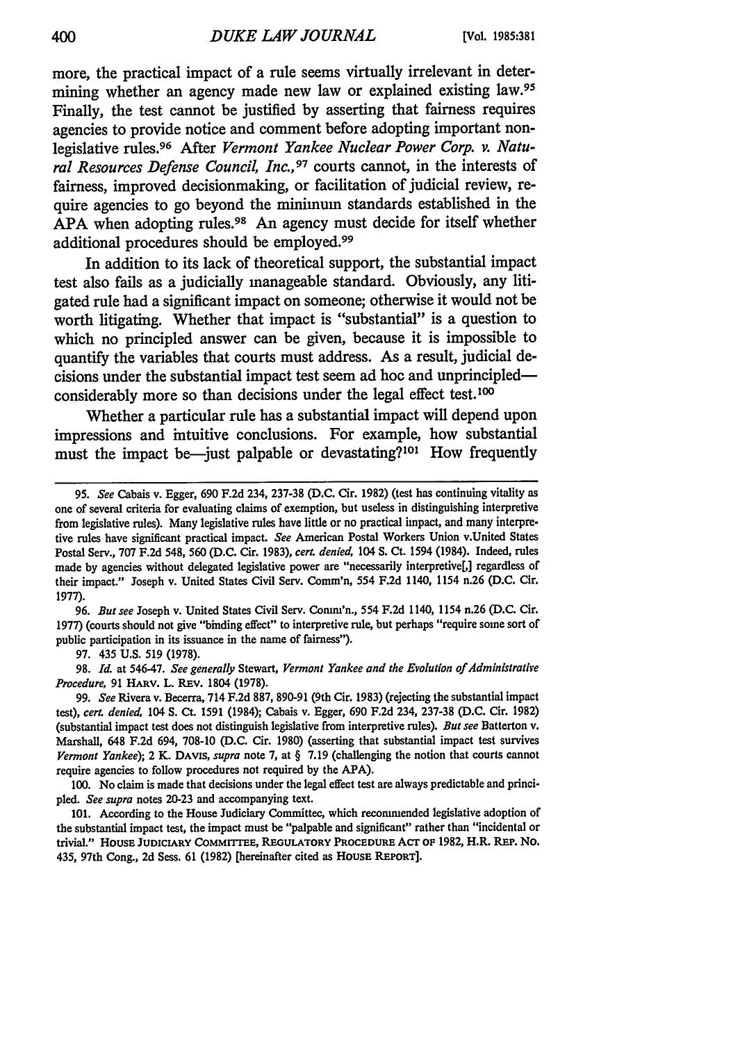more, the practical impact of a rule seems virtually irrelevant in determining whether an agency made new law or explained existing law.[95] Finally, the test cannot be justified by asserting that fairness requires agencies to provide notice and comment before adopting important nonlegislative rules.[96] After *Vermont Yankee Nuclear Power Corp. v. Natural Resources Defense Council, Inc.*,[97] courts cannot, in the interests of fairness, improved decisionmaking, or facilitation of judicial review, require agencies to go beyond the minimum standards established in the APA when adopting rules.[98] An agency must decide for itself whether additional procedures should be employed.[99]

In addition to its lack of theoretical support, the substantial impact test also fails as a judicially manageable standard. Obviously, any litigated rule had a significant impact on someone; otherwise it would not be worth litigating. Whether that impact is "substantial" is a question to which no principled answer can be given, because it is impossible to quantify the variables that courts must address. As a result, judicial decisions under the substantial impact test seem ad hoc and unprincipled—considerably more so than decisions under the legal effect test.[100]

Whether a particular rule has a substantial impact will depend upon impressions and intuitive conclusions. For example, how substantial must the impact be—just palpable or devastating?[101] How frequently

---

95. *See* Cabais v. Egger, 690 F.2d 234, 237-38 (D.C. Cir. 1982) (test has continuing vitality as one of several criteria for evaluating claims of exemption, but useless in distinguishing interpretive from legislative rules). Many legislative rules have little or no practical impact, and many interpretive rules have significant practical impact. *See* American Postal Workers Union v.United States Postal Serv., 707 F.2d 548, 560 (D.C. Cir. 1983), *cert. denied*, 104 S. Ct. 1594 (1984). Indeed, rules made by agencies without delegated legislative power are "necessarily interpretive[,] regardless of their impact." Joseph v. United States Civil Serv. Comm'n, 554 F.2d 1140, 1154 n.26 (D.C. Cir. 1977).

96. *But see* Joseph v. United States Civil Serv. Comm'n., 554 F.2d 1140, 1154 n.26 (D.C. Cir. 1977) (courts should not give "binding effect" to interpretive rule, but perhaps "require some sort of public participation in its issuance in the name of fairness").

97. 435 U.S. 519 (1978).

98. *Id.* at 546-47. *See generally* Stewart, *Vermont Yankee and the Evolution of Administrative Procedure*, 91 HARV. L. REV. 1804 (1978).

99. *See* Rivera v. Becerra, 714 F.2d 887, 890-91 (9th Cir. 1983) (rejecting the substantial impact test), *cert. denied*, 104 S. Ct. 1591 (1984); Cabais v. Egger, 690 F.2d 234, 237-38 (D.C. Cir. 1982) (substantial impact test does not distinguish legislative from interpretive rules). *But see* Batterton v. Marshall, 648 F.2d 694, 708-10 (D.C. Cir. 1980) (asserting that substantial impact test survives *Vermont Yankee*); 2 K. DAVIS, *supra* note 7, at § 7.19 (challenging the notion that courts cannot require agencies to follow procedures not required by the APA).

100. No claim is made that decisions under the legal effect test are always predictable and principled. *See supra* notes 20-23 and accompanying text.

101. According to the House Judiciary Committee, which recommended legislative adoption of the substantial impact test, the impact must be "palpable and significant" rather than "incidental or trivial." HOUSE JUDICIARY COMMITTEE, REGULATORY PROCEDURE ACT OF 1982, H.R. REP. NO. 435, 97th Cong., 2d Sess. 61 (1982) [hereinafter cited as HOUSE REPORT].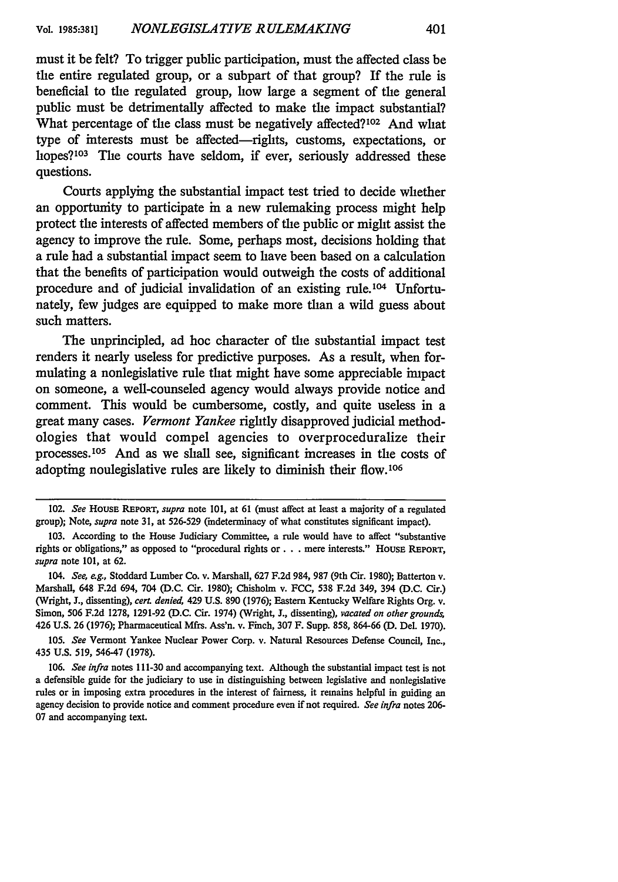must it be felt? To trigger public participation, must the affected class be the entire regulated group, or a subpart of that group? If the rule is beneficial to the regulated group, how large a segment of the general public must be detrimentally affected to make the impact substantial? What percentage of the class must be negatively affected?[102] And what type of interests must be affected—rights, customs, expectations, or hopes?[103] The courts have seldom, if ever, seriously addressed these questions.

Courts applying the substantial impact test tried to decide whether an opportunity to participate in a new rulemaking process might help protect the interests of affected members of the public or might assist the agency to improve the rule. Some, perhaps most, decisions holding that a rule had a substantial impact seem to have been based on a calculation that the benefits of participation would outweigh the costs of additional procedure and of judicial invalidation of an existing rule.[104] Unfortunately, few judges are equipped to make more than a wild guess about such matters.

The unprincipled, ad hoc character of the substantial impact test renders it nearly useless for predictive purposes. As a result, when formulating a nonlegislative rule that might have some appreciable impact on someone, a well-counseled agency would always provide notice and comment. This would be cumbersome, costly, and quite useless in a great many cases. *Vermont Yankee* rightly disapproved judicial methodologies that would compel agencies to overproceduralize their processes.[105] And as we shall see, significant increases in the costs of adopting nonlegislative rules are likely to diminish their flow.[106]

---

102. *See* HOUSE REPORT, *supra* note 101, at 61 (must affect at least a majority of a regulated group); Note, *supra* note 31, at 526-529 (indeterminacy of what constitutes significant impact).

103. According to the House Judiciary Committee, a rule would have to affect "substantive rights or obligations," as opposed to "procedural rights or . . . mere interests." HOUSE REPORT, *supra* note 101, at 62.

104. *See, e.g.*, Stoddard Lumber Co. v. Marshall, 627 F.2d 984, 987 (9th Cir. 1980); Batterton v. Marshall, 648 F.2d 694, 704 (D.C. Cir. 1980); Chisholm v. FCC, 538 F.2d 349, 394 (D.C. Cir.) (Wright, J., dissenting), *cert. denied*, 429 U.S. 890 (1976); Eastern Kentucky Welfare Rights Org. v. Simon, 506 F.2d 1278, 1291-92 (D.C. Cir. 1974) (Wright, J., dissenting), *vacated on other grounds*, 426 U.S. 26 (1976); Pharmaceutical Mfrs. Ass'n. v. Finch, 307 F. Supp. 858, 864-66 (D. Del. 1970).

105. *See* Vermont Yankee Nuclear Power Corp. v. Natural Resources Defense Council, Inc., 435 U.S. 519, 546-47 (1978).

106. *See infra* notes 111-30 and accompanying text. Although the substantial impact test is not a defensible guide for the judiciary to use in distinguishing between legislative and nonlegislative rules or in imposing extra procedures in the interest of fairness, it remains helpful in guiding an agency decision to provide notice and comment procedure even if not required. *See infra* notes 206-07 and accompanying text.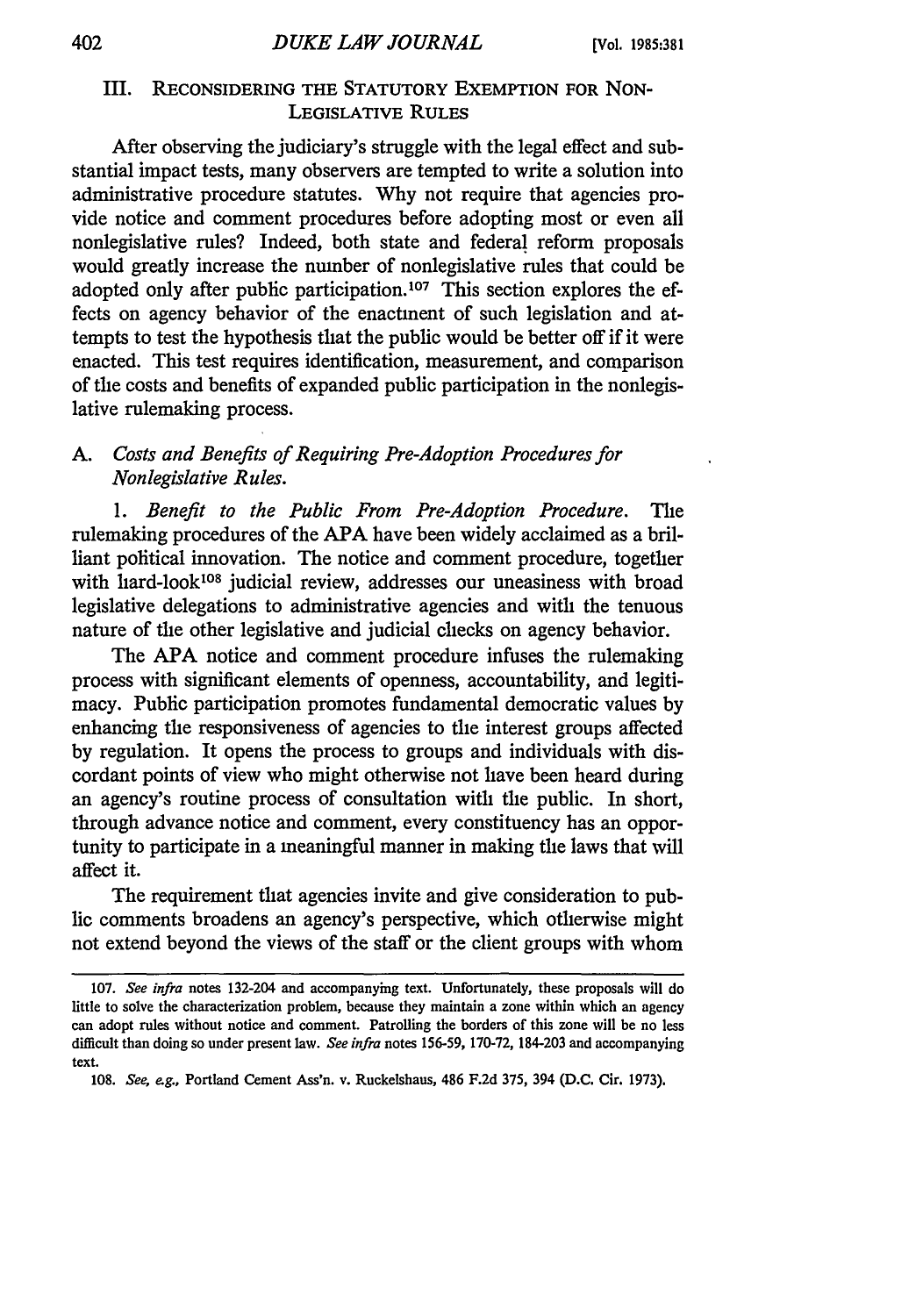## III. Reconsidering the Statutory Exemption for Non-Legislative Rules

After observing the judiciary's struggle with the legal effect and substantial impact tests, many observers are tempted to write a solution into administrative procedure statutes. Why not require that agencies provide notice and comment procedures before adopting most or even all nonlegislative rules? Indeed, both state and federal reform proposals would greatly increase the number of nonlegislative rules that could be adopted only after public participation.[107] This section explores the effects on agency behavior of the enactment of such legislation and attempts to test the hypothesis that the public would be better off if it were enacted. This test requires identification, measurement, and comparison of the costs and benefits of expanded public participation in the nonlegislative rulemaking process.

### A. *Costs and Benefits of Requiring Pre-Adoption Procedures for Nonlegislative Rules.*

1. *Benefit to the Public From Pre-Adoption Procedure.* The rulemaking procedures of the APA have been widely acclaimed as a brilliant political innovation. The notice and comment procedure, together with hard-look[108] judicial review, addresses our uneasiness with broad legislative delegations to administrative agencies and with the tenuous nature of the other legislative and judicial checks on agency behavior.

The APA notice and comment procedure infuses the rulemaking process with significant elements of openness, accountability, and legitimacy. Public participation promotes fundamental democratic values by enhancing the responsiveness of agencies to the interest groups affected by regulation. It opens the process to groups and individuals with discordant points of view who might otherwise not have been heard during an agency's routine process of consultation with the public. In short, through advance notice and comment, every constituency has an opportunity to participate in a meaningful manner in making the laws that will affect it.

The requirement that agencies invite and give consideration to public comments broadens an agency's perspective, which otherwise might not extend beyond the views of the staff or the client groups with whom

---

107. *See infra* notes 132-204 and accompanying text. Unfortunately, these proposals will do little to solve the characterization problem, because they maintain a zone within which an agency can adopt rules without notice and comment. Patrolling the borders of this zone will be no less difficult than doing so under present law. *See infra* notes 156-59, 170-72, 184-203 and accompanying text.

108. *See, e.g.*, Portland Cement Ass'n. v. Ruckelshaus, 486 F.2d 375, 394 (D.C. Cir. 1973).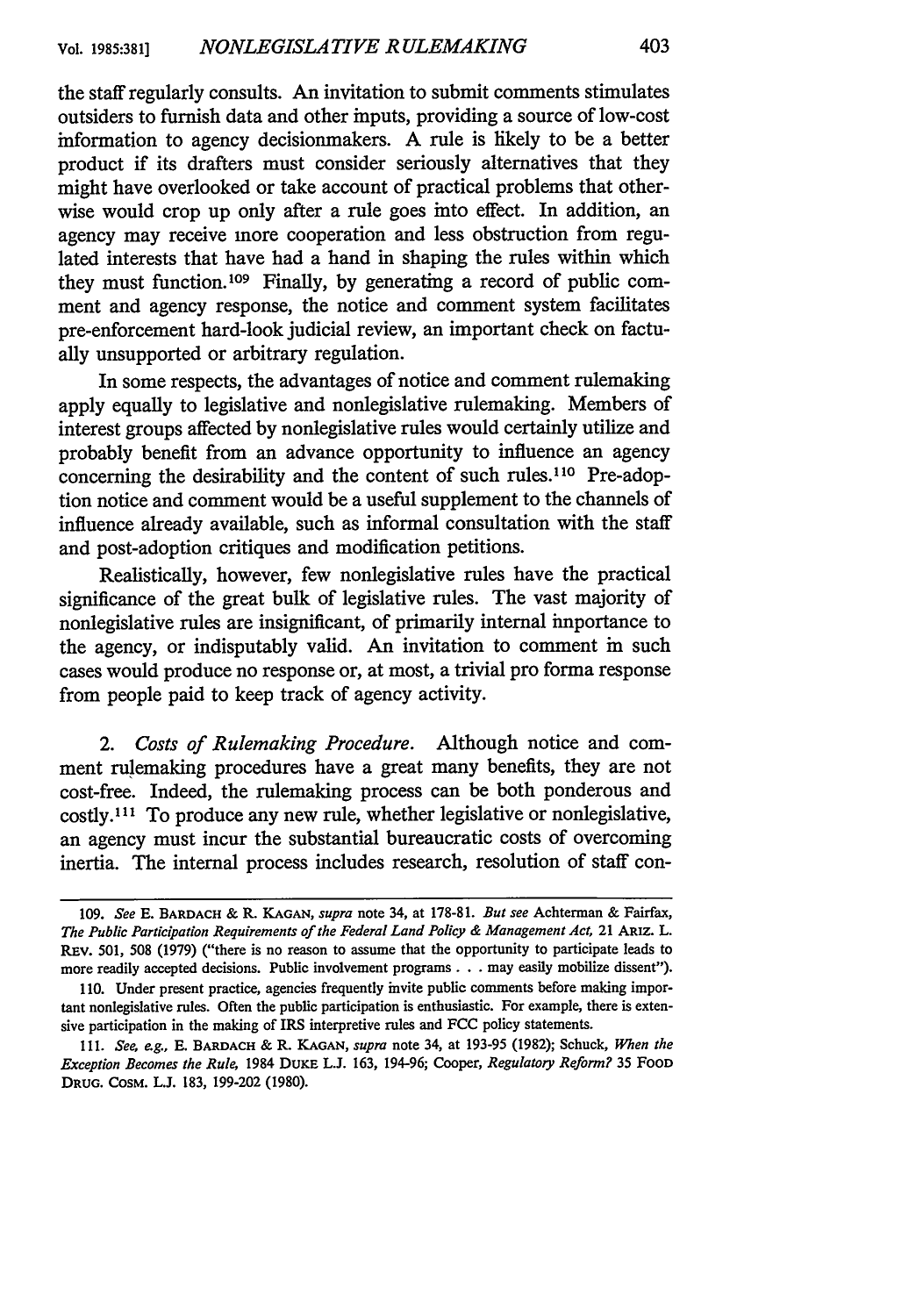the staff regularly consults. An invitation to submit comments stimulates outsiders to furnish data and other inputs, providing a source of low-cost information to agency decisionmakers. A rule is likely to be a better product if its drafters must consider seriously alternatives that they might have overlooked or take account of practical problems that otherwise would crop up only after a rule goes into effect. In addition, an agency may receive more cooperation and less obstruction from regulated interests that have had a hand in shaping the rules within which they must function.[109] Finally, by generating a record of public comment and agency response, the notice and comment system facilitates pre-enforcement hard-look judicial review, an important check on factually unsupported or arbitrary regulation.

In some respects, the advantages of notice and comment rulemaking apply equally to legislative and nonlegislative rulemaking. Members of interest groups affected by nonlegislative rules would certainly utilize and probably benefit from an advance opportunity to influence an agency concerning the desirability and the content of such rules.[110] Pre-adoption notice and comment would be a useful supplement to the channels of influence already available, such as informal consultation with the staff and post-adoption critiques and modification petitions.

Realistically, however, few nonlegislative rules have the practical significance of the great bulk of legislative rules. The vast majority of nonlegislative rules are insignificant, of primarily internal importance to the agency, or indisputably valid. An invitation to comment in such cases would produce no response or, at most, a trivial pro forma response from people paid to keep track of agency activity.

2. *Costs of Rulemaking Procedure.* Although notice and comment rulemaking procedures have a great many benefits, they are not cost-free. Indeed, the rulemaking process can be both ponderous and costly.[111] To produce any new rule, whether legislative or nonlegislative, an agency must incur the substantial bureaucratic costs of overcoming inertia. The internal process includes research, resolution of staff con-

---

109. *See* E. BARDACH & R. KAGAN, *supra* note 34, at 178-81. *But see* Achterman & Fairfax, *The Public Participation Requirements of the Federal Land Policy & Management Act,* 21 ARIZ. L. REV. 501, 508 (1979) ("there is no reason to assume that the opportunity to participate leads to more readily accepted decisions. Public involvement programs . . . may easily mobilize dissent").

110. Under present practice, agencies frequently invite public comments before making important nonlegislative rules. Often the public participation is enthusiastic. For example, there is extensive participation in the making of IRS interpretive rules and FCC policy statements.

111. *See, e.g.,* E. BARDACH & R. KAGAN, *supra* note 34, at 193-95 (1982); Schuck, *When the Exception Becomes the Rule,* 1984 DUKE L.J. 163, 194-96; Cooper, *Regulatory Reform?* 35 FOOD DRUG. COSM. L.J. 183, 199-202 (1980).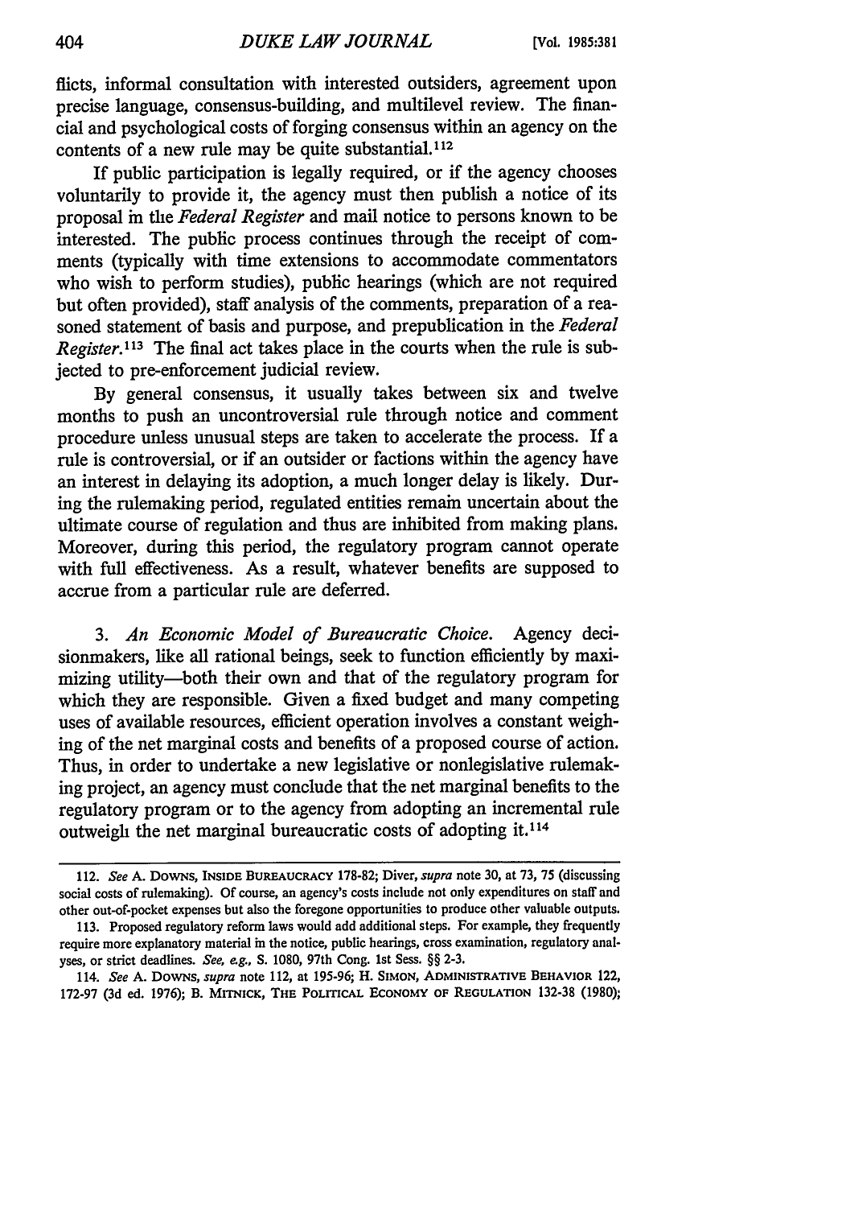flicts, informal consultation with interested outsiders, agreement upon precise language, consensus-building, and multilevel review. The financial and psychological costs of forging consensus within an agency on the contents of a new rule may be quite substantial.[112]

If public participation is legally required, or if the agency chooses voluntarily to provide it, the agency must then publish a notice of its proposal in the *Federal Register* and mail notice to persons known to be interested. The public process continues through the receipt of comments (typically with time extensions to accommodate commentators who wish to perform studies), public hearings (which are not required but often provided), staff analysis of the comments, preparation of a reasoned statement of basis and purpose, and prepublication in the *Federal Register*.[113] The final act takes place in the courts when the rule is subjected to pre-enforcement judicial review.

By general consensus, it usually takes between six and twelve months to push an uncontroversial rule through notice and comment procedure unless unusual steps are taken to accelerate the process. If a rule is controversial, or if an outsider or factions within the agency have an interest in delaying its adoption, a much longer delay is likely. During the rulemaking period, regulated entities remain uncertain about the ultimate course of regulation and thus are inhibited from making plans. Moreover, during this period, the regulatory program cannot operate with full effectiveness. As a result, whatever benefits are supposed to accrue from a particular rule are deferred.

3. *An Economic Model of Bureaucratic Choice.* Agency decisionmakers, like all rational beings, seek to function efficiently by maximizing utility—both their own and that of the regulatory program for which they are responsible. Given a fixed budget and many competing uses of available resources, efficient operation involves a constant weighing of the net marginal costs and benefits of a proposed course of action. Thus, in order to undertake a new legislative or nonlegislative rulemaking project, an agency must conclude that the net marginal benefits to the regulatory program or to the agency from adopting an incremental rule outweigh the net marginal bureaucratic costs of adopting it.[114]

---

112. *See* A. DOWNS, INSIDE BUREAUCRACY 178-82; Diver, *supra* note 30, at 73, 75 (discussing social costs of rulemaking). Of course, an agency's costs include not only expenditures on staff and other out-of-pocket expenses but also the foregone opportunities to produce other valuable outputs.

113. Proposed regulatory reform laws would add additional steps. For example, they frequently require more explanatory material in the notice, public hearings, cross examination, regulatory analyses, or strict deadlines. *See, e.g.*, S. 1080, 97th Cong. 1st Sess. §§ 2-3.

114. *See* A. DOWNS, *supra* note 112, at 195-96; H. SIMON, ADMINISTRATIVE BEHAVIOR 122, 172-97 (3d ed. 1976); B. MITNICK, THE POLITICAL ECONOMY OF REGULATION 132-38 (1980);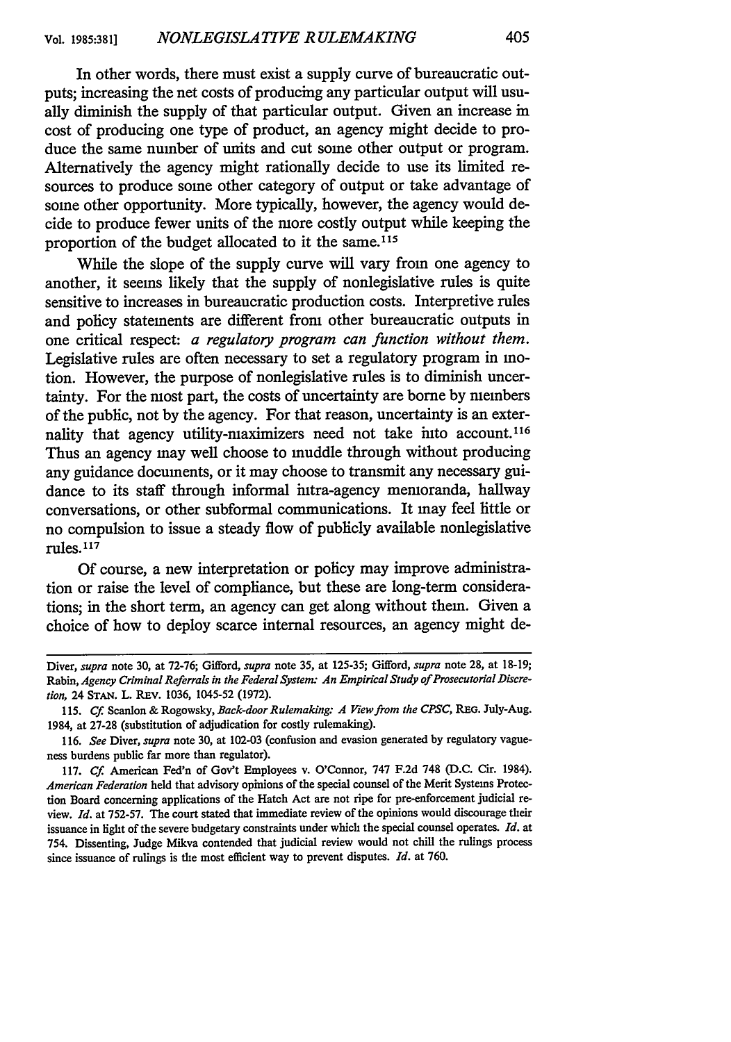In other words, there must exist a supply curve of bureaucratic outputs; increasing the net costs of producing any particular output will usually diminish the supply of that particular output. Given an increase in cost of producing one type of product, an agency might decide to produce the same number of units and cut some other output or program. Alternatively the agency might rationally decide to use its limited resources to produce some other category of output or take advantage of some other opportunity. More typically, however, the agency would decide to produce fewer units of the more costly output while keeping the proportion of the budget allocated to it the same.[115]

While the slope of the supply curve will vary from one agency to another, it seems likely that the supply of nonlegislative rules is quite sensitive to increases in bureaucratic production costs. Interpretive rules and policy statements are different from other bureaucratic outputs in one critical respect: *a regulatory program can function without them.* Legislative rules are often necessary to set a regulatory program in motion. However, the purpose of nonlegislative rules is to diminish uncertainty. For the most part, the costs of uncertainty are borne by members of the public, not by the agency. For that reason, uncertainty is an externality that agency utility-maximizers need not take into account.[116] Thus an agency may well choose to muddle through without producing any guidance documents, or it may choose to transmit any necessary guidance to its staff through informal intra-agency memoranda, hallway conversations, or other subformal communications. It may feel little or no compulsion to issue a steady flow of publicly available nonlegislative rules.[117]

Of course, a new interpretation or policy may improve administration or raise the level of compliance, but these are long-term considerations; in the short term, an agency can get along without them. Given a choice of how to deploy scarce internal resources, an agency might de-

---

Diver, *supra* note 30, at 72-76; Gifford, *supra* note 35, at 125-35; Gifford, *supra* note 28, at 18-19; Rabin, *Agency Criminal Referrals in the Federal System: An Empirical Study of Prosecutorial Discretion*, 24 STAN. L. REV. 1036, 1045-52 (1972).

115. *Cf.* Scanlon & Rogowsky, *Back-door Rulemaking: A View from the CPSC*, REG. July-Aug. 1984, at 27-28 (substitution of adjudication for costly rulemaking).

116. *See* Diver, *supra* note 30, at 102-03 (confusion and evasion generated by regulatory vagueness burdens public far more than regulator).

117. *Cf.* American Fed'n of Gov't Employees v. O'Connor, 747 F.2d 748 (D.C. Cir. 1984). *American Federation* held that advisory opinions of the special counsel of the Merit Systems Protection Board concerning applications of the Hatch Act are not ripe for pre-enforcement judicial review. *Id.* at 752-57. The court stated that immediate review of the opinions would discourage their issuance in light of the severe budgetary constraints under which the special counsel operates. *Id.* at 754. Dissenting, Judge Mikva contended that judicial review would not chill the rulings process since issuance of rulings is the most efficient way to prevent disputes. *Id.* at 760.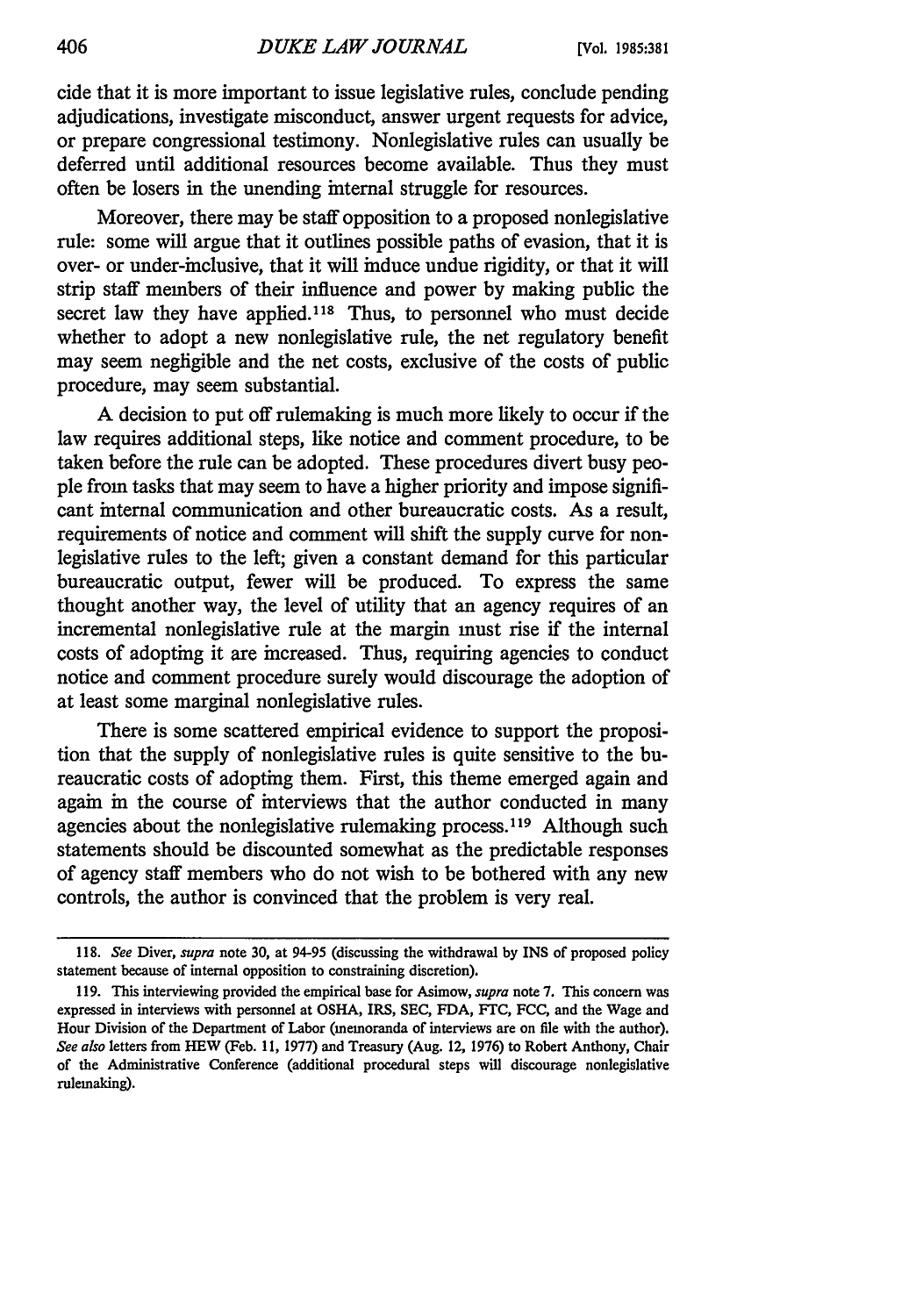cide that it is more important to issue legislative rules, conclude pending adjudications, investigate misconduct, answer urgent requests for advice, or prepare congressional testimony. Nonlegislative rules can usually be deferred until additional resources become available. Thus they must often be losers in the unending internal struggle for resources.

Moreover, there may be staff opposition to a proposed nonlegislative rule: some will argue that it outlines possible paths of evasion, that it is over- or under-inclusive, that it will induce undue rigidity, or that it will strip staff members of their influence and power by making public the secret law they have applied.[118] Thus, to personnel who must decide whether to adopt a new nonlegislative rule, the net regulatory benefit may seem negligible and the net costs, exclusive of the costs of public procedure, may seem substantial.

A decision to put off rulemaking is much more likely to occur if the law requires additional steps, like notice and comment procedure, to be taken before the rule can be adopted. These procedures divert busy people from tasks that may seem to have a higher priority and impose significant internal communication and other bureaucratic costs. As a result, requirements of notice and comment will shift the supply curve for nonlegislative rules to the left; given a constant demand for this particular bureaucratic output, fewer will be produced. To express the same thought another way, the level of utility that an agency requires of an incremental nonlegislative rule at the margin must rise if the internal costs of adopting it are increased. Thus, requiring agencies to conduct notice and comment procedure surely would discourage the adoption of at least some marginal nonlegislative rules.

There is some scattered empirical evidence to support the proposition that the supply of nonlegislative rules is quite sensitive to the bureaucratic costs of adopting them. First, this theme emerged again and again in the course of interviews that the author conducted in many agencies about the nonlegislative rulemaking process.[119] Although such statements should be discounted somewhat as the predictable responses of agency staff members who do not wish to be bothered with any new controls, the author is convinced that the problem is very real.

---

118. *See* Diver, *supra* note 30, at 94-95 (discussing the withdrawal by INS of proposed policy statement because of internal opposition to constraining discretion).

119. This interviewing provided the empirical base for Asimow, *supra* note 7. This concern was expressed in interviews with personnel at OSHA, IRS, SEC, FDA, FTC, FCC, and the Wage and Hour Division of the Department of Labor (memoranda of interviews are on file with the author). *See also* letters from HEW (Feb. 11, 1977) and Treasury (Aug. 12, 1976) to Robert Anthony, Chair of the Administrative Conference (additional procedural steps will discourage nonlegislative rulemaking).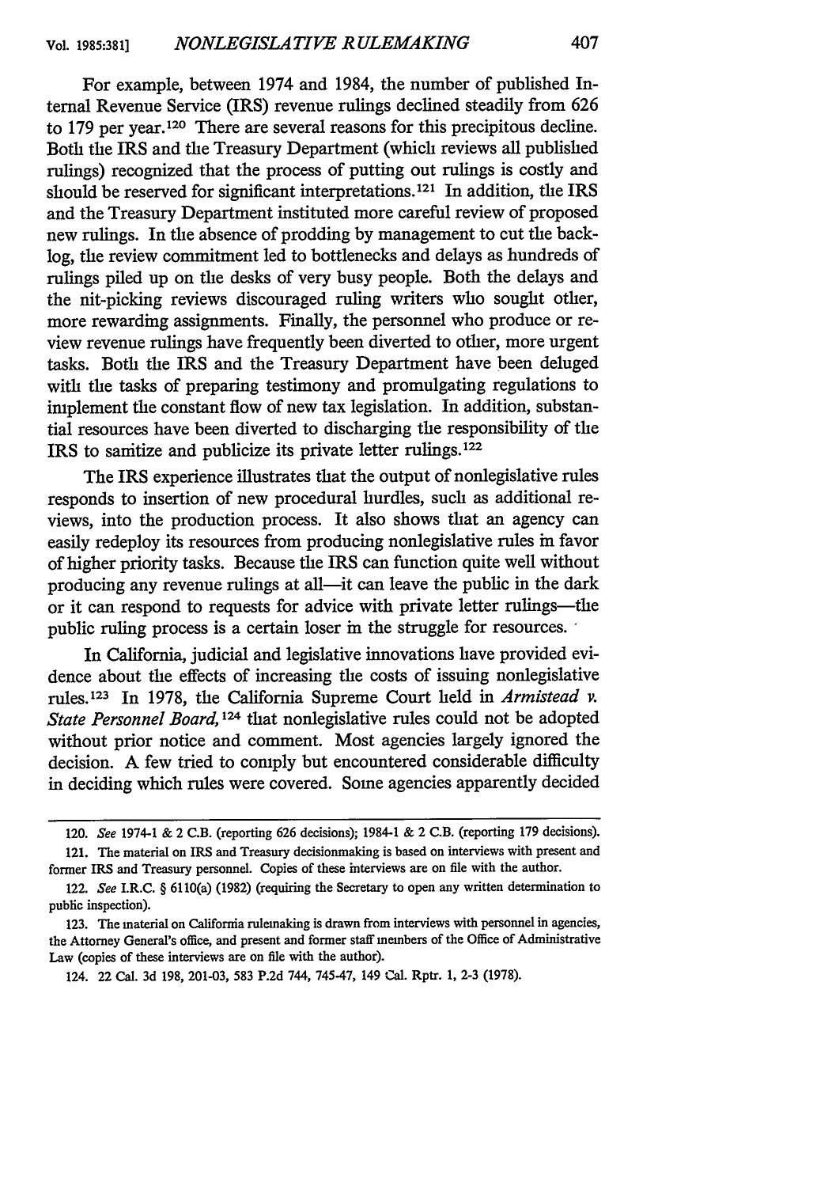For example, between 1974 and 1984, the number of published Internal Revenue Service (IRS) revenue rulings declined steadily from 626 to 179 per year.[120] There are several reasons for this precipitous decline. Both the IRS and the Treasury Department (which reviews all published rulings) recognized that the process of putting out rulings is costly and should be reserved for significant interpretations.[121] In addition, the IRS and the Treasury Department instituted more careful review of proposed new rulings. In the absence of prodding by management to cut the backlog, the review commitment led to bottlenecks and delays as hundreds of rulings piled up on the desks of very busy people. Both the delays and the nit-picking reviews discouraged ruling writers who sought other, more rewarding assignments. Finally, the personnel who produce or review revenue rulings have frequently been diverted to other, more urgent tasks. Both the IRS and the Treasury Department have been deluged with the tasks of preparing testimony and promulgating regulations to implement the constant flow of new tax legislation. In addition, substantial resources have been diverted to discharging the responsibility of the IRS to sanitize and publicize its private letter rulings.[122]

The IRS experience illustrates that the output of nonlegislative rules responds to insertion of new procedural hurdles, such as additional reviews, into the production process. It also shows that an agency can easily redeploy its resources from producing nonlegislative rules in favor of higher priority tasks. Because the IRS can function quite well without producing any revenue rulings at all—it can leave the public in the dark or it can respond to requests for advice with private letter rulings—the public ruling process is a certain loser in the struggle for resources.

In California, judicial and legislative innovations have provided evidence about the effects of increasing the costs of issuing nonlegislative rules.[123] In 1978, the California Supreme Court held in *Armistead v. State Personnel Board*,[124] that nonlegislative rules could not be adopted without prior notice and comment. Most agencies largely ignored the decision. A few tried to comply but encountered considerable difficulty in deciding which rules were covered. Some agencies apparently decided

---

120. *See* 1974-1 & 2 C.B. (reporting 626 decisions); 1984-1 & 2 C.B. (reporting 179 decisions).

121. The material on IRS and Treasury decisionmaking is based on interviews with present and former IRS and Treasury personnel. Copies of these interviews are on file with the author.

122. *See* I.R.C. § 6110(a) (1982) (requiring the Secretary to open any written determination to public inspection).

123. The material on California rulemaking is drawn from interviews with personnel in agencies, the Attorney General's office, and present and former staff members of the Office of Administrative Law (copies of these interviews are on file with the author).

124. 22 Cal. 3d 198, 201-03, 583 P.2d 744, 745-47, 149 Cal. Rptr. 1, 2-3 (1978).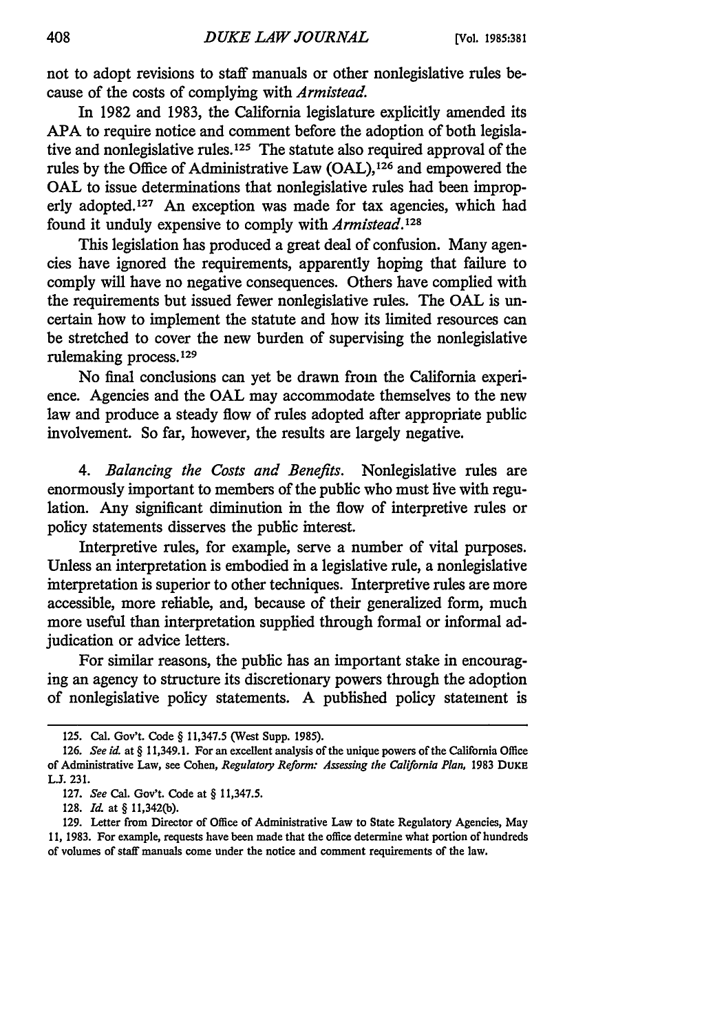not to adopt revisions to staff manuals or other nonlegislative rules because of the costs of complying with *Armistead*.

In 1982 and 1983, the California legislature explicitly amended its APA to require notice and comment before the adoption of both legislative and nonlegislative rules.[125] The statute also required approval of the rules by the Office of Administrative Law (OAL),[126] and empowered the OAL to issue determinations that nonlegislative rules had been improperly adopted.[127] An exception was made for tax agencies, which had found it unduly expensive to comply with *Armistead*.[128]

This legislation has produced a great deal of confusion. Many agencies have ignored the requirements, apparently hoping that failure to comply will have no negative consequences. Others have complied with the requirements but issued fewer nonlegislative rules. The OAL is uncertain how to implement the statute and how its limited resources can be stretched to cover the new burden of supervising the nonlegislative rulemaking process.[129]

No final conclusions can yet be drawn from the California experience. Agencies and the OAL may accommodate themselves to the new law and produce a steady flow of rules adopted after appropriate public involvement. So far, however, the results are largely negative.

4. *Balancing the Costs and Benefits.* Nonlegislative rules are enormously important to members of the public who must live with regulation. Any significant diminution in the flow of interpretive rules or policy statements disserves the public interest.

Interpretive rules, for example, serve a number of vital purposes. Unless an interpretation is embodied in a legislative rule, a nonlegislative interpretation is superior to other techniques. Interpretive rules are more accessible, more reliable, and, because of their generalized form, much more useful than interpretation supplied through formal or informal adjudication or advice letters.

For similar reasons, the public has an important stake in encouraging an agency to structure its discretionary powers through the adoption of nonlegislative policy statements. A published policy statement is

---

125. Cal. Gov't. Code § 11,347.5 (West Supp. 1985).

126. *See id.* at § 11,349.1. For an excellent analysis of the unique powers of the California Office of Administrative Law, see Cohen, *Regulatory Reform: Assessing the California Plan*, 1983 DUKE L.J. 231.

127. *See* Cal. Gov't. Code at § 11,347.5.

128. *Id.* at § 11,342(b).

129. Letter from Director of Office of Administrative Law to State Regulatory Agencies, May 11, 1983. For example, requests have been made that the office determine what portion of hundreds of volumes of staff manuals come under the notice and comment requirements of the law.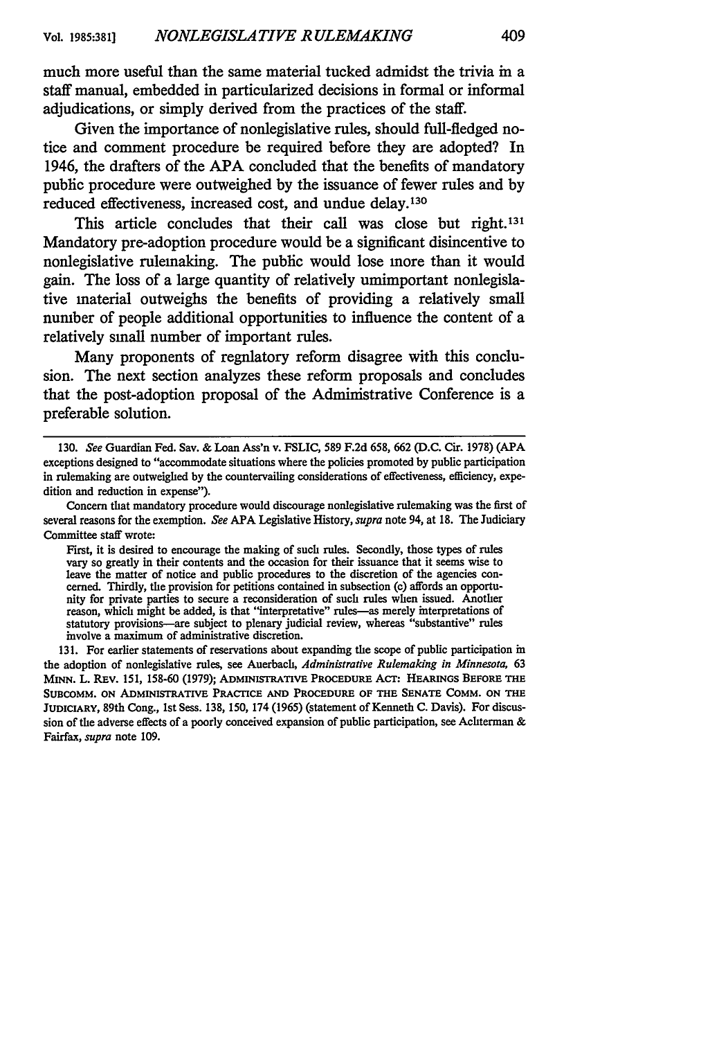much more useful than the same material tucked admidst the trivia in a staff manual, embedded in particularized decisions in formal or informal adjudications, or simply derived from the practices of the staff.

Given the importance of nonlegislative rules, should full-fledged notice and comment procedure be required before they are adopted? In 1946, the drafters of the APA concluded that the benefits of mandatory public procedure were outweighed by the issuance of fewer rules and by reduced effectiveness, increased cost, and undue delay.[130]

This article concludes that their call was close but right.[131] Mandatory pre-adoption procedure would be a significant disincentive to nonlegislative rulemaking. The public would lose more than it would gain. The loss of a large quantity of relatively umimportant nonlegislative material outweighs the benefits of providing a relatively small number of people additional opportunities to influence the content of a relatively small number of important rules.

Many proponents of regulatory reform disagree with this conclusion. The next section analyzes these reform proposals and concludes that the post-adoption proposal of the Administrative Conference is a preferable solution.

---

130. *See* Guardian Fed. Sav. & Loan Ass'n v. FSLIC, 589 F.2d 658, 662 (D.C. Cir. 1978) (APA exceptions designed to "accommodate situations where the policies promoted by public participation in rulemaking are outweighed by the countervailing considerations of effectiveness, efficiency, expedition and reduction in expense").

Concern that mandatory procedure would discourage nonlegislative rulemaking was the first of several reasons for the exemption. *See* APA Legislative History, *supra* note 94, at 18. The Judiciary Committee staff wrote:

> First, it is desired to encourage the making of such rules. Secondly, those types of rules vary so greatly in their contents and the occasion for their issuance that it seems wise to leave the matter of notice and public procedures to the discretion of the agencies concerned. Thirdly, the provision for petitions contained in subsection (c) affords an opportunity for private parties to secure a reconsideration of such rules when issued. Another reason, which might be added, is that "interpretative" rules—as merely interpretations of statutory provisions—are subject to plenary judicial review, whereas "substantive" rules involve a maximum of administrative discretion.

131. For earlier statements of reservations about expanding the scope of public participation in the adoption of nonlegislative rules, see Auerbach, *Administrative Rulemaking in Minnesota*, 63 MINN. L. REV. 151, 158-60 (1979); ADMINISTRATIVE PROCEDURE ACT: HEARINGS BEFORE THE SUBCOMM. ON ADMINISTRATIVE PRACTICE AND PROCEDURE OF THE SENATE COMM. ON THE JUDICIARY, 89th Cong., 1st Sess. 138, 150, 174 (1965) (statement of Kenneth C. Davis). For discussion of the adverse effects of a poorly conceived expansion of public participation, see Achterman & Fairfax, *supra* note 109.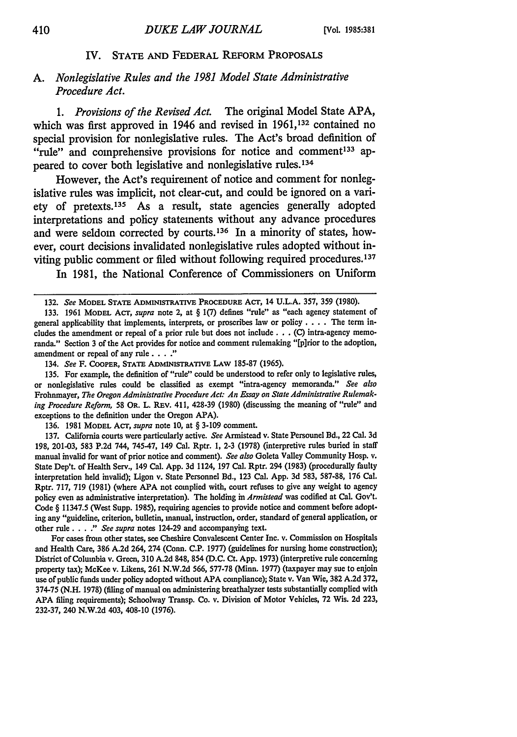## IV. State and Federal Reform Proposals

### A. *Nonlegislative Rules and the 1981 Model State Administrative Procedure Act.*

1. *Provisions of the Revised Act.* The original Model State APA, which was first approved in 1946 and revised in 1961,[132] contained no special provision for nonlegislative rules. The Act's broad definition of "rule" and comprehensive provisions for notice and comment[133] appeared to cover both legislative and nonlegislative rules.[134]

However, the Act's requirement of notice and comment for nonlegislative rules was implicit, not clear-cut, and could be ignored on a variety of pretexts.[135] As a result, state agencies generally adopted interpretations and policy statements without any advance procedures and were seldom corrected by courts.[136] In a minority of states, however, court decisions invalidated nonlegislative rules adopted without inviting public comment or filed without following required procedures.[137]

In 1981, the National Conference of Commissioners on Uniform

---

132. *See* Model State Administrative Procedure Act, 14 U.L.A. 357, 359 (1980).

133. 1961 Model Act, *supra* note 2, at § 1(7) defines "rule" as "each agency statement of general applicability that implements, interprets, or proscribes law or policy . . . . The term includes the amendment or repeal of a prior rule but does not include . . . (C) intra-agency memoranda." Section 3 of the Act provides for notice and comment rulemaking "[p]rior to the adoption, amendment or repeal of any rule . . . ."

134. *See* F. Cooper, State Administrative Law 185-87 (1965).

135. For example, the definition of "rule" could be understood to refer only to legislative rules, or nonlegislative rules could be classified as exempt "intra-agency memoranda." *See also* Frohnmayer, *The Oregon Administrative Procedure Act: An Essay on State Administrative Rulemaking Procedure Reform,* 58 Or. L. Rev. 411, 428-39 (1980) (discussing the meaning of "rule" and exceptions to the definition under the Oregon APA).

136. 1981 Model Act, *supra* note 10, at § 3-109 comment.

137. California courts were particularly active. *See* Armistead v. State Personnel Bd., 22 Cal. 3d 198, 201-03, 583 P.2d 744, 745-47, 149 Cal. Rptr. 1, 2-3 (1978) (interpretive rules buried in staff manual invalid for want of prior notice and comment). *See also* Goleta Valley Community Hosp. v. State Dep't. of Health Serv., 149 Cal. App. 3d 1124, 197 Cal. Rptr. 294 (1983) (procedurally faulty interpretation held invalid); Ligon v. State Personnel Bd., 123 Cal. App. 3d 583, 587-88, 176 Cal. Rptr. 717, 719 (1981) (where APA not complied with, court refuses to give any weight to agency policy even as administrative interpretation). The holding in *Armistead* was codified at Cal. Gov't. Code § 11347.5 (West Supp. 1985), requiring agencies to provide notice and comment before adopting any "guideline, criterion, bulletin, manual, instruction, order, standard of general application, or other rule . . . ." *See supra* notes 124-29 and accompanying text.

For cases from other states, see Cheshire Convalescent Center Inc. v. Commission on Hospitals and Health Care, 386 A.2d 264, 274 (Conn. C.P. 1977) (guidelines for nursing home construction); District of Columbia v. Green, 310 A.2d 848, 854 (D.C. Ct. App. 1973) (interpretive rule concerning property tax); McKee v. Likens, 261 N.W.2d 566, 577-78 (Minn. 1977) (taxpayer may sue to enjoin use of public funds under policy adopted without APA compliance); State v. Van Wie, 382 A.2d 372, 374-75 (N.H. 1978) (filing of manual on administering breathalyzer tests substantially complied with APA filing requirements); Schoolway Transp. Co. v. Division of Motor Vehicles, 72 Wis. 2d 223, 232-37, 240 N.W.2d 403, 408-10 (1976).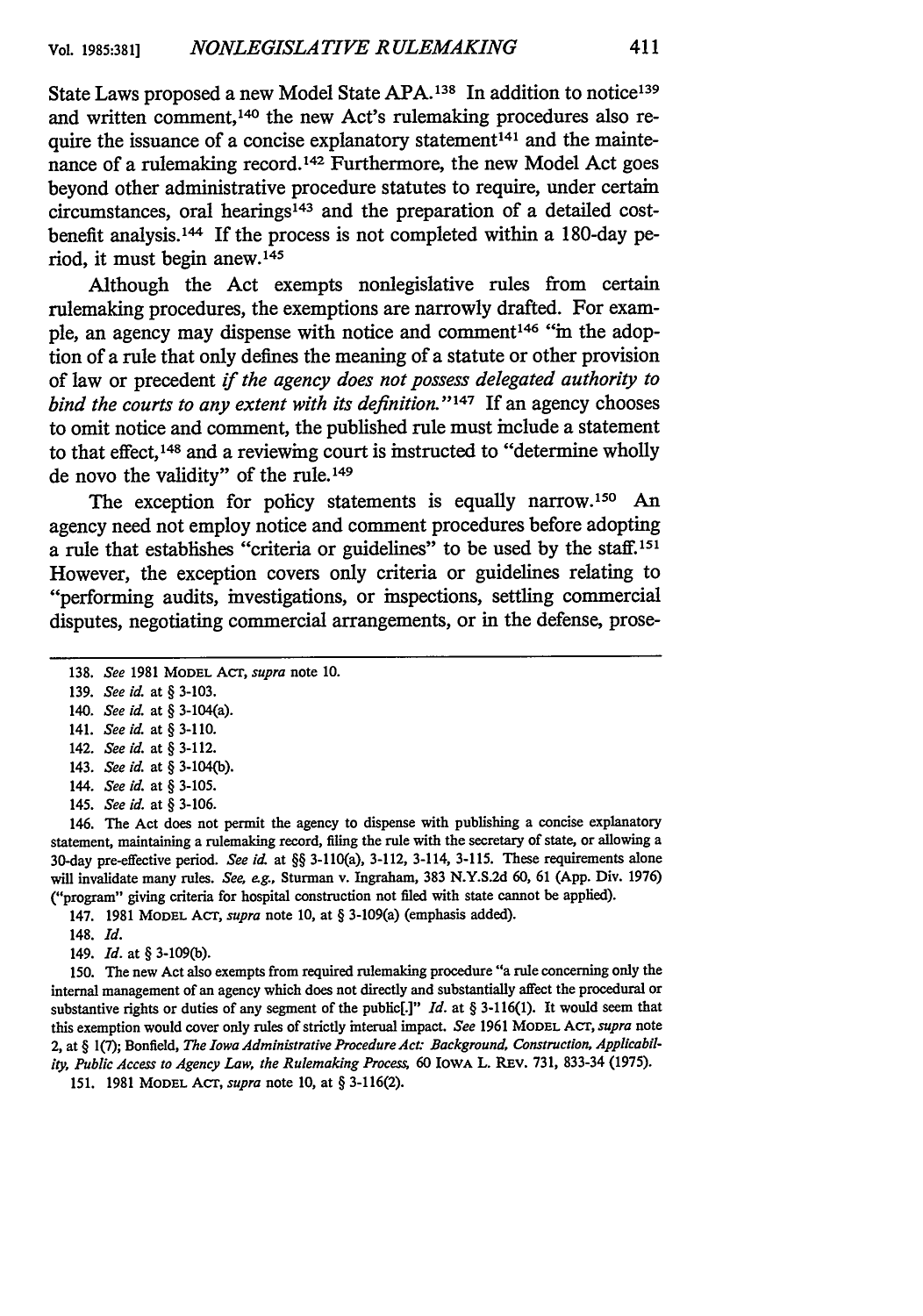State Laws proposed a new Model State APA.[138] In addition to notice[139] and written comment,[140] the new Act's rulemaking procedures also require the issuance of a concise explanatory statement[141] and the maintenance of a rulemaking record.[142] Furthermore, the new Model Act goes beyond other administrative procedure statutes to require, under certain circumstances, oral hearings[143] and the preparation of a detailed cost-benefit analysis.[144] If the process is not completed within a 180-day period, it must begin anew.[145]

Although the Act exempts nonlegislative rules from certain rulemaking procedures, the exemptions are narrowly drafted. For example, an agency may dispense with notice and comment[146] "in the adoption of a rule that only defines the meaning of a statute or other provision of law or precedent *if the agency does not possess delegated authority to bind the courts to any extent with its definition.*"[147] If an agency chooses to omit notice and comment, the published rule must include a statement to that effect,[148] and a reviewing court is instructed to "determine wholly de novo the validity" of the rule.[149]

The exception for policy statements is equally narrow.[150] An agency need not employ notice and comment procedures before adopting a rule that establishes "criteria or guidelines" to be used by the staff.[151] However, the exception covers only criteria or guidelines relating to "performing audits, investigations, or inspections, settling commercial disputes, negotiating commercial arrangements, or in the defense, prose-

---

138. *See* 1981 MODEL ACT, *supra* note 10.

139. *See id.* at § 3-103.

140. *See id.* at § 3-104(a).

141. *See id.* at § 3-110.

142. *See id.* at § 3-112.

143. *See id.* at § 3-104(b).

144. *See id.* at § 3-105.

145. *See id.* at § 3-106.

146. The Act does not permit the agency to dispense with publishing a concise explanatory statement, maintaining a rulemaking record, filing the rule with the secretary of state, or allowing a 30-day pre-effective period. *See id.* at §§ 3-110(a), 3-112, 3-114, 3-115. These requirements alone will invalidate many rules. *See, e.g.*, Sturman v. Ingraham, 383 N.Y.S.2d 60, 61 (App. Div. 1976) ("program" giving criteria for hospital construction not filed with state cannot be applied).

147. 1981 MODEL ACT, *supra* note 10, at § 3-109(a) (emphasis added).

148. *Id.*

149. *Id.* at § 3-109(b).

150. The new Act also exempts from required rulemaking procedure "a rule concerning only the internal management of an agency which does not directly and substantially affect the procedural or substantive rights or duties of any segment of the public[.]" *Id.* at § 3-116(1). It would seem that this exemption would cover only rules of strictly internal impact. *See* 1961 MODEL ACT, *supra* note 2, at § 1(7); Bonfield, *The Iowa Administrative Procedure Act: Background, Construction, Applicability, Public Access to Agency Law, the Rulemaking Process*, 60 IOWA L. REV. 731, 833-34 (1975).

151. 1981 MODEL ACT, *supra* note 10, at § 3-116(2).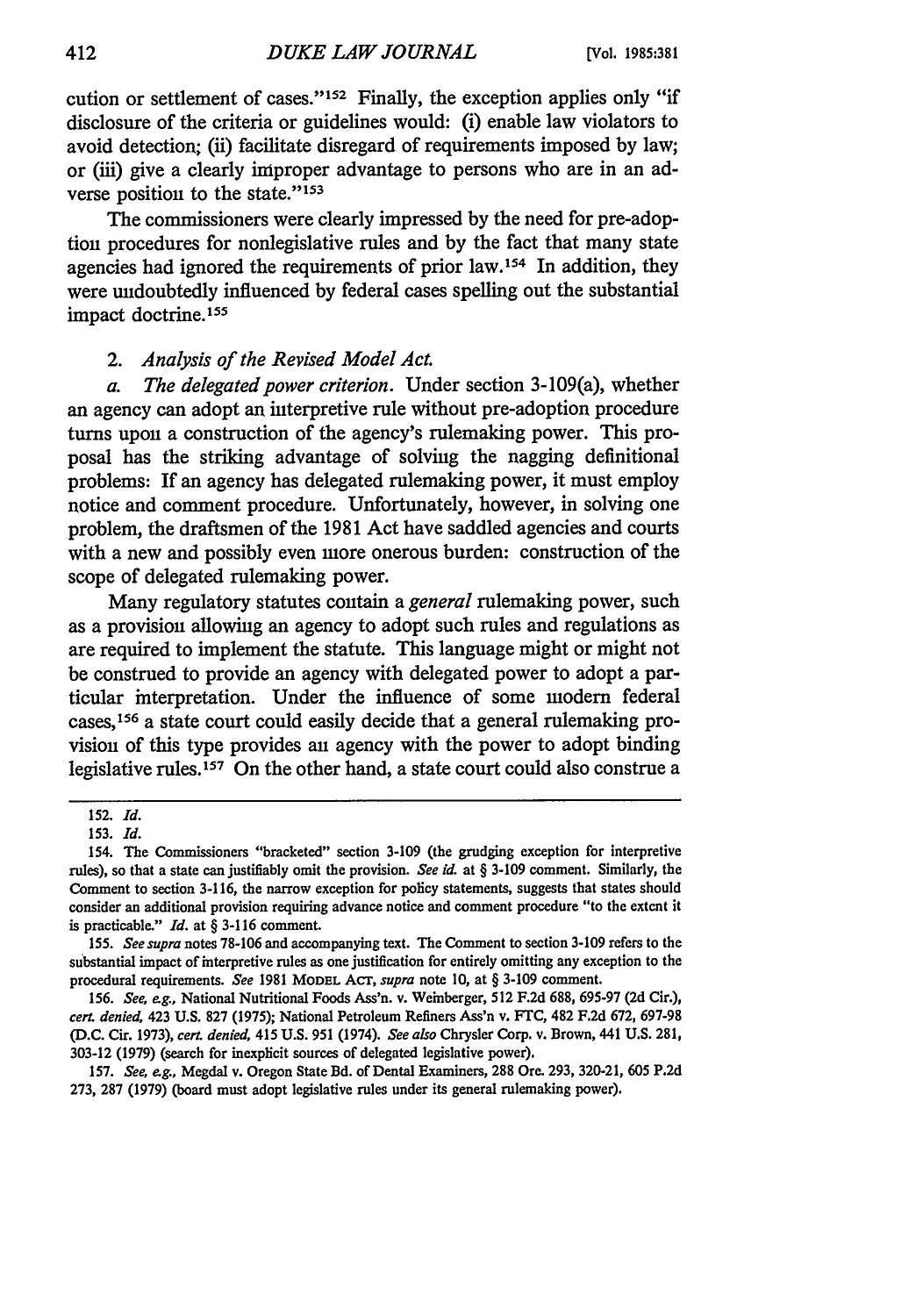cution or settlement of cases."[152] Finally, the exception applies only "if disclosure of the criteria or guidelines would: (i) enable law violators to avoid detection; (ii) facilitate disregard of requirements imposed by law; or (iii) give a clearly improper advantage to persons who are in an adverse position to the state."[153]

The commissioners were clearly impressed by the need for pre-adoption procedures for nonlegislative rules and by the fact that many state agencies had ignored the requirements of prior law.[154] In addition, they were undoubtedly influenced by federal cases spelling out the substantial impact doctrine.[155]

### 2. *Analysis of the Revised Model Act.*

*a. The delegated power criterion.* Under section 3-109(a), whether an agency can adopt an interpretive rule without pre-adoption procedure turns upon a construction of the agency's rulemaking power. This proposal has the striking advantage of solving the nagging definitional problems: If an agency has delegated rulemaking power, it must employ notice and comment procedure. Unfortunately, however, in solving one problem, the draftsmen of the 1981 Act have saddled agencies and courts with a new and possibly even more onerous burden: construction of the scope of delegated rulemaking power.

Many regulatory statutes contain a *general* rulemaking power, such as a provision allowing an agency to adopt such rules and regulations as are required to implement the statute. This language might or might not be construed to provide an agency with delegated power to adopt a particular interpretation. Under the influence of some modern federal cases,[156] a state court could easily decide that a general rulemaking provision of this type provides an agency with the power to adopt binding legislative rules.[157] On the other hand, a state court could also construe a

---

152. *Id.*

153. *Id.*

154. The Commissioners "bracketed" section 3-109 (the grudging exception for interpretive rules), so that a state can justifiably omit the provision. *See id.* at § 3-109 comment. Similarly, the Comment to section 3-116, the narrow exception for policy statements, suggests that states should consider an additional provision requiring advance notice and comment procedure "to the extent it is practicable." *Id.* at § 3-116 comment.

155. *See supra* notes 78-106 and accompanying text. The Comment to section 3-109 refers to the substantial impact of interpretive rules as one justification for entirely omitting any exception to the procedural requirements. *See* 1981 MODEL ACT, *supra* note 10, at § 3-109 comment.

156. *See, e.g.,* National Nutritional Foods Ass'n. v. Weinberger, 512 F.2d 688, 695-97 (2d Cir.), *cert. denied,* 423 U.S. 827 (1975); National Petroleum Refiners Ass'n v. FTC, 482 F.2d 672, 697-98 (D.C. Cir. 1973), *cert. denied,* 415 U.S. 951 (1974). *See also* Chrysler Corp. v. Brown, 441 U.S. 281, 303-12 (1979) (search for inexplicit sources of delegated legislative power).

157. *See, e.g.,* Megdal v. Oregon State Bd. of Dental Examiners, 288 Ore. 293, 320-21, 605 P.2d 273, 287 (1979) (board must adopt legislative rules under its general rulemaking power).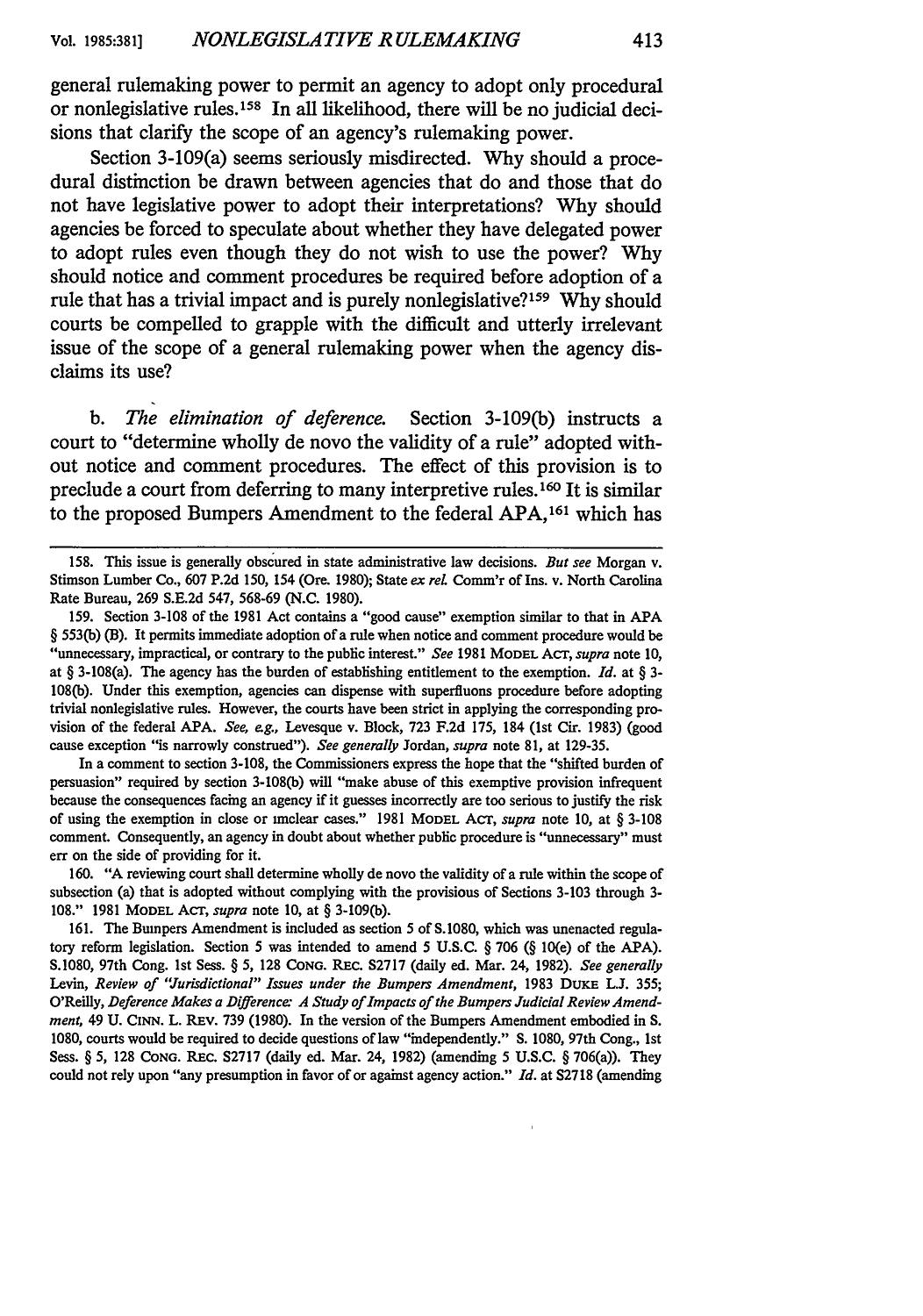general rulemaking power to permit an agency to adopt only procedural or nonlegislative rules.[158] In all likelihood, there will be no judicial decisions that clarify the scope of an agency's rulemaking power.

Section 3-109(a) seems seriously misdirected. Why should a procedural distinction be drawn between agencies that do and those that do not have legislative power to adopt their interpretations? Why should agencies be forced to speculate about whether they have delegated power to adopt rules even though they do not wish to use the power? Why should notice and comment procedures be required before adoption of a rule that has a trivial impact and is purely nonlegislative?[159] Why should courts be compelled to grapple with the difficult and utterly irrelevant issue of the scope of a general rulemaking power when the agency disclaims its use?

b. *The elimination of deference.* Section 3-109(b) instructs a court to "determine wholly de novo the validity of a rule" adopted without notice and comment procedures. The effect of this provision is to preclude a court from deferring to many interpretive rules.[160] It is similar to the proposed Bumpers Amendment to the federal APA,[161] which has

---

158. This issue is generally obscured in state administrative law decisions. *But see* Morgan v. Stimson Lumber Co., 607 P.2d 150, 154 (Ore. 1980); State *ex rel.* Comm'r of Ins. v. North Carolina Rate Bureau, 269 S.E.2d 547, 568-69 (N.C. 1980).

159. Section 3-108 of the 1981 Act contains a "good cause" exemption similar to that in APA § 553(b) (B). It permits immediate adoption of a rule when notice and comment procedure would be "unnecessary, impractical, or contrary to the public interest." *See* 1981 MODEL ACT, *supra* note 10, at § 3-108(a). The agency has the burden of establishing entitlement to the exemption. *Id.* at § 3-108(b). Under this exemption, agencies can dispense with superfluous procedure before adopting trivial nonlegislative rules. However, the courts have been strict in applying the corresponding provision of the federal APA. *See, e.g.,* Levesque v. Block, 723 F.2d 175, 184 (1st Cir. 1983) (good cause exception "is narrowly construed"). *See generally* Jordan, *supra* note 81, at 129-35.

In a comment to section 3-108, the Commissioners express the hope that the "shifted burden of persuasion" required by section 3-108(b) will "make abuse of this exemptive provision infrequent because the consequences facing an agency if it guesses incorrectly are too serious to justify the risk of using the exemption in close or unclear cases." 1981 MODEL ACT, *supra* note 10, at § 3-108 comment. Consequently, an agency in doubt about whether public procedure is "unnecessary" must err on the side of providing for it.

160. "A reviewing court shall determine wholly de novo the validity of a rule within the scope of subsection (a) that is adopted without complying with the provisions of Sections 3-103 through 3-108." 1981 MODEL ACT, *supra* note 10, at § 3-109(b).

161. The Bumpers Amendment is included as section 5 of S.1080, which was unenacted regulatory reform legislation. Section 5 was intended to amend 5 U.S.C. § 706 (§ 10(e) of the APA). S.1080, 97th Cong. 1st Sess. § 5, 128 CONG. REC. S2717 (daily ed. Mar. 24, 1982). *See generally* Levin, *Review of "Jurisdictional" Issues under the Bumpers Amendment*, 1983 DUKE L.J. 355; O'Reilly, *Deference Makes a Difference: A Study of Impacts of the Bumpers Judicial Review Amendment*, 49 U. CINN. L. REV. 739 (1980). In the version of the Bumpers Amendment embodied in S. 1080, courts would be required to decide questions of law "independently." S. 1080, 97th Cong., 1st Sess. § 5, 128 CONG. REC. S2717 (daily ed. Mar. 24, 1982) (amending 5 U.S.C. § 706(a)). They could not rely upon "any presumption in favor of or against agency action." *Id.* at S2718 (amending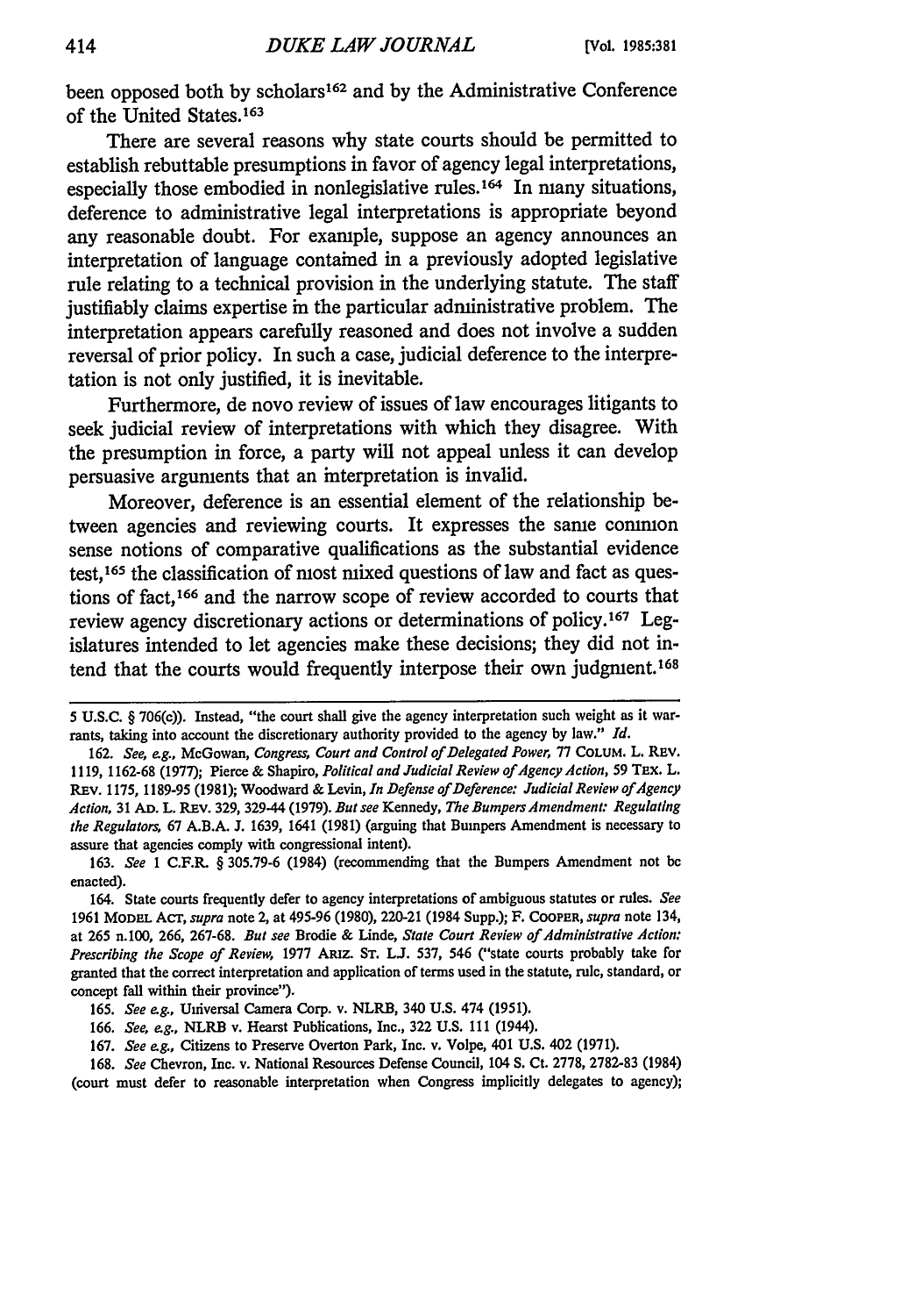been opposed both by scholars[162] and by the Administrative Conference of the United States.[163]

There are several reasons why state courts should be permitted to establish rebuttable presumptions in favor of agency legal interpretations, especially those embodied in nonlegislative rules.[164] In many situations, deference to administrative legal interpretations is appropriate beyond any reasonable doubt. For example, suppose an agency announces an interpretation of language contained in a previously adopted legislative rule relating to a technical provision in the underlying statute. The staff justifiably claims expertise in the particular administrative problem. The interpretation appears carefully reasoned and does not involve a sudden reversal of prior policy. In such a case, judicial deference to the interpretation is not only justified, it is inevitable.

Furthermore, de novo review of issues of law encourages litigants to seek judicial review of interpretations with which they disagree. With the presumption in force, a party will not appeal unless it can develop persuasive arguments that an interpretation is invalid.

Moreover, deference is an essential element of the relationship between agencies and reviewing courts. It expresses the same common sense notions of comparative qualifications as the substantial evidence test,[165] the classification of most mixed questions of law and fact as questions of fact,[166] and the narrow scope of review accorded to courts that review agency discretionary actions or determinations of policy.[167] Legislatures intended to let agencies make these decisions; they did not intend that the courts would frequently interpose their own judgment.[168]

---

5 U.S.C. § 706(c)). Instead, "the court shall give the agency interpretation such weight as it warrants, taking into account the discretionary authority provided to the agency by law." *Id.*

162. *See, e.g.*, McGowan, *Congress, Court and Control of Delegated Power*, 77 COLUM. L. REV. 1119, 1162-68 (1977); Pierce & Shapiro, *Political and Judicial Review of Agency Action*, 59 TEX. L. REV. 1175, 1189-95 (1981); Woodward & Levin, *In Defense of Deference: Judicial Review of Agency Action*, 31 AD. L. REV. 329, 329-44 (1979). *But see* Kennedy, *The Bumpers Amendment: Regulating the Regulators*, 67 A.B.A. J. 1639, 1641 (1981) (arguing that Bumpers Amendment is necessary to assure that agencies comply with congressional intent).

163. *See* 1 C.F.R. § 305.79-6 (1984) (recommending that the Bumpers Amendment not be enacted).

164. State courts frequently defer to agency interpretations of ambiguous statutes or rules. *See* 1961 MODEL ACT, *supra* note 2, at 495-96 (1980), 220-21 (1984 Supp.); F. COOPER, *supra* note 134, at 265 n.100, 266, 267-68. *But see* Brodie & Linde, *State Court Review of Administrative Action: Prescribing the Scope of Review*, 1977 ARIZ. ST. L.J. 537, 546 ("state courts probably take for granted that the correct interpretation and application of terms used in the statute, rule, standard, or concept fall within their province").

165. *See e.g.*, Universal Camera Corp. v. NLRB, 340 U.S. 474 (1951).

166. *See, e.g.*, NLRB v. Hearst Publications, Inc., 322 U.S. 111 (1944).

167. *See e.g.*, Citizens to Preserve Overton Park, Inc. v. Volpe, 401 U.S. 402 (1971).

168. *See* Chevron, Inc. v. National Resources Defense Council, 104 S. Ct. 2778, 2782-83 (1984) (court must defer to reasonable interpretation when Congress implicitly delegates to agency);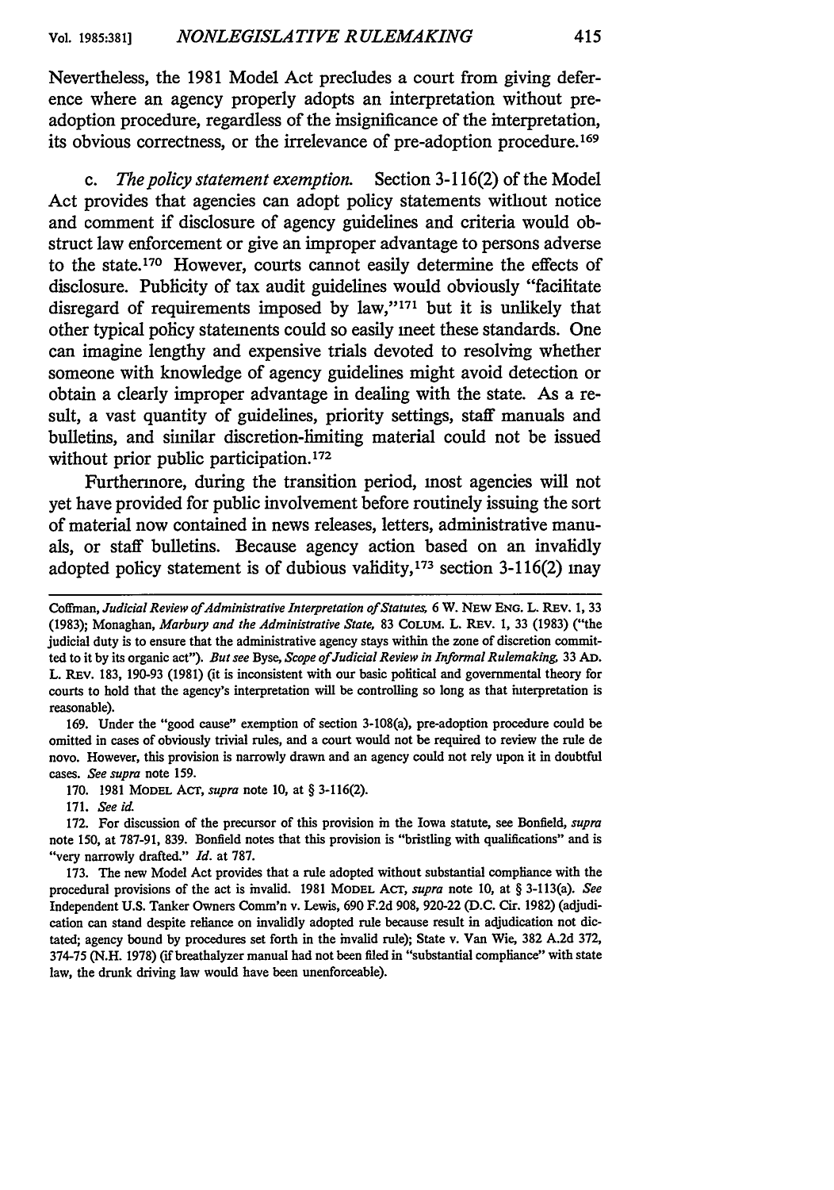Nevertheless, the 1981 Model Act precludes a court from giving deference where an agency properly adopts an interpretation without pre-adoption procedure, regardless of the insignificance of the interpretation, its obvious correctness, or the irrelevance of pre-adoption procedure.[169]

c. *The policy statement exemption.* Section 3-116(2) of the Model Act provides that agencies can adopt policy statements without notice and comment if disclosure of agency guidelines and criteria would obstruct law enforcement or give an improper advantage to persons adverse to the state.[170] However, courts cannot easily determine the effects of disclosure. Publicity of tax audit guidelines would obviously "facilitate disregard of requirements imposed by law,"[171] but it is unlikely that other typical policy statements could so easily meet these standards. One can imagine lengthy and expensive trials devoted to resolving whether someone with knowledge of agency guidelines might avoid detection or obtain a clearly improper advantage in dealing with the state. As a result, a vast quantity of guidelines, priority settings, staff manuals and bulletins, and similar discretion-limiting material could not be issued without prior public participation.[172]

Furthermore, during the transition period, most agencies will not yet have provided for public involvement before routinely issuing the sort of material now contained in news releases, letters, administrative manuals, or staff bulletins. Because agency action based on an invalidly adopted policy statement is of dubious validity,[173] section 3-116(2) may

---

Coffman, *Judicial Review of Administrative Interpretation of Statutes,* 6 W. NEW ENG. L. REV. 1, 33 (1983); Monaghan, *Marbury and the Administrative State,* 83 COLUM. L. REV. 1, 33 (1983) ("the judicial duty is to ensure that the administrative agency stays within the zone of discretion committed to it by its organic act"). *But see* Byse, *Scope of Judicial Review in Informal Rulemaking,* 33 AD. L. REV. 183, 190-93 (1981) (it is inconsistent with our basic political and governmental theory for courts to hold that the agency's interpretation will be controlling so long as that interpretation is reasonable).

169. Under the "good cause" exemption of section 3-108(a), pre-adoption procedure could be omitted in cases of obviously trivial rules, and a court would not be required to review the rule de novo. However, this provision is narrowly drawn and an agency could not rely upon it in doubtful cases. *See supra* note 159.

170. 1981 MODEL ACT, *supra* note 10, at § 3-116(2).

171. *See id.*

172. For discussion of the precursor of this provision in the Iowa statute, see Bonfield, *supra* note 150, at 787-91, 839. Bonfield notes that this provision is "bristling with qualifications" and is "very narrowly drafted." *Id.* at 787.

173. The new Model Act provides that a rule adopted without substantial compliance with the procedural provisions of the act is invalid. 1981 MODEL ACT, *supra* note 10, at § 3-113(a). *See* Independent U.S. Tanker Owners Comm'n v. Lewis, 690 F.2d 908, 920-22 (D.C. Cir. 1982) (adjudication can stand despite reliance on invalidly adopted rule because result in adjudication not dictated; agency bound by procedures set forth in the invalid rule); State v. Van Wie, 382 A.2d 372, 374-75 (N.H. 1978) (if breathalyzer manual had not been filed in "substantial compliance" with state law, the drunk driving law would have been unenforceable).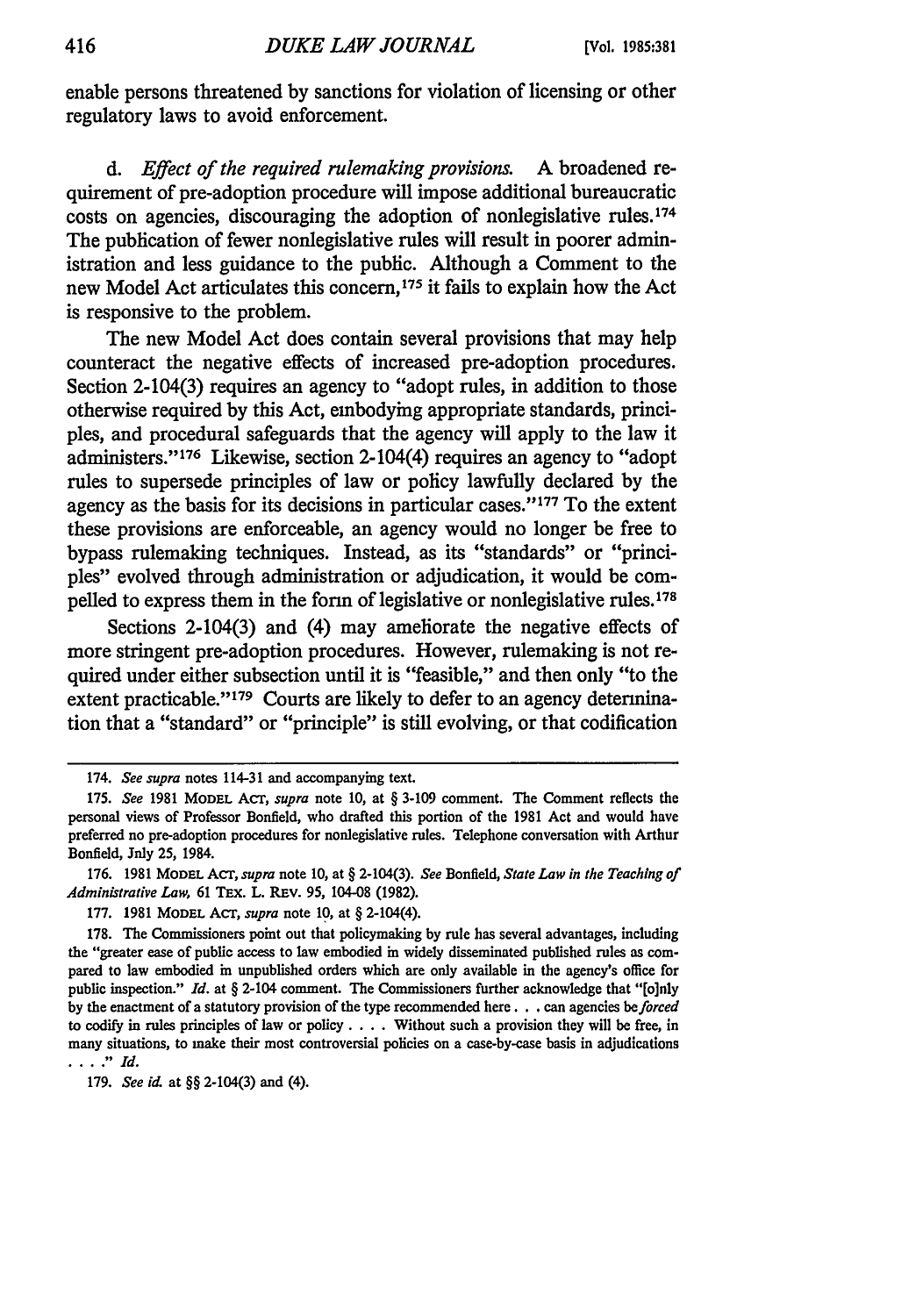enable persons threatened by sanctions for violation of licensing or other regulatory laws to avoid enforcement.

d. *Effect of the required rulemaking provisions.* A broadened requirement of pre-adoption procedure will impose additional bureaucratic costs on agencies, discouraging the adoption of nonlegislative rules.[174] The publication of fewer nonlegislative rules will result in poorer administration and less guidance to the public. Although a Comment to the new Model Act articulates this concern,[175] it fails to explain how the Act is responsive to the problem.

The new Model Act does contain several provisions that may help counteract the negative effects of increased pre-adoption procedures. Section 2-104(3) requires an agency to "adopt rules, in addition to those otherwise required by this Act, embodying appropriate standards, principles, and procedural safeguards that the agency will apply to the law it administers."[176] Likewise, section 2-104(4) requires an agency to "adopt rules to supersede principles of law or policy lawfully declared by the agency as the basis for its decisions in particular cases."[177] To the extent these provisions are enforceable, an agency would no longer be free to bypass rulemaking techniques. Instead, as its "standards" or "principles" evolved through administration or adjudication, it would be compelled to express them in the form of legislative or nonlegislative rules.[178]

Sections 2-104(3) and (4) may ameliorate the negative effects of more stringent pre-adoption procedures. However, rulemaking is not required under either subsection until it is "feasible," and then only "to the extent practicable."[179] Courts are likely to defer to an agency determination that a "standard" or "principle" is still evolving, or that codification

---

174. *See supra* notes 114-31 and accompanying text.

175. *See* 1981 MODEL ACT, *supra* note 10, at § 3-109 comment. The Comment reflects the personal views of Professor Bonfield, who drafted this portion of the 1981 Act and would have preferred no pre-adoption procedures for nonlegislative rules. Telephone conversation with Arthur Bonfield, July 25, 1984.

176. 1981 MODEL ACT, *supra* note 10, at § 2-104(3). *See* Bonfield, *State Law in the Teaching of Administrative Law*, 61 TEX. L. REV. 95, 104-08 (1982).

177. 1981 MODEL ACT, *supra* note 10, at § 2-104(4).

178. The Commissioners point out that policymaking by rule has several advantages, including the "greater ease of public access to law embodied in widely disseminated published rules as compared to law embodied in unpublished orders which are only available in the agency's office for public inspection." *Id.* at § 2-104 comment. The Commissioners further acknowledge that "[o]nly by the enactment of a statutory provision of the type recommended here . . . can agencies be *forced* to codify in rules principles of law or policy . . . . Without such a provision they will be free, in many situations, to make their most controversial policies on a case-by-case basis in adjudications . . . ." *Id.*

179. *See id.* at §§ 2-104(3) and (4).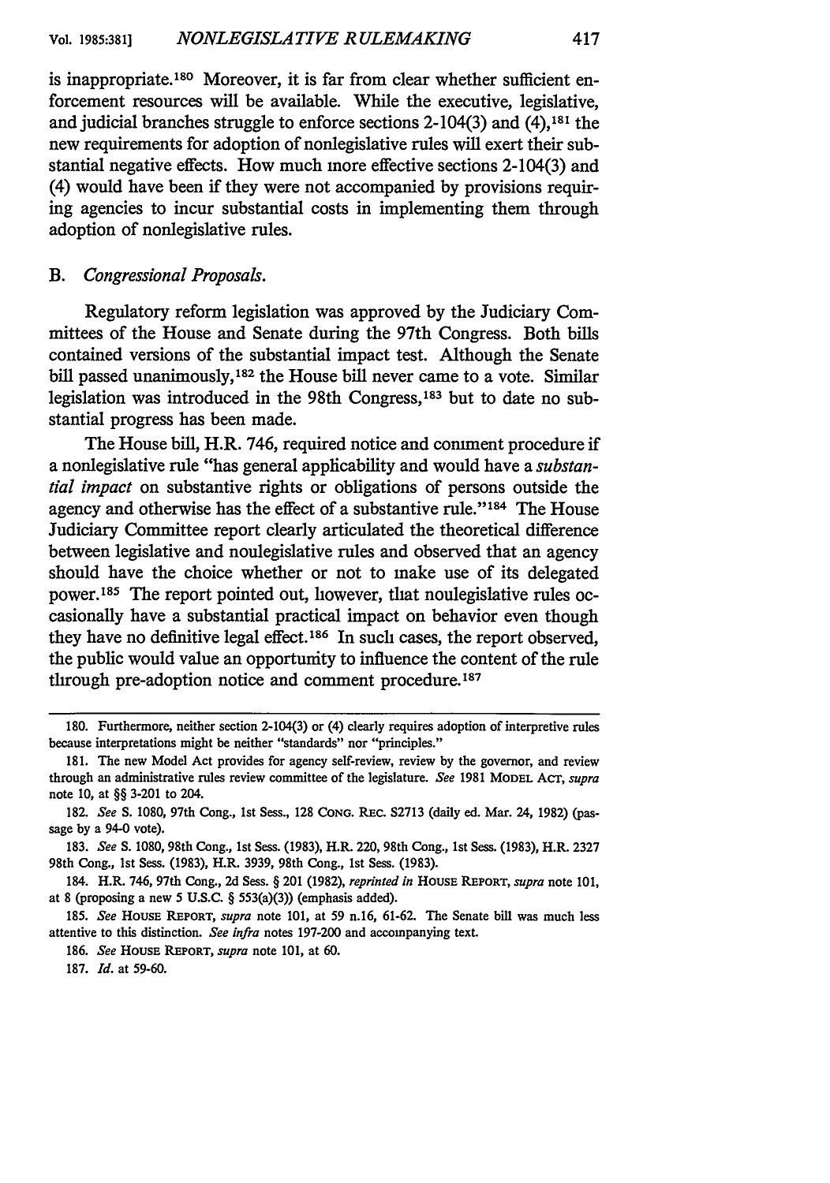is inappropriate.[180] Moreover, it is far from clear whether sufficient enforcement resources will be available. While the executive, legislative, and judicial branches struggle to enforce sections 2-104(3) and (4),[181] the new requirements for adoption of nonlegislative rules will exert their substantial negative effects. How much more effective sections 2-104(3) and (4) would have been if they were not accompanied by provisions requiring agencies to incur substantial costs in implementing them through adoption of nonlegislative rules.

### B. *Congressional Proposals.*

Regulatory reform legislation was approved by the Judiciary Committees of the House and Senate during the 97th Congress. Both bills contained versions of the substantial impact test. Although the Senate bill passed unanimously,[182] the House bill never came to a vote. Similar legislation was introduced in the 98th Congress,[183] but to date no substantial progress has been made.

The House bill, H.R. 746, required notice and comment procedure if a nonlegislative rule "has general applicability and would have a *substantial impact* on substantive rights or obligations of persons outside the agency and otherwise has the effect of a substantive rule."[184] The House Judiciary Committee report clearly articulated the theoretical difference between legislative and nonlegislative rules and observed that an agency should have the choice whether or not to make use of its delegated power.[185] The report pointed out, however, that nonlegislative rules occasionally have a substantial practical impact on behavior even though they have no definitive legal effect.[186] In such cases, the report observed, the public would value an opportunity to influence the content of the rule through pre-adoption notice and comment procedure.[187]

---

180. Furthermore, neither section 2-104(3) or (4) clearly requires adoption of interpretive rules because interpretations might be neither "standards" nor "principles."

181. The new Model Act provides for agency self-review, review by the governor, and review through an administrative rules review committee of the legislature. *See* 1981 MODEL ACT, *supra* note 10, at §§ 3-201 to 204.

182. *See* S. 1080, 97th Cong., 1st Sess., 128 CONG. REC. S2713 (daily ed. Mar. 24, 1982) (passage by a 94-0 vote).

183. *See* S. 1080, 98th Cong., 1st Sess. (1983), H.R. 220, 98th Cong., 1st Sess. (1983), H.R. 2327 98th Cong., 1st Sess. (1983), H.R. 3939, 98th Cong., 1st Sess. (1983).

184. H.R. 746, 97th Cong., 2d Sess. § 201 (1982), *reprinted in* HOUSE REPORT, *supra* note 101, at 8 (proposing a new 5 U.S.C. § 553(a)(3)) (emphasis added).

185. *See* HOUSE REPORT, *supra* note 101, at 59 n.16, 61-62. The Senate bill was much less attentive to this distinction. *See infra* notes 197-200 and accompanying text.

186. *See* HOUSE REPORT, *supra* note 101, at 60.

187. *Id.* at 59-60.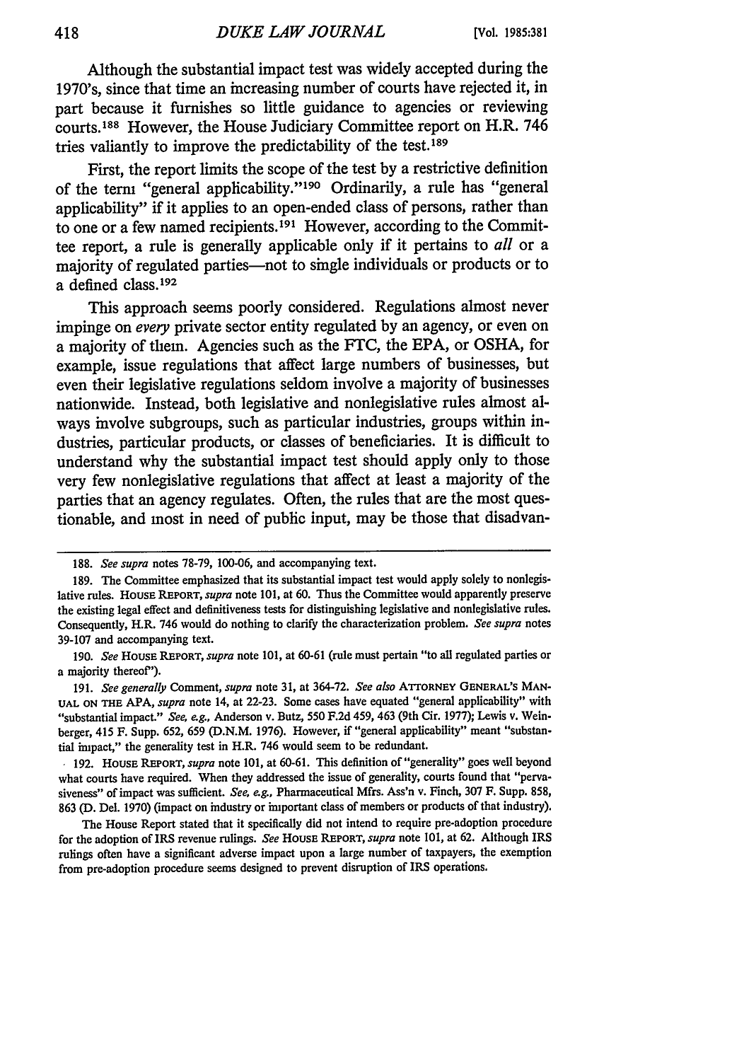Although the substantial impact test was widely accepted during the 1970's, since that time an increasing number of courts have rejected it, in part because it furnishes so little guidance to agencies or reviewing courts.[188] However, the House Judiciary Committee report on H.R. 746 tries valiantly to improve the predictability of the test.[189]

First, the report limits the scope of the test by a restrictive definition of the term "general applicability."[190] Ordinarily, a rule has "general applicability" if it applies to an open-ended class of persons, rather than to one or a few named recipients.[191] However, according to the Committee report, a rule is generally applicable only if it pertains to *all* or a majority of regulated parties—not to single individuals or products or to a defined class.[192]

This approach seems poorly considered. Regulations almost never impinge on *every* private sector entity regulated by an agency, or even on a majority of them. Agencies such as the FTC, the EPA, or OSHA, for example, issue regulations that affect large numbers of businesses, but even their legislative regulations seldom involve a majority of businesses nationwide. Instead, both legislative and nonlegislative rules almost always involve subgroups, such as particular industries, groups within industries, particular products, or classes of beneficiaries. It is difficult to understand why the substantial impact test should apply only to those very few nonlegislative regulations that affect at least a majority of the parties that an agency regulates. Often, the rules that are the most questionable, and most in need of public input, may be those that disadvan-

---

188. *See supra* notes 78-79, 100-06, and accompanying text.

189. The Committee emphasized that its substantial impact test would apply solely to nonlegislative rules. HOUSE REPORT, *supra* note 101, at 60. Thus the Committee would apparently preserve the existing legal effect and definitiveness tests for distinguishing legislative and nonlegislative rules. Consequently, H.R. 746 would do nothing to clarify the characterization problem. *See supra* notes 39-107 and accompanying text.

190. *See* HOUSE REPORT, *supra* note 101, at 60-61 (rule must pertain "to all regulated parties or a majority thereof").

191. *See generally* Comment, *supra* note 31, at 364-72. *See also* ATTORNEY GENERAL'S MANUAL ON THE APA, *supra* note 14, at 22-23. Some cases have equated "general applicability" with "substantial impact." *See, e.g.*, Anderson v. Butz, 550 F.2d 459, 463 (9th Cir. 1977); Lewis v. Weinberger, 415 F. Supp. 652, 659 (D.N.M. 1976). However, if "general applicability" meant "substantial impact," the generality test in H.R. 746 would seem to be redundant.

192. HOUSE REPORT, *supra* note 101, at 60-61. This definition of "generality" goes well beyond what courts have required. When they addressed the issue of generality, courts found that "pervasiveness" of impact was sufficient. *See, e.g.*, Pharmaceutical Mfrs. Ass'n v. Finch, 307 F. Supp. 858, 863 (D. Del. 1970) (impact on industry or important class of members or products of that industry).

The House Report stated that it specifically did not intend to require pre-adoption procedure for the adoption of IRS revenue rulings. *See* HOUSE REPORT, *supra* note 101, at 62. Although IRS rulings often have a significant adverse impact upon a large number of taxpayers, the exemption from pre-adoption procedure seems designed to prevent disruption of IRS operations.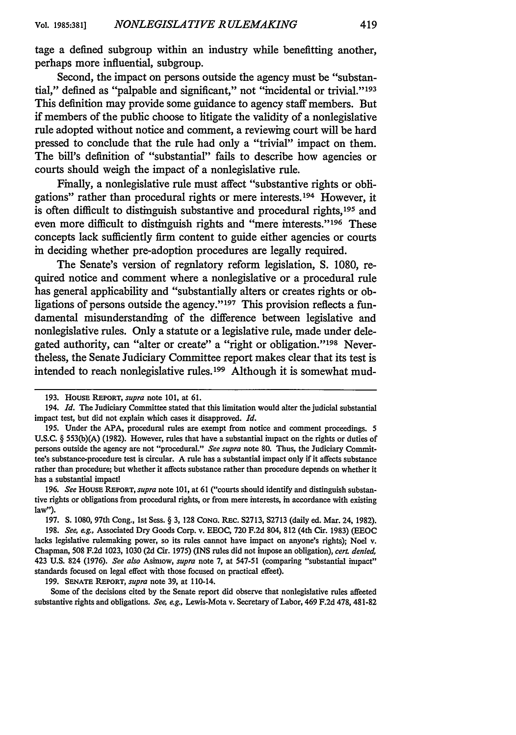tage a defined subgroup within an industry while benefitting another, perhaps more influential, subgroup.

Second, the impact on persons outside the agency must be "substantial," defined as "palpable and significant," not "incidental or trivial."[193] This definition may provide some guidance to agency staff members. But if members of the public choose to litigate the validity of a nonlegislative rule adopted without notice and comment, a reviewing court will be hard pressed to conclude that the rule had only a "trivial" impact on them. The bill's definition of "substantial" fails to describe how agencies or courts should weigh the impact of a nonlegislative rule.

Finally, a nonlegislative rule must affect "substantive rights or obligations" rather than procedural rights or mere interests.[194] However, it is often difficult to distinguish substantive and procedural rights,[195] and even more difficult to distinguish rights and "mere interests."[196] These concepts lack sufficiently firm content to guide either agencies or courts in deciding whether pre-adoption procedures are legally required.

The Senate's version of regulatory reform legislation, S. 1080, required notice and comment where a nonlegislative or a procedural rule has general applicability and "substantially alters or creates rights or obligations of persons outside the agency."[197] This provision reflects a fundamental misunderstanding of the difference between legislative and nonlegislative rules. Only a statute or a legislative rule, made under delegated authority, can "alter or create" a "right or obligation."[198] Nevertheless, the Senate Judiciary Committee report makes clear that its test is intended to reach nonlegislative rules.[199] Although it is somewhat mud-

---

193. HOUSE REPORT, *supra* note 101, at 61.

194. *Id.* The Judiciary Committee stated that this limitation would alter the judicial substantial impact test, but did not explain which cases it disapproved. *Id.*

195. Under the APA, procedural rules are exempt from notice and comment proceedings. 5 U.S.C. § 553(b)(A) (1982). However, rules that have a substantial impact on the rights or duties of persons outside the agency are not "procedural." *See supra* note 80. Thus, the Judiciary Committee's substance-procedure test is circular. A rule has a substantial impact only if it affects substance rather than procedure; but whether it affects substance rather than procedure depends on whether it has a substantial impact!

196. *See* HOUSE REPORT, *supra* note 101, at 61 ("courts should identify and distinguish substantive rights or obligations from procedural rights, or from mere interests, in accordance with existing law").

197. S. 1080, 97th Cong., 1st Sess. § 3, 128 CONG. REC. S2713, S2713 (daily ed. Mar. 24, 1982).

198. *See, e.g.,* Associated Dry Goods Corp. v. EEOC, 720 F.2d 804, 812 (4th Cir. 1983) (EEOC lacks legislative rulemaking power, so its rules cannot have impact on anyone's rights); Noel v. Chapman, 508 F.2d 1023, 1030 (2d Cir. 1975) (INS rules did not impose an obligation), *cert. denied,* 423 U.S. 824 (1976). *See also* Asimow, *supra* note 7, at 547-51 (comparing "substantial impact" standards focused on legal effect with those focused on practical effect).

199. SENATE REPORT, *supra* note 39, at 110-14.

Some of the decisions cited by the Senate report did observe that nonlegislative rules affected substantive rights and obligations. *See, e.g.,* Lewis-Mota v. Secretary of Labor, 469 F.2d 478, 481-82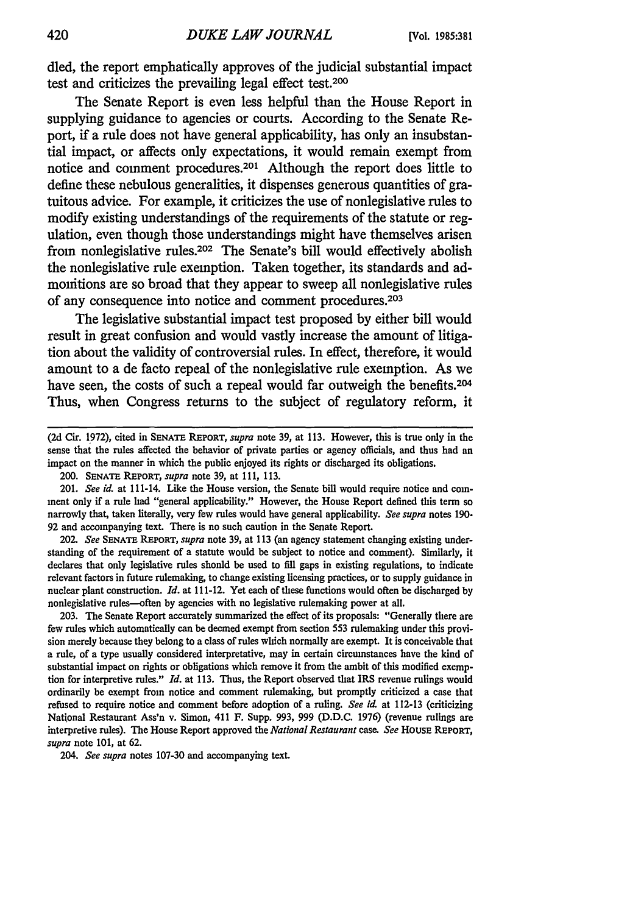dled, the report emphatically approves of the judicial substantial impact test and criticizes the prevailing legal effect test.[200]

The Senate Report is even less helpful than the House Report in supplying guidance to agencies or courts. According to the Senate Report, if a rule does not have general applicability, has only an insubstantial impact, or affects only expectations, it would remain exempt from notice and comment procedures.[201] Although the report does little to define these nebulous generalities, it dispenses generous quantities of gratuitous advice. For example, it criticizes the use of nonlegislative rules to modify existing understandings of the requirements of the statute or regulation, even though those understandings might have themselves arisen from nonlegislative rules.[202] The Senate's bill would effectively abolish the nonlegislative rule exemption. Taken together, its standards and admonitions are so broad that they appear to sweep all nonlegislative rules of any consequence into notice and comment procedures.[203]

The legislative substantial impact test proposed by either bill would result in great confusion and would vastly increase the amount of litigation about the validity of controversial rules. In effect, therefore, it would amount to a de facto repeal of the nonlegislative rule exemption. As we have seen, the costs of such a repeal would far outweigh the benefits.[204] Thus, when Congress returns to the subject of regulatory reform, it

---

(2d Cir. 1972), cited in SENATE REPORT, *supra* note 39, at 113. However, this is true only in the sense that the rules affected the behavior of private parties or agency officials, and thus had an impact on the manner in which the public enjoyed its rights or discharged its obligations.

200. SENATE REPORT, *supra* note 39, at 111, 113.

201. *See id.* at 111-14. Like the House version, the Senate bill would require notice and comment only if a rule had "general applicability." However, the House Report defined this term so narrowly that, taken literally, very few rules would have general applicability. *See supra* notes 190-92 and accompanying text. There is no such caution in the Senate Report.

202. *See* SENATE REPORT, *supra* note 39, at 113 (an agency statement changing existing understanding of the requirement of a statute would be subject to notice and comment). Similarly, it declares that only legislative rules should be used to fill gaps in existing regulations, to indicate relevant factors in future rulemaking, to change existing licensing practices, or to supply guidance in nuclear plant construction. *Id.* at 111-12. Yet each of these functions would often be discharged by nonlegislative rules—often by agencies with no legislative rulemaking power at all.

203. The Senate Report accurately summarized the effect of its proposals: "Generally there are few rules which automatically can be deemed exempt from section 553 rulemaking under this provision merely because they belong to a class of rules which normally are exempt. It is conceivable that a rule, of a type usually considered interpretative, may in certain circumstances have the kind of substantial impact on rights or obligations which remove it from the ambit of this modified exemption for interpretive rules." *Id.* at 113. Thus, the Report observed that IRS revenue rulings would ordinarily be exempt from notice and comment rulemaking, but promptly criticized a case that refused to require notice and comment before adoption of a ruling. *See id.* at 112-13 (criticizing National Restaurant Ass'n v. Simon, 411 F. Supp. 993, 999 (D.D.C. 1976) (revenue rulings are interpretive rules). The House Report approved the *National Restaurant* case. *See* HOUSE REPORT, *supra* note 101, at 62.

204. *See supra* notes 107-30 and accompanying text.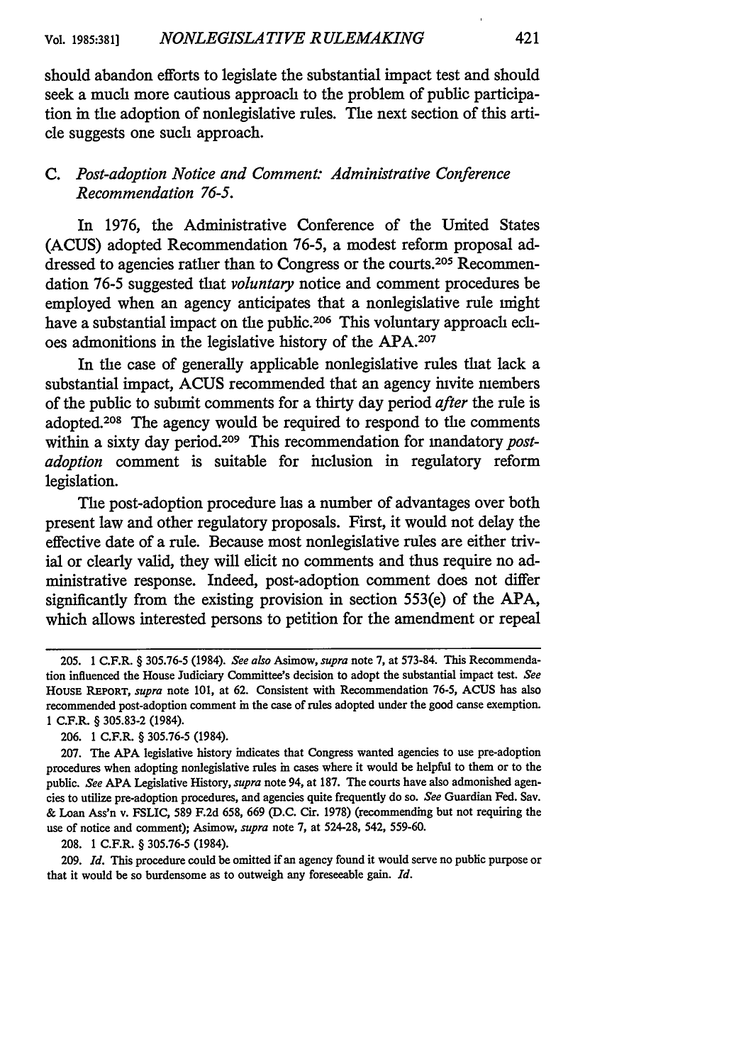should abandon efforts to legislate the substantial impact test and should seek a much more cautious approach to the problem of public participation in the adoption of nonlegislative rules. The next section of this article suggests one such approach.

### C. *Post-adoption Notice and Comment: Administrative Conference Recommendation 76-5.*

In 1976, the Administrative Conference of the United States (ACUS) adopted Recommendation 76-5, a modest reform proposal addressed to agencies rather than to Congress or the courts.[205] Recommendation 76-5 suggested that *voluntary* notice and comment procedures be employed when an agency anticipates that a nonlegislative rule might have a substantial impact on the public.[206] This voluntary approach echoes admonitions in the legislative history of the APA.[207]

In the case of generally applicable nonlegislative rules that lack a substantial impact, ACUS recommended that an agency invite members of the public to submit comments for a thirty day period *after* the rule is adopted.[208] The agency would be required to respond to the comments within a sixty day period.[209] This recommendation for mandatory *post-adoption* comment is suitable for inclusion in regulatory reform legislation.

The post-adoption procedure has a number of advantages over both present law and other regulatory proposals. First, it would not delay the effective date of a rule. Because most nonlegislative rules are either trivial or clearly valid, they will elicit no comments and thus require no administrative response. Indeed, post-adoption comment does not differ significantly from the existing provision in section 553(e) of the APA, which allows interested persons to petition for the amendment or repeal

---

205. 1 C.F.R. § 305.76-5 (1984). *See also* Asimow, *supra* note 7, at 573-84. This Recommendation influenced the House Judiciary Committee's decision to adopt the substantial impact test. *See* HOUSE REPORT, *supra* note 101, at 62. Consistent with Recommendation 76-5, ACUS has also recommended post-adoption comment in the case of rules adopted under the good cause exemption. 1 C.F.R. § 305.83-2 (1984).

206. 1 C.F.R. § 305.76-5 (1984).

207. The APA legislative history indicates that Congress wanted agencies to use pre-adoption procedures when adopting nonlegislative rules in cases where it would be helpful to them or to the public. *See* APA Legislative History, *supra* note 94, at 187. The courts have also admonished agencies to utilize pre-adoption procedures, and agencies quite frequently do so. *See* Guardian Fed. Sav. & Loan Ass'n v. FSLIC, 589 F.2d 658, 669 (D.C. Cir. 1978) (recommending but not requiring the use of notice and comment); Asimow, *supra* note 7, at 524-28, 542, 559-60.

208. 1 C.F.R. § 305.76-5 (1984).

209. *Id.* This procedure could be omitted if an agency found it would serve no public purpose or that it would be so burdensome as to outweigh any foreseeable gain. *Id.*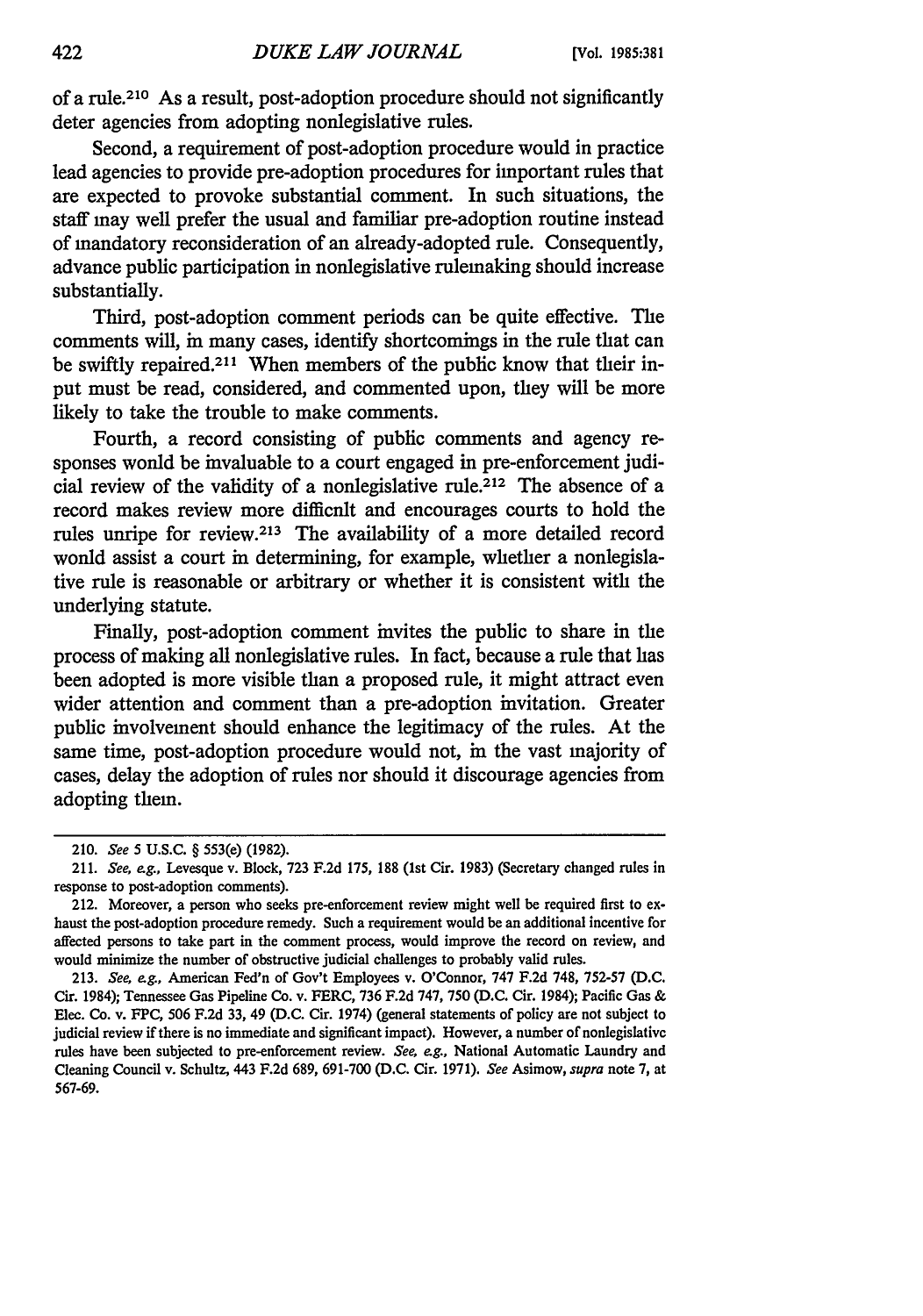of a rule.[210] As a result, post-adoption procedure should not significantly deter agencies from adopting nonlegislative rules.

Second, a requirement of post-adoption procedure would in practice lead agencies to provide pre-adoption procedures for important rules that are expected to provoke substantial comment. In such situations, the staff may well prefer the usual and familiar pre-adoption routine instead of mandatory reconsideration of an already-adopted rule. Consequently, advance public participation in nonlegislative rulemaking should increase substantially.

Third, post-adoption comment periods can be quite effective. The comments will, in many cases, identify shortcomings in the rule that can be swiftly repaired.[211] When members of the public know that their input must be read, considered, and commented upon, they will be more likely to take the trouble to make comments.

Fourth, a record consisting of public comments and agency responses would be invaluable to a court engaged in pre-enforcement judicial review of the validity of a nonlegislative rule.[212] The absence of a record makes review more difficult and encourages courts to hold the rules unripe for review.[213] The availability of a more detailed record would assist a court in determining, for example, whether a nonlegislative rule is reasonable or arbitrary or whether it is consistent with the underlying statute.

Finally, post-adoption comment invites the public to share in the process of making all nonlegislative rules. In fact, because a rule that has been adopted is more visible than a proposed rule, it might attract even wider attention and comment than a pre-adoption invitation. Greater public involvement should enhance the legitimacy of the rules. At the same time, post-adoption procedure would not, in the vast majority of cases, delay the adoption of rules nor should it discourage agencies from adopting them.

---

210. *See* 5 U.S.C. § 553(e) (1982).

211. *See, e.g.*, Levesque v. Block, 723 F.2d 175, 188 (1st Cir. 1983) (Secretary changed rules in response to post-adoption comments).

212. Moreover, a person who seeks pre-enforcement review might well be required first to exhaust the post-adoption procedure remedy. Such a requirement would be an additional incentive for affected persons to take part in the comment process, would improve the record on review, and would minimize the number of obstructive judicial challenges to probably valid rules.

213. *See, e.g.*, American Fed'n of Gov't Employees v. O'Connor, 747 F.2d 748, 752-57 (D.C. Cir. 1984); Tennessee Gas Pipeline Co. v. FERC, 736 F.2d 747, 750 (D.C. Cir. 1984); Pacific Gas & Elec. Co. v. FPC, 506 F.2d 33, 49 (D.C. Cir. 1974) (general statements of policy are not subject to judicial review if there is no immediate and significant impact). However, a number of nonlegislative rules have been subjected to pre-enforcement review. *See, e.g.*, National Automatic Laundry and Cleaning Council v. Schultz, 443 F.2d 689, 691-700 (D.C. Cir. 1971). *See* Asimow, *supra* note 7, at 567-69.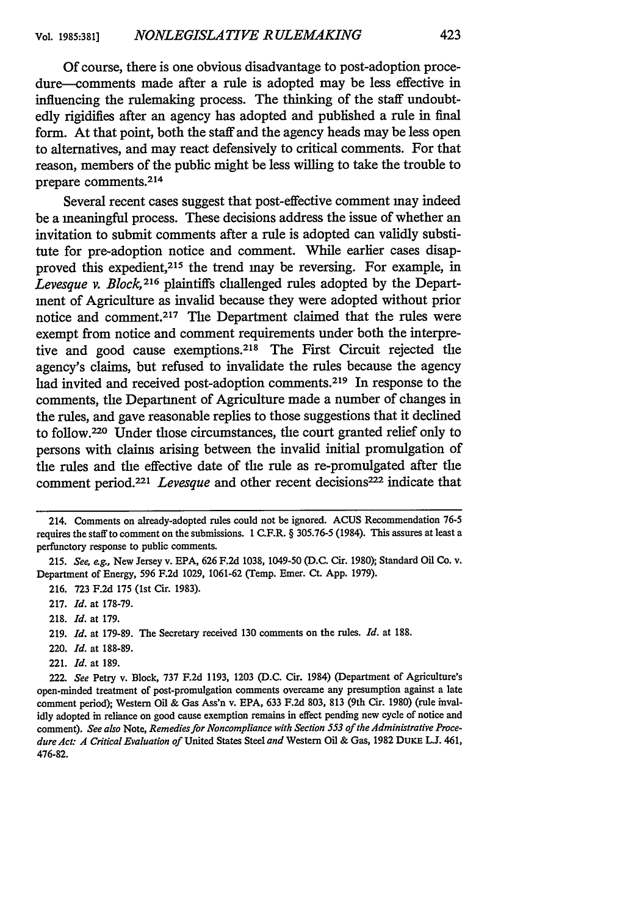Of course, there is one obvious disadvantage to post-adoption procedure—comments made after a rule is adopted may be less effective in influencing the rulemaking process. The thinking of the staff undoubtedly rigidifies after an agency has adopted and published a rule in final form. At that point, both the staff and the agency heads may be less open to alternatives, and may react defensively to critical comments. For that reason, members of the public might be less willing to take the trouble to prepare comments.[214]

Several recent cases suggest that post-effective comment may indeed be a meaningful process. These decisions address the issue of whether an invitation to submit comments after a rule is adopted can validly substitute for pre-adoption notice and comment. While earlier cases disapproved this expedient,[215] the trend may be reversing. For example, in *Levesque v. Block*,[216] plaintiffs challenged rules adopted by the Department of Agriculture as invalid because they were adopted without prior notice and comment.[217] The Department claimed that the rules were exempt from notice and comment requirements under both the interpretive and good cause exemptions.[218] The First Circuit rejected the agency's claims, but refused to invalidate the rules because the agency had invited and received post-adoption comments.[219] In response to the comments, the Department of Agriculture made a number of changes in the rules, and gave reasonable replies to those suggestions that it declined to follow.[220] Under those circumstances, the court granted relief only to persons with claims arising between the invalid initial promulgation of the rules and the effective date of the rule as re-promulgated after the comment period.[221] *Levesque* and other recent decisions[222] indicate that

---

214. Comments on already-adopted rules could not be ignored. ACUS Recommendation 76-5 requires the staff to comment on the submissions. 1 C.F.R. § 305.76-5 (1984). This assures at least a perfunctory response to public comments.

215. *See, e.g.*, New Jersey v. EPA, 626 F.2d 1038, 1049-50 (D.C. Cir. 1980); Standard Oil Co. v. Department of Energy, 596 F.2d 1029, 1061-62 (Temp. Emer. Ct. App. 1979).

216. 723 F.2d 175 (1st Cir. 1983).

217. *Id.* at 178-79.

218. *Id.* at 179.

219. *Id.* at 179-89. The Secretary received 130 comments on the rules. *Id.* at 188.

220. *Id.* at 188-89.

221. *Id.* at 189.

222. *See* Petry v. Block, 737 F.2d 1193, 1203 (D.C. Cir. 1984) (Department of Agriculture's open-minded treatment of post-promulgation comments overcame any presumption against a late comment period); Western Oil & Gas Ass'n v. EPA, 633 F.2d 803, 813 (9th Cir. 1980) (rule invalidly adopted in reliance on good cause exemption remains in effect pending new cycle of notice and comment). *See also* Note, *Remedies for Noncompliance with Section 553 of the Administrative Procedure Act: A Critical Evaluation of* United States Steel *and* Western Oil & Gas, 1982 DUKE L.J. 461, 476-82.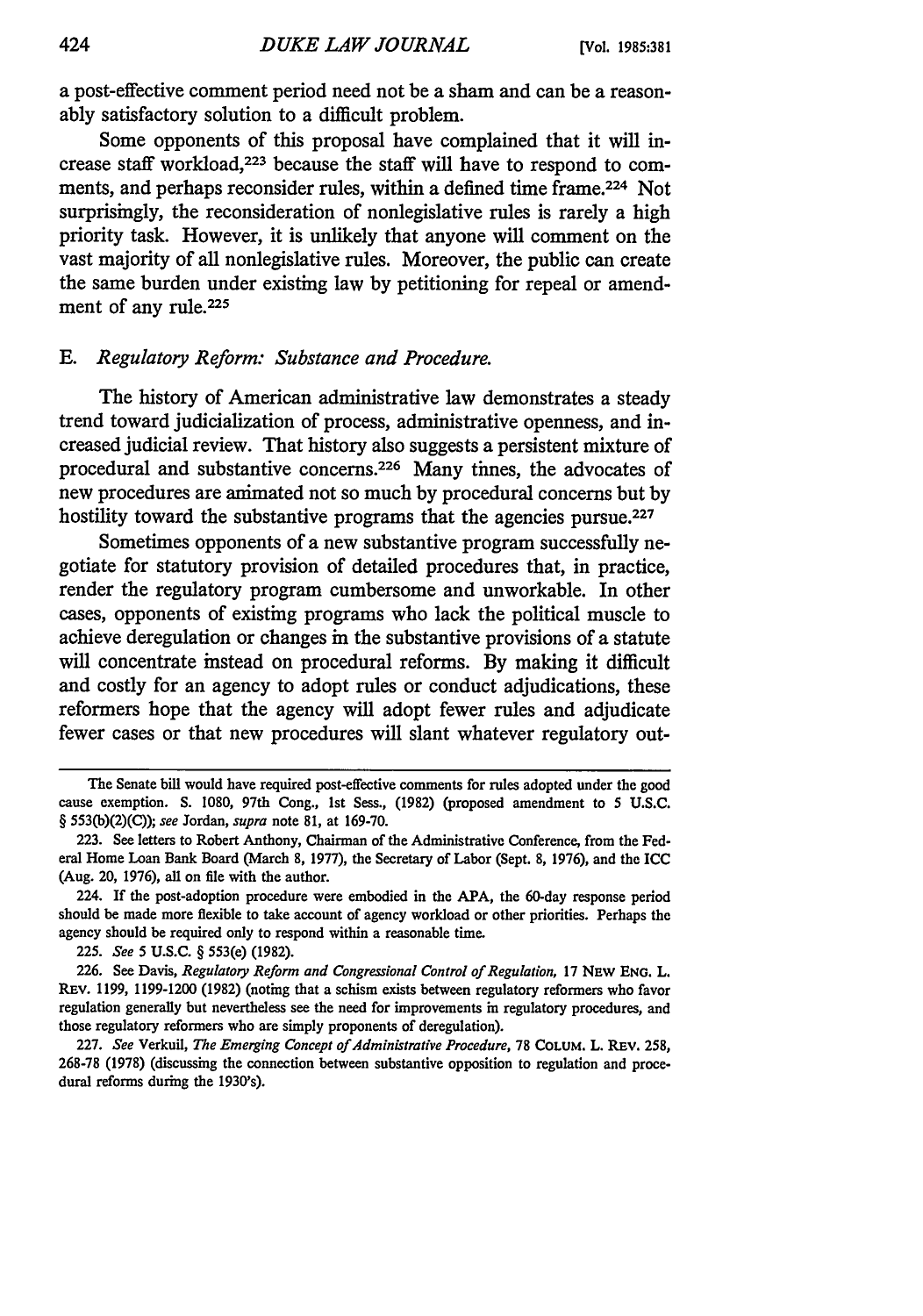a post-effective comment period need not be a sham and can be a reasonably satisfactory solution to a difficult problem.

Some opponents of this proposal have complained that it will increase staff workload,[223] because the staff will have to respond to comments, and perhaps reconsider rules, within a defined time frame.[224] Not surprisingly, the reconsideration of nonlegislative rules is rarely a high priority task. However, it is unlikely that anyone will comment on the vast majority of all nonlegislative rules. Moreover, the public can create the same burden under existing law by petitioning for repeal or amendment of any rule.[225]

### E. *Regulatory Reform: Substance and Procedure.*

The history of American administrative law demonstrates a steady trend toward judicialization of process, administrative openness, and increased judicial review. That history also suggests a persistent mixture of procedural and substantive concerns.[226] Many times, the advocates of new procedures are animated not so much by procedural concerns but by hostility toward the substantive programs that the agencies pursue.[227]

Sometimes opponents of a new substantive program successfully negotiate for statutory provision of detailed procedures that, in practice, render the regulatory program cumbersome and unworkable. In other cases, opponents of existing programs who lack the political muscle to achieve deregulation or changes in the substantive provisions of a statute will concentrate instead on procedural reforms. By making it difficult and costly for an agency to adopt rules or conduct adjudications, these reformers hope that the agency will adopt fewer rules and adjudicate fewer cases or that new procedures will slant whatever regulatory out-

---

The Senate bill would have required post-effective comments for rules adopted under the good cause exemption. S. 1080, 97th Cong., 1st Sess., (1982) (proposed amendment to 5 U.S.C. § 553(b)(2)(C)); *see* Jordan, *supra* note 81, at 169-70.

223. See letters to Robert Anthony, Chairman of the Administrative Conference, from the Federal Home Loan Bank Board (March 8, 1977), the Secretary of Labor (Sept. 8, 1976), and the ICC (Aug. 20, 1976), all on file with the author.

224. If the post-adoption procedure were embodied in the APA, the 60-day response period should be made more flexible to take account of agency workload or other priorities. Perhaps the agency should be required only to respond within a reasonable time.

225. *See* 5 U.S.C. § 553(e) (1982).

226. See Davis, *Regulatory Reform and Congressional Control of Regulation*, 17 NEW ENG. L. REV. 1199, 1199-1200 (1982) (noting that a schism exists between regulatory reformers who favor regulation generally but nevertheless see the need for improvements in regulatory procedures, and those regulatory reformers who are simply proponents of deregulation).

227. *See* Verkuil, *The Emerging Concept of Administrative Procedure*, 78 COLUM. L. REV. 258, 268-78 (1978) (discussing the connection between substantive opposition to regulation and procedural reforms during the 1930's).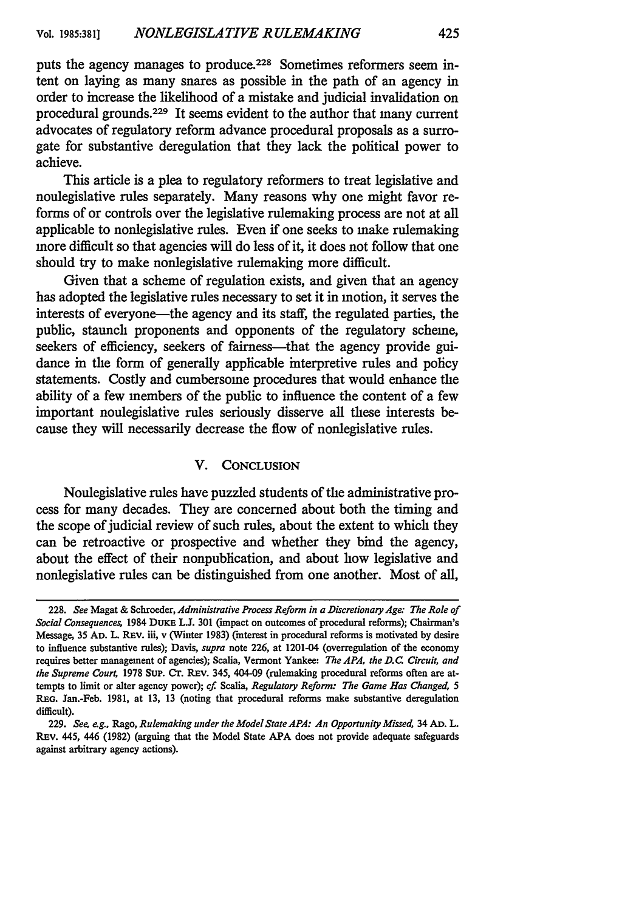puts the agency manages to produce.[228] Sometimes reformers seem intent on laying as many snares as possible in the path of an agency in order to increase the likelihood of a mistake and judicial invalidation on procedural grounds.[229] It seems evident to the author that many current advocates of regulatory reform advance procedural proposals as a surrogate for substantive deregulation that they lack the political power to achieve.

This article is a plea to regulatory reformers to treat legislative and nonlegislative rules separately. Many reasons why one might favor reforms of or controls over the legislative rulemaking process are not at all applicable to nonlegislative rules. Even if one seeks to make rulemaking more difficult so that agencies will do less of it, it does not follow that one should try to make nonlegislative rulemaking more difficult.

Given that a scheme of regulation exists, and given that an agency has adopted the legislative rules necessary to set it in motion, it serves the interests of everyone—the agency and its staff, the regulated parties, the public, staunch proponents and opponents of the regulatory scheme, seekers of efficiency, seekers of fairness—that the agency provide guidance in the form of generally applicable interpretive rules and policy statements. Costly and cumbersome procedures that would enhance the ability of a few members of the public to influence the content of a few important nonlegislative rules seriously disserve all these interests because they will necessarily decrease the flow of nonlegislative rules.

## V. Conclusion

Nonlegislative rules have puzzled students of the administrative process for many decades. They are concerned about both the timing and the scope of judicial review of such rules, about the extent to which they can be retroactive or prospective and whether they bind the agency, about the effect of their nonpublication, and about how legislative and nonlegislative rules can be distinguished from one another. Most of all,

---

228. *See* Magat & Schroeder, *Administrative Process Reform in a Discretionary Age: The Role of Social Consequences,* 1984 Duke L.J. 301 (impact on outcomes of procedural reforms); Chairman's Message, 35 Ad. L. Rev. iii, v (Winter 1983) (interest in procedural reforms is motivated by desire to influence substantive rules); Davis, *supra* note 226, at 1201-04 (overregulation of the economy requires better management of agencies); Scalia, Vermont Yankee: *The APA, the D.C. Circuit, and the Supreme Court,* 1978 Sup. Ct. Rev. 345, 404-09 (rulemaking procedural reforms often are attempts to limit or alter agency power); *cf.* Scalia, *Regulatory Reform: The Game Has Changed,* 5 Reg. Jan.-Feb. 1981, at 13, 13 (noting that procedural reforms make substantive deregulation difficult).

229. *See, e.g.,* Rago, *Rulemaking under the Model State APA: An Opportunity Missed,* 34 Ad. L. Rev. 445, 446 (1982) (arguing that the Model State APA does not provide adequate safeguards against arbitrary agency actions).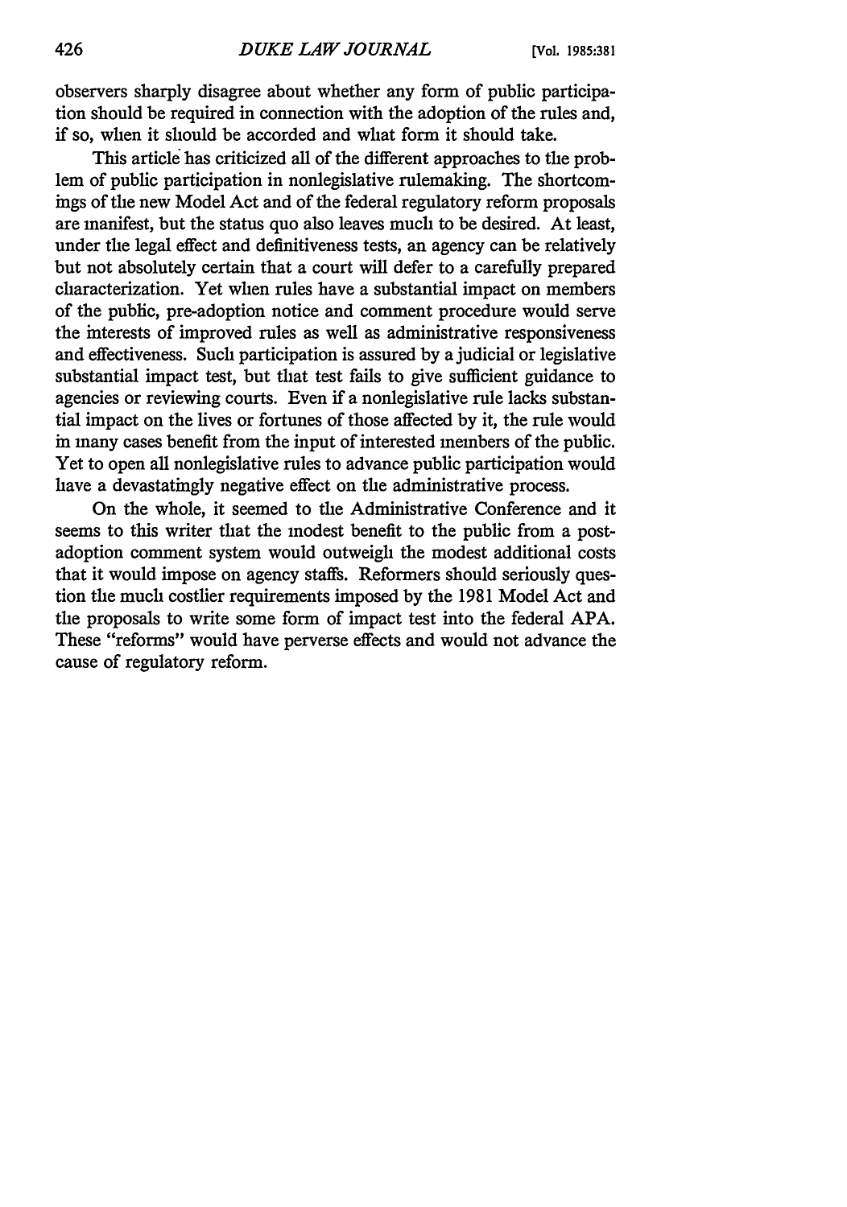observers sharply disagree about whether any form of public participation should be required in connection with the adoption of the rules and, if so, when it should be accorded and what form it should take.

This article has criticized all of the different approaches to the problem of public participation in nonlegislative rulemaking. The shortcomings of the new Model Act and of the federal regulatory reform proposals are manifest, but the status quo also leaves much to be desired. At least, under the legal effect and definitiveness tests, an agency can be relatively but not absolutely certain that a court will defer to a carefully prepared characterization. Yet when rules have a substantial impact on members of the public, pre-adoption notice and comment procedure would serve the interests of improved rules as well as administrative responsiveness and effectiveness. Such participation is assured by a judicial or legislative substantial impact test, but that test fails to give sufficient guidance to agencies or reviewing courts. Even if a nonlegislative rule lacks substantial impact on the lives or fortunes of those affected by it, the rule would in many cases benefit from the input of interested members of the public. Yet to open all nonlegislative rules to advance public participation would have a devastatingly negative effect on the administrative process.

On the whole, it seemed to the Administrative Conference and it seems to this writer that the modest benefit to the public from a post-adoption comment system would outweigh the modest additional costs that it would impose on agency staffs. Reformers should seriously question the much costlier requirements imposed by the 1981 Model Act and the proposals to write some form of impact test into the federal APA. These "reforms" would have perverse effects and would not advance the cause of regulatory reform.